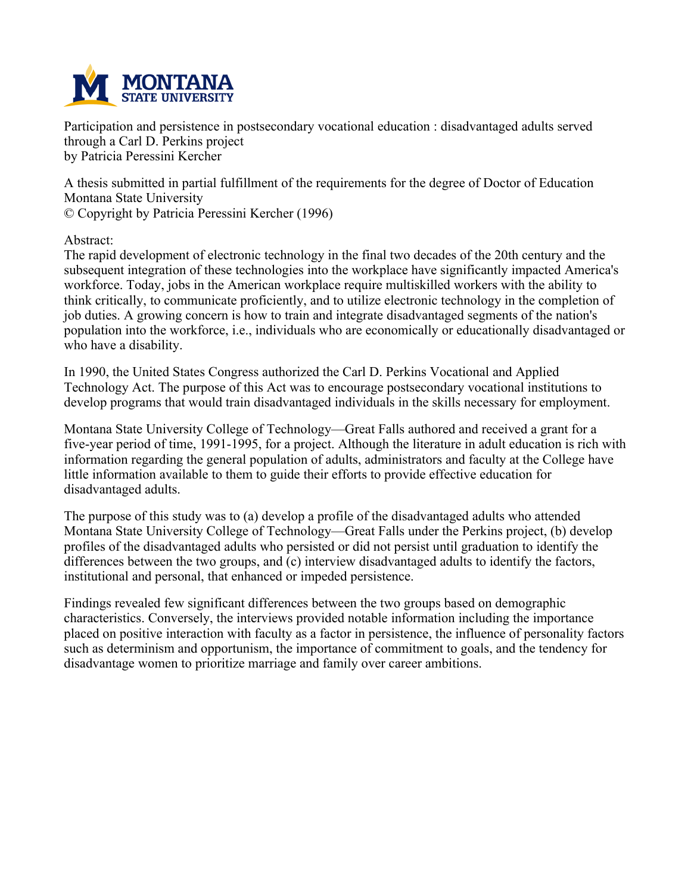Participation and persistence in postsecondary vocational education : disadvantaged adults served through a Carl D. Perkins project
by Patricia Peressini Kercher

A thesis submitted in partial fulfillment of the requirements for the degree of Doctor of Education
Montana State University
© Copyright by Patricia Peressini Kercher (1996)

Abstract:
The rapid development of electronic technology in the final two decades of the 20th century and the subsequent integration of these technologies into the workplace have significantly impacted America's workforce. Today, jobs in the American workplace require multiskilled workers with the ability to think critically, to communicate proficiently, and to utilize electronic technology in the completion of job duties. A growing concern is how to train and integrate disadvantaged segments of the nation's population into the workforce, i.e., individuals who are economically or educationally disadvantaged or who have a disability.

In 1990, the United States Congress authorized the Carl D. Perkins Vocational and Applied Technology Act. The purpose of this Act was to encourage postsecondary vocational institutions to develop programs that would train disadvantaged individuals in the skills necessary for employment.

Montana State University College of Technology—Great Falls authored and received a grant for a five-year period of time, 1991-1995, for a project. Although the literature in adult education is rich with information regarding the general population of adults, administrators and faculty at the College have little information available to them to guide their efforts to provide effective education for disadvantaged adults.

The purpose of this study was to (a) develop a profile of the disadvantaged adults who attended Montana State University College of Technology—Great Falls under the Perkins project, (b) develop profiles of the disadvantaged adults who persisted or did not persist until graduation to identify the differences between the two groups, and (c) interview disadvantaged adults to identify the factors, institutional and personal, that enhanced or impeded persistence.

Findings revealed few significant differences between the two groups based on demographic characteristics. Conversely, the interviews provided notable information including the importance placed on positive interaction with faculty as a factor in persistence, the influence of personality factors such as determinism and opportunism, the importance of commitment to goals, and the tendency for disadvantage women to prioritize marriage and family over career ambitions.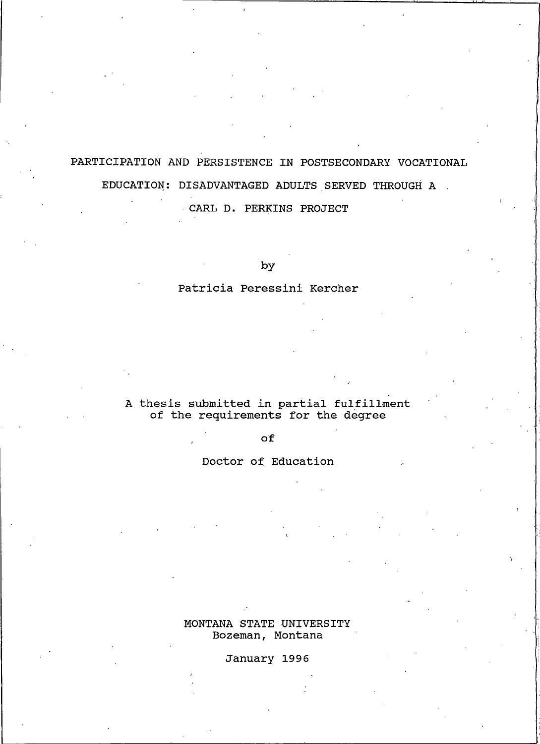# PARTICIPATION AND PERSISTENCE IN POSTSECONDARY VOCATIONAL EDUCATION: DISADVANTAGED ADULTS SERVED THROUGH A CARL D. PERKINS PROJECT

by

Patricia Peressini Kercher

A thesis submitted in partial fulfillment
of the requirements for the degree

of

Doctor of Education

MONTANA STATE UNIVERSITY
Bozeman, Montana

January 1996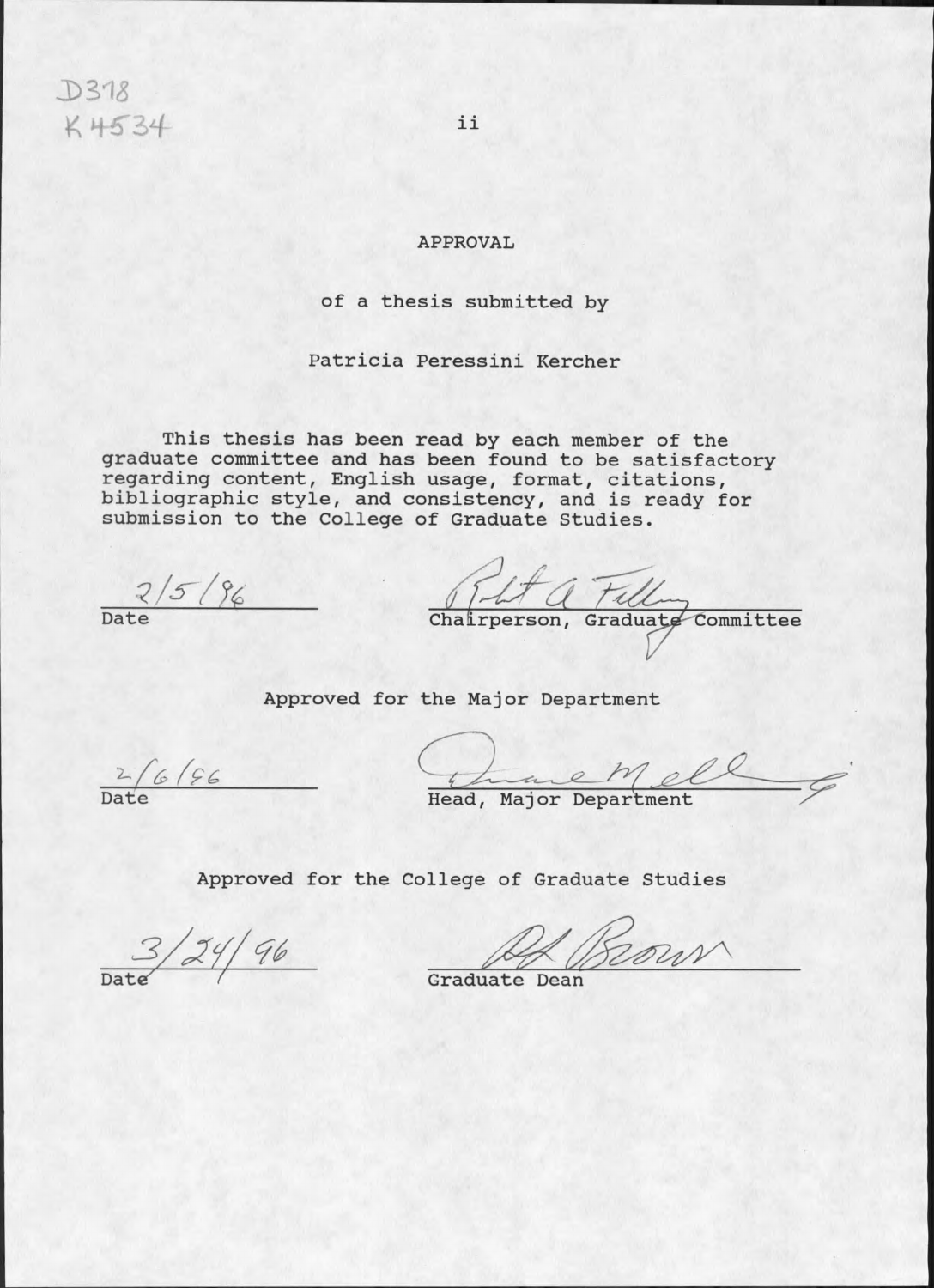D378
K4534

# APPROVAL

of a thesis submitted by

Patricia Peressini Kercher

This thesis has been read by each member of the graduate committee and has been found to be satisfactory regarding content, English usage, format, citations, bibliographic style, and consistency, and is ready for submission to the College of Graduate Studies.

2/5/96
Date

Robert A. Fellows
Chairperson, Graduate Committee

Approved for the Major Department

2/6/96
Date

Duane Melling
Head, Major Department

Approved for the College of Graduate Studies

3/24/96
Date

R L Brown
Graduate Dean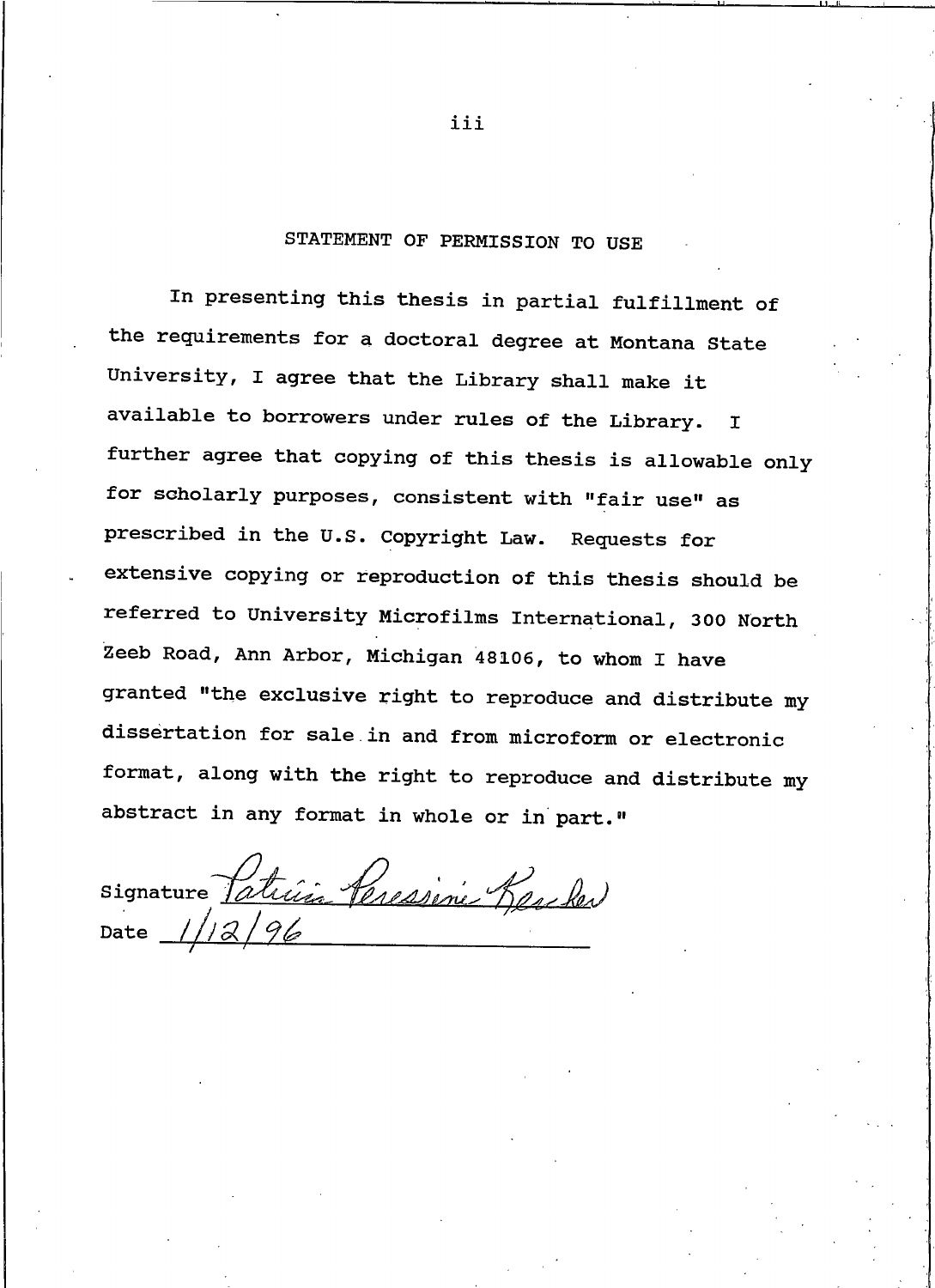## STATEMENT OF PERMISSION TO USE

In presenting this thesis in partial fulfillment of the requirements for a doctoral degree at Montana State University, I agree that the Library shall make it available to borrowers under rules of the Library. I further agree that copying of this thesis is allowable only for scholarly purposes, consistent with "fair use" as prescribed in the U.S. Copyright Law. Requests for extensive copying or reproduction of this thesis should be referred to University Microfilms International, 300 North Zeeb Road, Ann Arbor, Michigan 48106, to whom I have granted "the exclusive right to reproduce and distribute my dissertation for sale in and from microform or electronic format, along with the right to reproduce and distribute my abstract in any format in whole or in part."

Signature Patricia Peressini Kercher

Date 1/12/96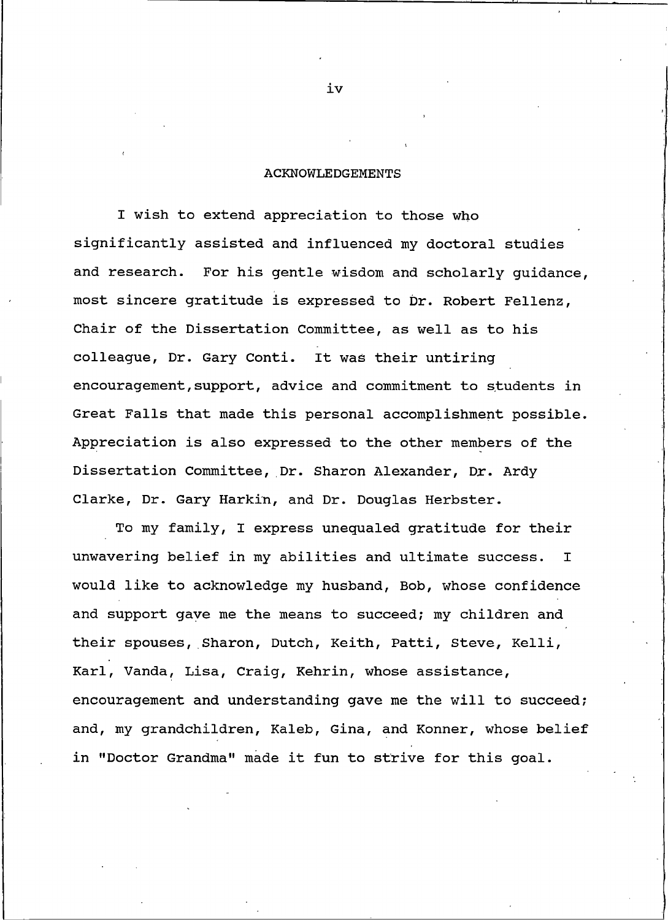# ACKNOWLEDGEMENTS

I wish to extend appreciation to those who significantly assisted and influenced my doctoral studies and research. For his gentle wisdom and scholarly guidance, most sincere gratitude is expressed to Dr. Robert Fellenz, Chair of the Dissertation Committee, as well as to his colleague, Dr. Gary Conti. It was their untiring encouragement,support, advice and commitment to students in Great Falls that made this personal accomplishment possible. Appreciation is also expressed to the other members of the Dissertation Committee, Dr. Sharon Alexander, Dr. Ardy Clarke, Dr. Gary Harkin, and Dr. Douglas Herbster.

To my family, I express unequaled gratitude for their unwavering belief in my abilities and ultimate success. I would like to acknowledge my husband, Bob, whose confidence and support gave me the means to succeed; my children and their spouses, Sharon, Dutch, Keith, Patti, Steve, Kelli, Karl, Vanda, Lisa, Craig, Kehrin, whose assistance, encouragement and understanding gave me the will to succeed; and, my grandchildren, Kaleb, Gina, and Konner, whose belief in "Doctor Grandma" made it fun to strive for this goal.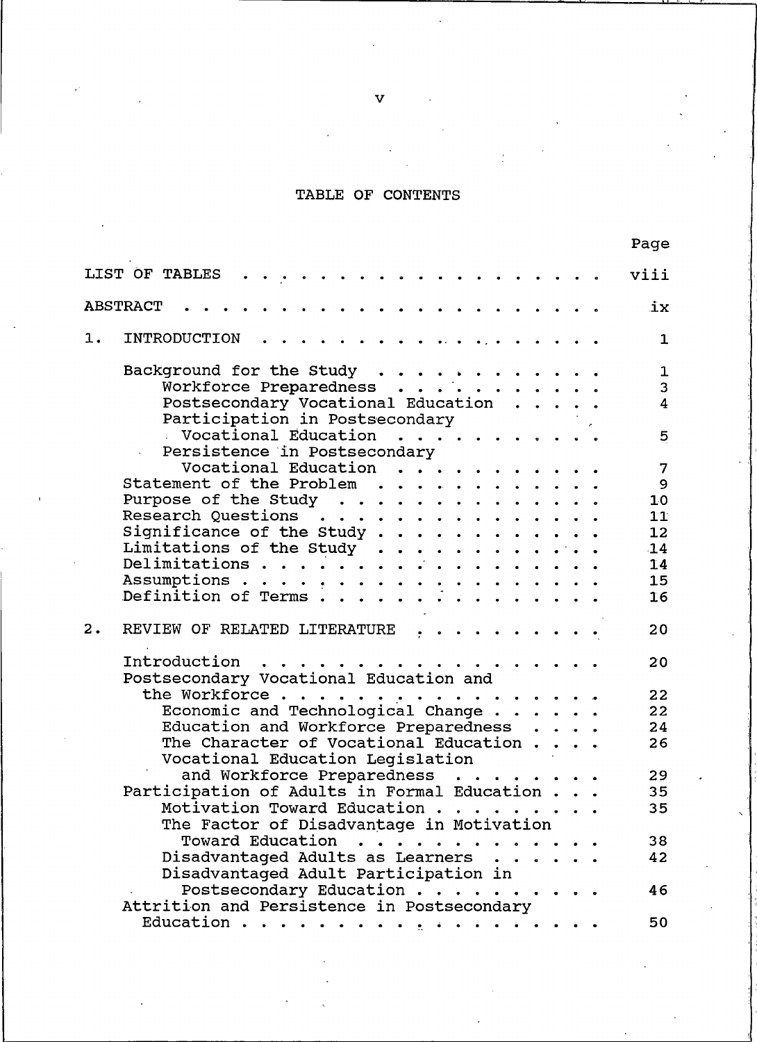# TABLE OF CONTENTS

| | Page |
|---|---|
| LIST OF TABLES | viii |
| ABSTRACT | ix |
| 1. INTRODUCTION | 1 |
| Background for the Study | 1 |
| Workforce Preparedness | 3 |
| Postsecondary Vocational Education | 4 |
| Participation in Postsecondary Vocational Education | 5 |
| Persistence in Postsecondary Vocational Education | 7 |
| Statement of the Problem | 9 |
| Purpose of the Study | 10 |
| Research Questions | 11 |
| Significance of the Study | 12 |
| Limitations of the Study | 14 |
| Delimitations | 14 |
| Assumptions | 15 |
| Definition of Terms | 16 |
| 2. REVIEW OF RELATED LITERATURE | 20 |
| Introduction | 20 |
| Postsecondary Vocational Education and the Workforce | 22 |
| Economic and Technological Change | 22 |
| Education and Workforce Preparedness | 24 |
| The Character of Vocational Education | 26 |
| Vocational Education Legislation and Workforce Preparedness | 29 |
| Participation of Adults in Formal Education | 35 |
| Motivation Toward Education | 35 |
| The Factor of Disadvantage in Motivation Toward Education | 38 |
| Disadvantaged Adults as Learners | 42 |
| Disadvantaged Adult Participation in Postsecondary Education | 46 |
| Attrition and Persistence in Postsecondary Education | 50 |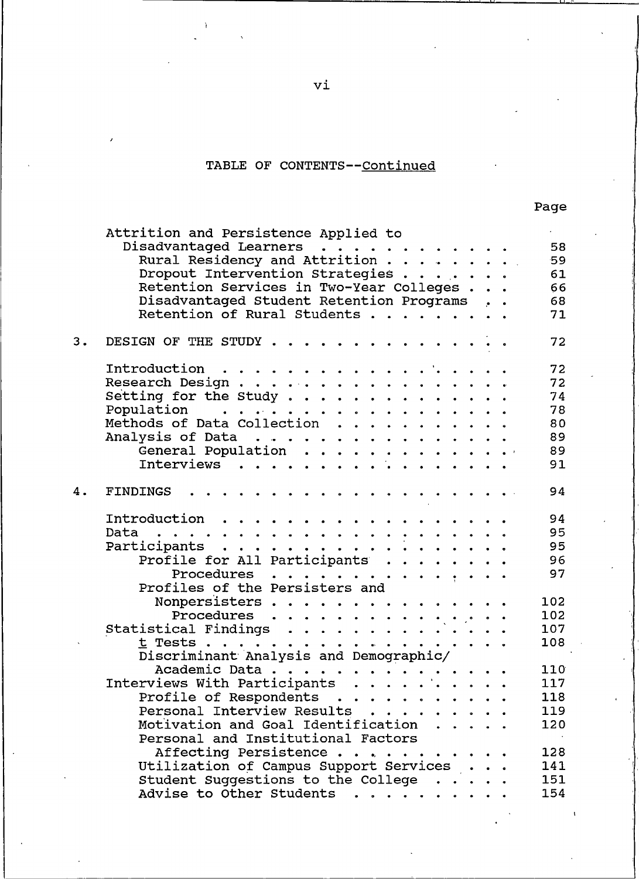TABLE OF CONTENTS--Continued

| | Page |
|---|---|
| Attrition and Persistence Applied to Disadvantaged Learners | 58 |
| Rural Residency and Attrition | 59 |
| Dropout Intervention Strategies | 61 |
| Retention Services in Two-Year Colleges | 66 |
| Disadvantaged Student Retention Programs | 68 |
| Retention of Rural Students | 71 |
| 3. DESIGN OF THE STUDY | 72 |
| Introduction | 72 |
| Research Design | 72 |
| Setting for the Study | 74 |
| Population | 78 |
| Methods of Data Collection | 80 |
| Analysis of Data | 89 |
| General Population | 89 |
| Interviews | 91 |
| 4. FINDINGS | 94 |
| Introduction | 94 |
| Data | 95 |
| Participants | 95 |
| Profile for All Participants | 96 |
| Procedures | 97 |
| Profiles of the Persisters and Nonpersisters | 102 |
| Procedures | 102 |
| Statistical Findings | 107 |
| *t* Tests | 108 |
| Discriminant Analysis and Demographic/ Academic Data | 110 |
| Interviews With Participants | 117 |
| Profile of Respondents | 118 |
| Personal Interview Results | 119 |
| Motivation and Goal Identification | 120 |
| Personal and Institutional Factors Affecting Persistence | 128 |
| Utilization of Campus Support Services | 141 |
| Student Suggestions to the College | 151 |
| Advise to Other Students | 154 |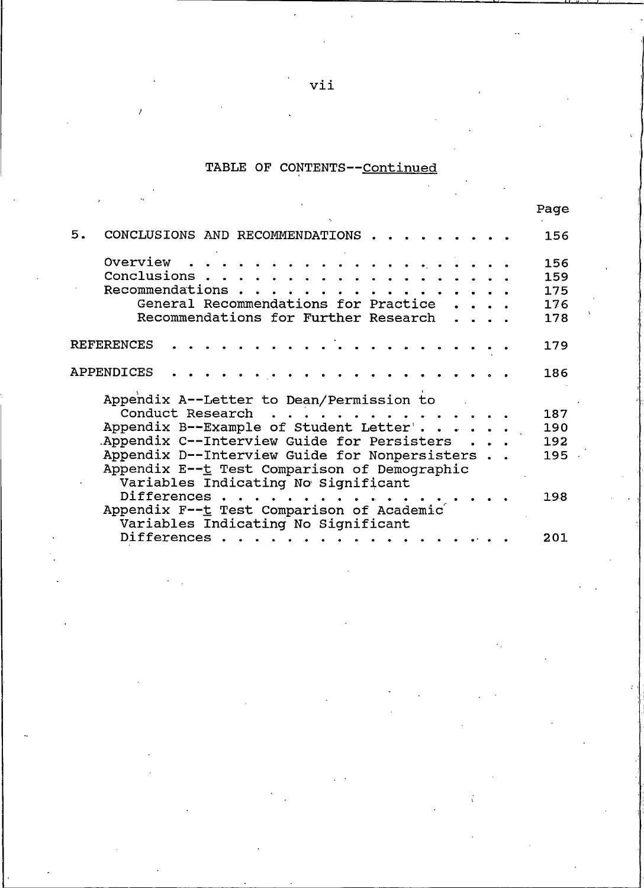TABLE OF CONTENTS--Continued

| | Page |
|---|---|
| 5. CONCLUSIONS AND RECOMMENDATIONS | 156 |
| Overview | 156 |
| Conclusions | 159 |
| Recommendations | 175 |
| General Recommendations for Practice | 176 |
| Recommendations for Further Research | 178 |
| REFERENCES | 179 |
| APPENDICES | 186 |
| Appendix A--Letter to Dean/Permission to Conduct Research | 187 |
| Appendix B--Example of Student Letter | 190 |
| Appendix C--Interview Guide for Persisters | 192 |
| Appendix D--Interview Guide for Nonpersisters | 195 |
| Appendix E--*t* Test Comparison of Demographic Variables Indicating No Significant Differences | 198 |
| Appendix F--*t* Test Comparison of Academic Variables Indicating No Significant Differences | 201 |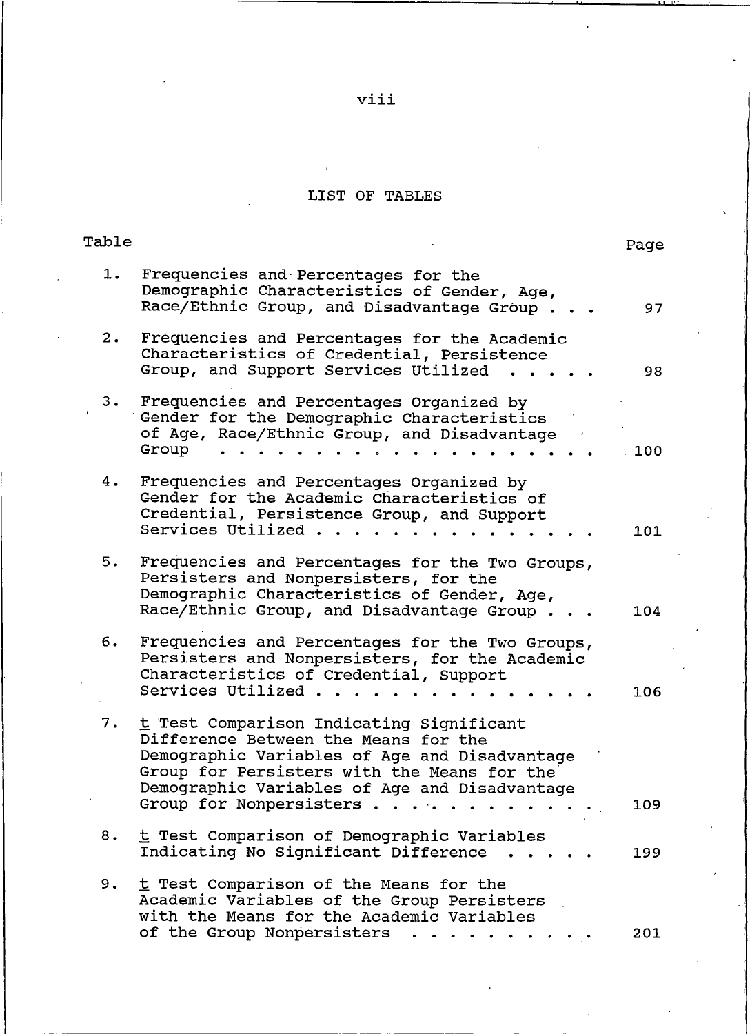# LIST OF TABLES

| Table | | Page |
|---|---|---|
| 1. | Frequencies and Percentages for the Demographic Characteristics of Gender, Age, Race/Ethnic Group, and Disadvantage Group . . . | 97 |
| 2. | Frequencies and Percentages for the Academic Characteristics of Credential, Persistence Group, and Support Services Utilized . . . . . | 98 |
| 3. | Frequencies and Percentages Organized by Gender for the Demographic Characteristics of Age, Race/Ethnic Group, and Disadvantage Group . . . . . . . . . . . . . . . . . . . . | 100 |
| 4. | Frequencies and Percentages Organized by Gender for the Academic Characteristics of Credential, Persistence Group, and Support Services Utilized . . . . . . . . . . . . . . . | 101 |
| 5. | Frequencies and Percentages for the Two Groups, Persisters and Nonpersisters, for the Demographic Characteristics of Gender, Age, Race/Ethnic Group, and Disadvantage Group . . . | 104 |
| 6. | Frequencies and Percentages for the Two Groups, Persisters and Nonpersisters, for the Academic Characteristics of Credential, Support Services Utilized . . . . . . . . . . . . . . . | 106 |
| 7. | $t$ Test Comparison Indicating Significant Difference Between the Means for the Demographic Variables of Age and Disadvantage Group for Persisters with the Means for the Demographic Variables of Age and Disadvantage Group for Nonpersisters . . . . . . . . . . . | 109 |
| 8. | $t$ Test Comparison of Demographic Variables Indicating No Significant Difference . . . . . | 199 |
| 9. | $t$ Test Comparison of the Means for the Academic Variables of the Group Persisters with the Means for the Academic Variables of the Group Nonpersisters . . . . . . . . . . | 201 |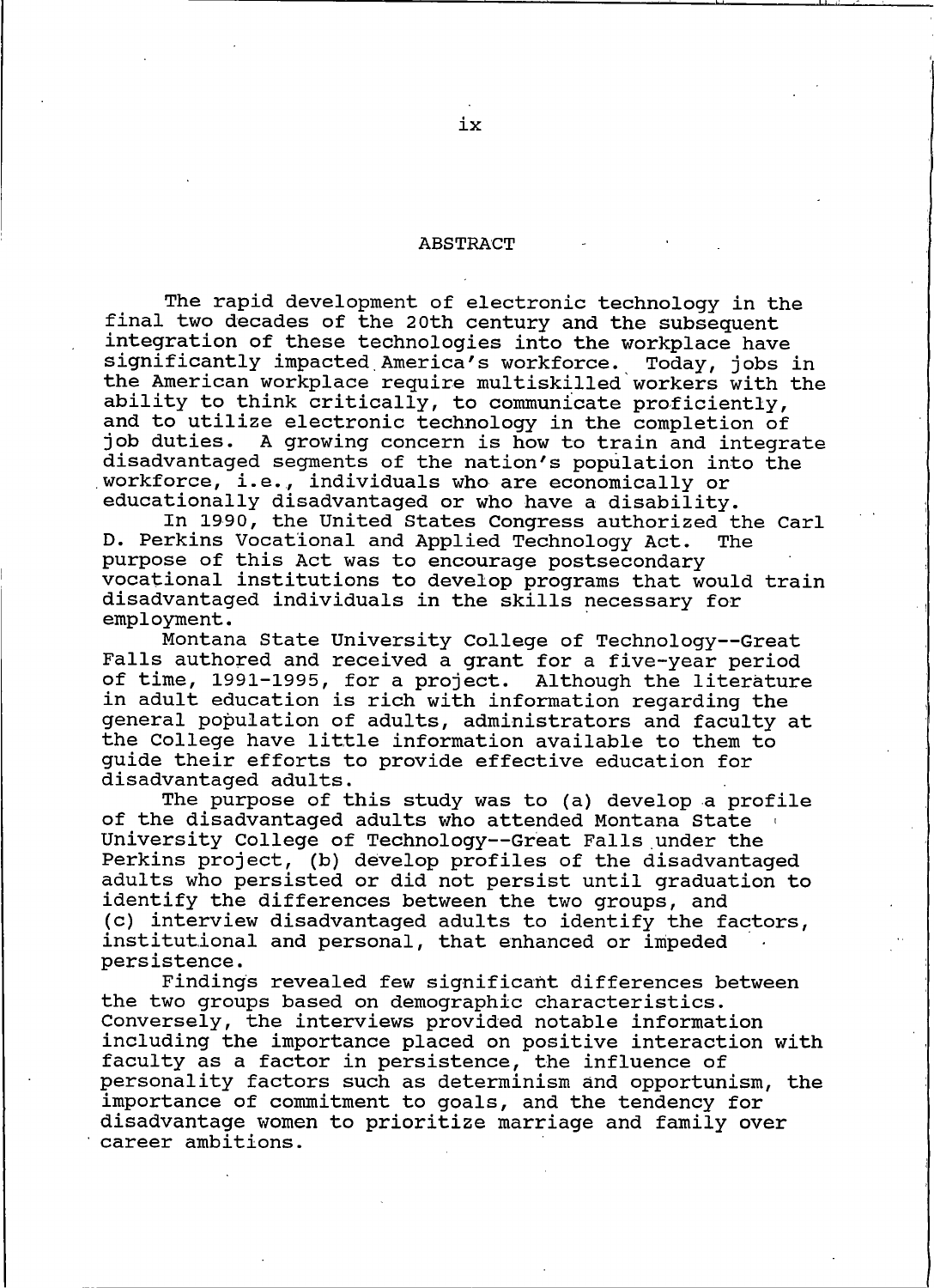## ABSTRACT

The rapid development of electronic technology in the final two decades of the 20th century and the subsequent integration of these technologies into the workplace have significantly impacted America's workforce. Today, jobs in the American workplace require multiskilled workers with the ability to think critically, to communicate proficiently, and to utilize electronic technology in the completion of job duties. A growing concern is how to train and integrate disadvantaged segments of the nation's population into the workforce, i.e., individuals who are economically or educationally disadvantaged or who have a disability.

In 1990, the United States Congress authorized the Carl D. Perkins Vocational and Applied Technology Act. The purpose of this Act was to encourage postsecondary vocational institutions to develop programs that would train disadvantaged individuals in the skills necessary for employment.

Montana State University College of Technology--Great Falls authored and received a grant for a five-year period of time, 1991-1995, for a project. Although the literature in adult education is rich with information regarding the general population of adults, administrators and faculty at the College have little information available to them to guide their efforts to provide effective education for disadvantaged adults.

The purpose of this study was to (a) develop a profile of the disadvantaged adults who attended Montana State University College of Technology--Great Falls under the Perkins project, (b) develop profiles of the disadvantaged adults who persisted or did not persist until graduation to identify the differences between the two groups, and (c) interview disadvantaged adults to identify the factors, institutional and personal, that enhanced or impeded persistence.

Findings revealed few significant differences between the two groups based on demographic characteristics. Conversely, the interviews provided notable information including the importance placed on positive interaction with faculty as a factor in persistence, the influence of personality factors such as determinism and opportunism, the importance of commitment to goals, and the tendency for disadvantage women to prioritize marriage and family over career ambitions.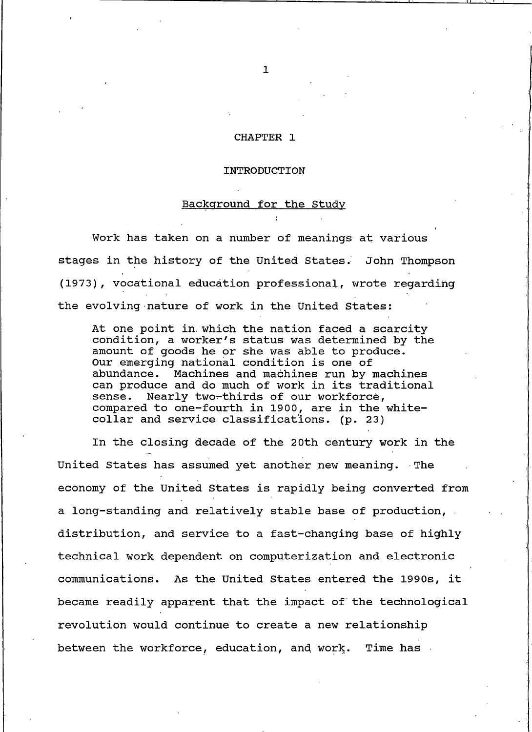# CHAPTER 1

# INTRODUCTION

## Background for the Study

Work has taken on a number of meanings at various stages in the history of the United States. John Thompson (1973), vocational education professional, wrote regarding the evolving nature of work in the United States:

> At one point in which the nation faced a scarcity condition, a worker's status was determined by the amount of goods he or she was able to produce. Our emerging national condition is one of abundance. Machines and machines run by machines can produce and do much of work in its traditional sense. Nearly two-thirds of our workforce, compared to one-fourth in 1900, are in the white-collar and service classifications. (p. 23)

In the closing decade of the 20th century work in the United States has assumed yet another new meaning. The economy of the United States is rapidly being converted from a long-standing and relatively stable base of production, distribution, and service to a fast-changing base of highly technical work dependent on computerization and electronic communications. As the United States entered the 1990s, it became readily apparent that the impact of the technological revolution would continue to create a new relationship between the workforce, education, and work. Time has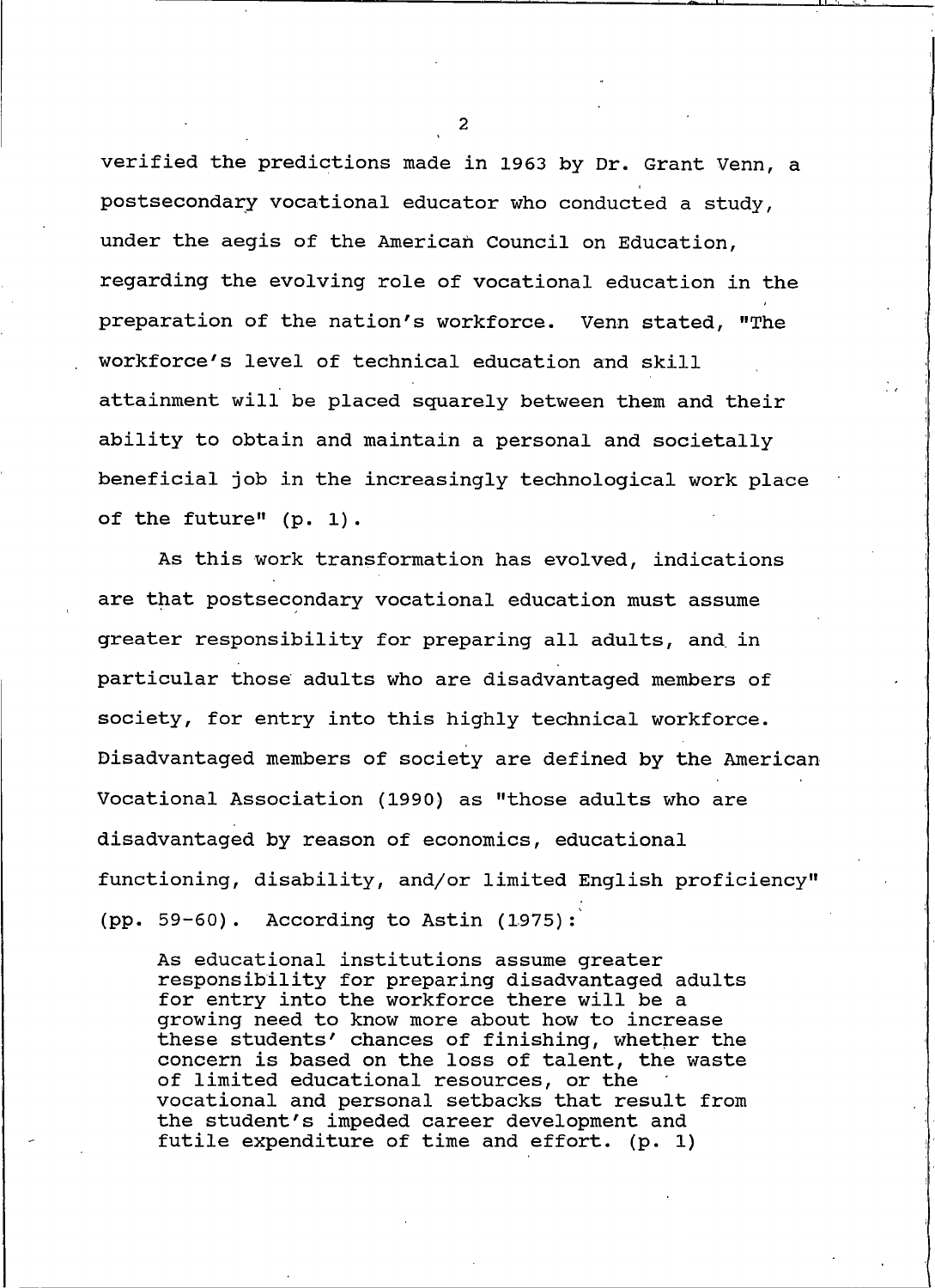verified the predictions made in 1963 by Dr. Grant Venn, a postsecondary vocational educator who conducted a study, under the aegis of the American Council on Education, regarding the evolving role of vocational education in the preparation of the nation's workforce. Venn stated, "The workforce's level of technical education and skill attainment will be placed squarely between them and their ability to obtain and maintain a personal and societally beneficial job in the increasingly technological work place of the future" (p. 1).

As this work transformation has evolved, indications are that postsecondary vocational education must assume greater responsibility for preparing all adults, and in particular those adults who are disadvantaged members of society, for entry into this highly technical workforce. Disadvantaged members of society are defined by the American Vocational Association (1990) as "those adults who are disadvantaged by reason of economics, educational functioning, disability, and/or limited English proficiency" (pp. 59-60). According to Astin (1975):

> As educational institutions assume greater responsibility for preparing disadvantaged adults for entry into the workforce there will be a growing need to know more about how to increase these students' chances of finishing, whether the concern is based on the loss of talent, the waste of limited educational resources, or the vocational and personal setbacks that result from the student's impeded career development and futile expenditure of time and effort. (p. 1)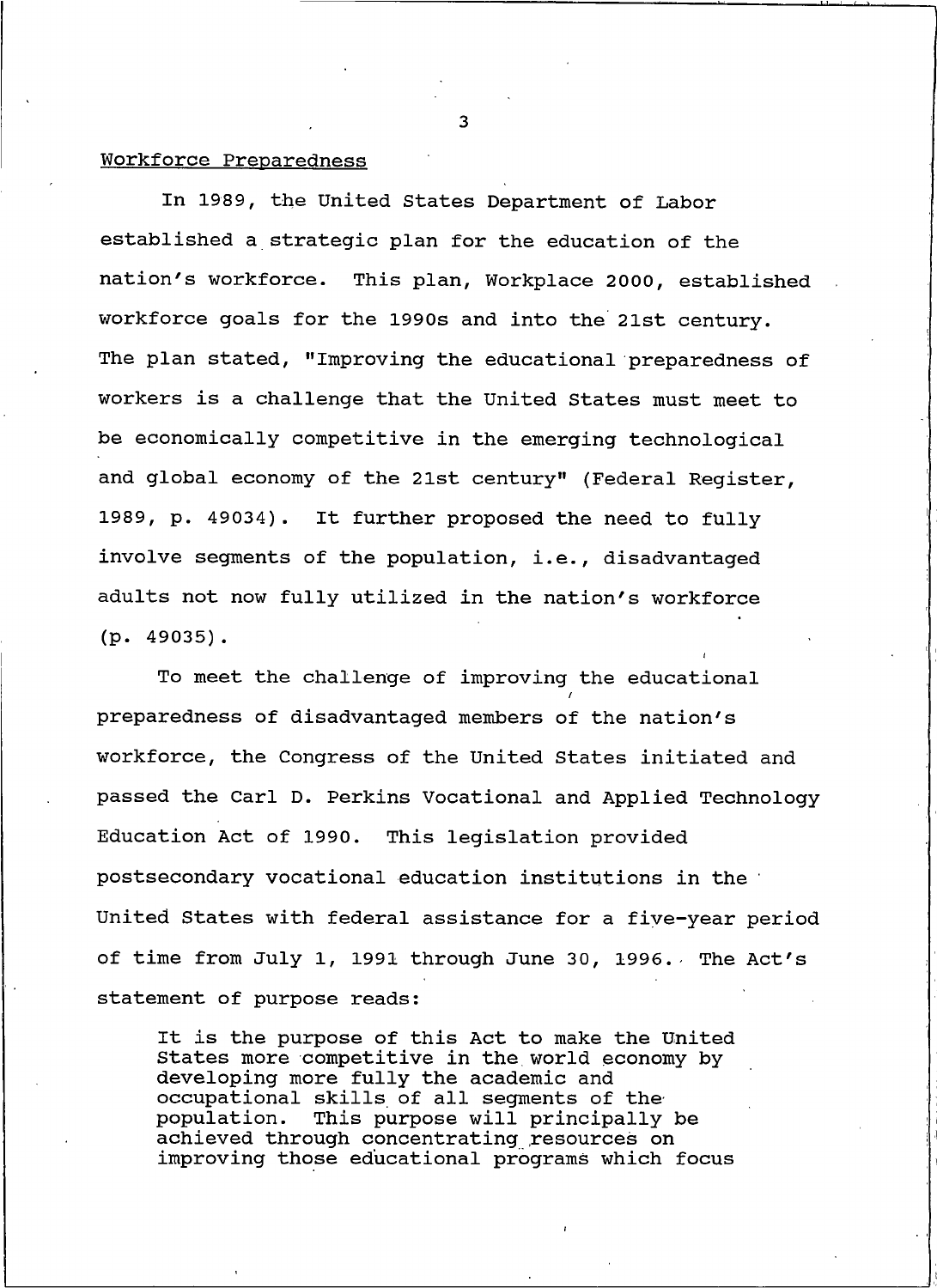Workforce Preparedness

In 1989, the United States Department of Labor established a strategic plan for the education of the nation's workforce. This plan, Workplace 2000, established workforce goals for the 1990s and into the 21st century. The plan stated, "Improving the educational preparedness of workers is a challenge that the United States must meet to be economically competitive in the emerging technological and global economy of the 21st century" (Federal Register, 1989, p. 49034). It further proposed the need to fully involve segments of the population, i.e., disadvantaged adults not now fully utilized in the nation's workforce (p. 49035).

To meet the challenge of improving the educational preparedness of disadvantaged members of the nation's workforce, the Congress of the United States initiated and passed the Carl D. Perkins Vocational and Applied Technology Education Act of 1990. This legislation provided postsecondary vocational education institutions in the United States with federal assistance for a five-year period of time from July 1, 1991 through June 30, 1996. The Act's statement of purpose reads:

> It is the purpose of this Act to make the United States more competitive in the world economy by developing more fully the academic and occupational skills of all segments of the population. This purpose will principally be achieved through concentrating resources on improving those educational programs which focus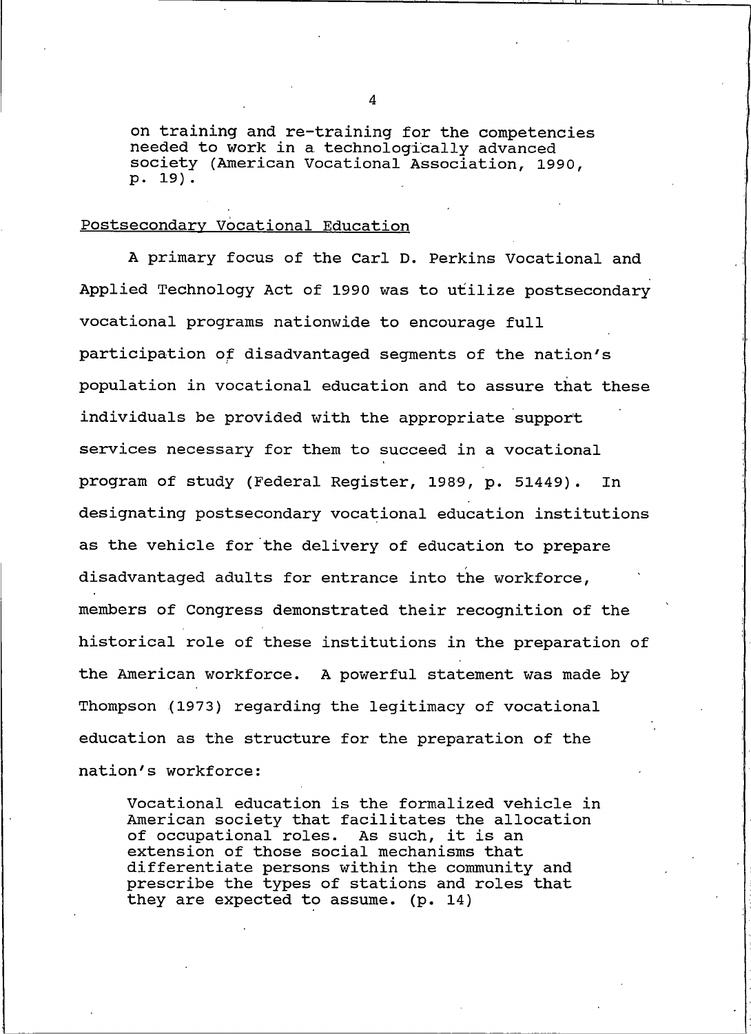> on training and re-training for the competencies needed to work in a technologically advanced society (American Vocational Association, 1990, p. 19).

Postsecondary Vocational Education

A primary focus of the Carl D. Perkins Vocational and Applied Technology Act of 1990 was to utilize postsecondary vocational programs nationwide to encourage full participation of disadvantaged segments of the nation's population in vocational education and to assure that these individuals be provided with the appropriate support services necessary for them to succeed in a vocational program of study (Federal Register, 1989, p. 51449). In designating postsecondary vocational education institutions as the vehicle for the delivery of education to prepare disadvantaged adults for entrance into the workforce, members of Congress demonstrated their recognition of the historical role of these institutions in the preparation of the American workforce. A powerful statement was made by Thompson (1973) regarding the legitimacy of vocational education as the structure for the preparation of the nation's workforce:

> Vocational education is the formalized vehicle in American society that facilitates the allocation of occupational roles. As such, it is an extension of those social mechanisms that differentiate persons within the community and prescribe the types of stations and roles that they are expected to assume. (p. 14)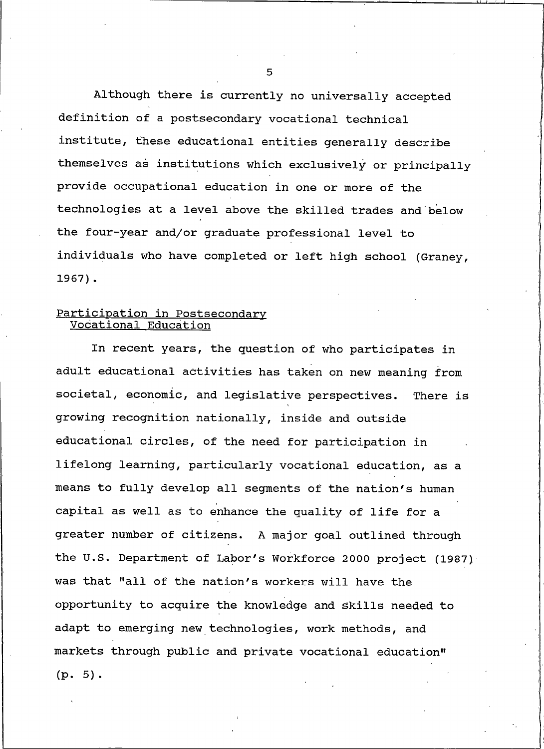Although there is currently no universally accepted definition of a postsecondary vocational technical institute, these educational entities generally describe themselves as institutions which exclusively or principally provide occupational education in one or more of the technologies at a level above the skilled trades and below the four-year and/or graduate professional level to individuals who have completed or left high school (Graney, 1967).

## Participation in Postsecondary Vocational Education

In recent years, the question of who participates in adult educational activities has taken on new meaning from societal, economic, and legislative perspectives. There is growing recognition nationally, inside and outside educational circles, of the need for participation in lifelong learning, particularly vocational education, as a means to fully develop all segments of the nation's human capital as well as to enhance the quality of life for a greater number of citizens. A major goal outlined through the U.S. Department of Labor's Workforce 2000 project (1987) was that "all of the nation's workers will have the opportunity to acquire the knowledge and skills needed to adapt to emerging new technologies, work methods, and markets through public and private vocational education" (p. 5).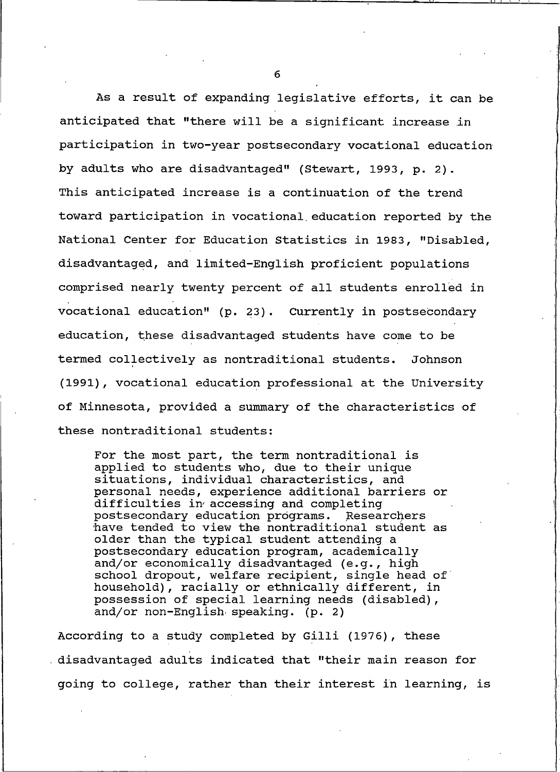As a result of expanding legislative efforts, it can be anticipated that "there will be a significant increase in participation in two-year postsecondary vocational education by adults who are disadvantaged" (Stewart, 1993, p. 2). This anticipated increase is a continuation of the trend toward participation in vocational education reported by the National Center for Education Statistics in 1983, "Disabled, disadvantaged, and limited-English proficient populations comprised nearly twenty percent of all students enrolled in vocational education" (p. 23). Currently in postsecondary education, these disadvantaged students have come to be termed collectively as nontraditional students. Johnson (1991), vocational education professional at the University of Minnesota, provided a summary of the characteristics of these nontraditional students:

> For the most part, the term nontraditional is applied to students who, due to their unique situations, individual characteristics, and personal needs, experience additional barriers or difficulties in accessing and completing postsecondary education programs. Researchers have tended to view the nontraditional student as older than the typical student attending a postsecondary education program, academically and/or economically disadvantaged (e.g., high school dropout, welfare recipient, single head of household), racially or ethnically different, in possession of special learning needs (disabled), and/or non-English speaking. (p. 2)

According to a study completed by Gilli (1976), these disadvantaged adults indicated that "their main reason for going to college, rather than their interest in learning, is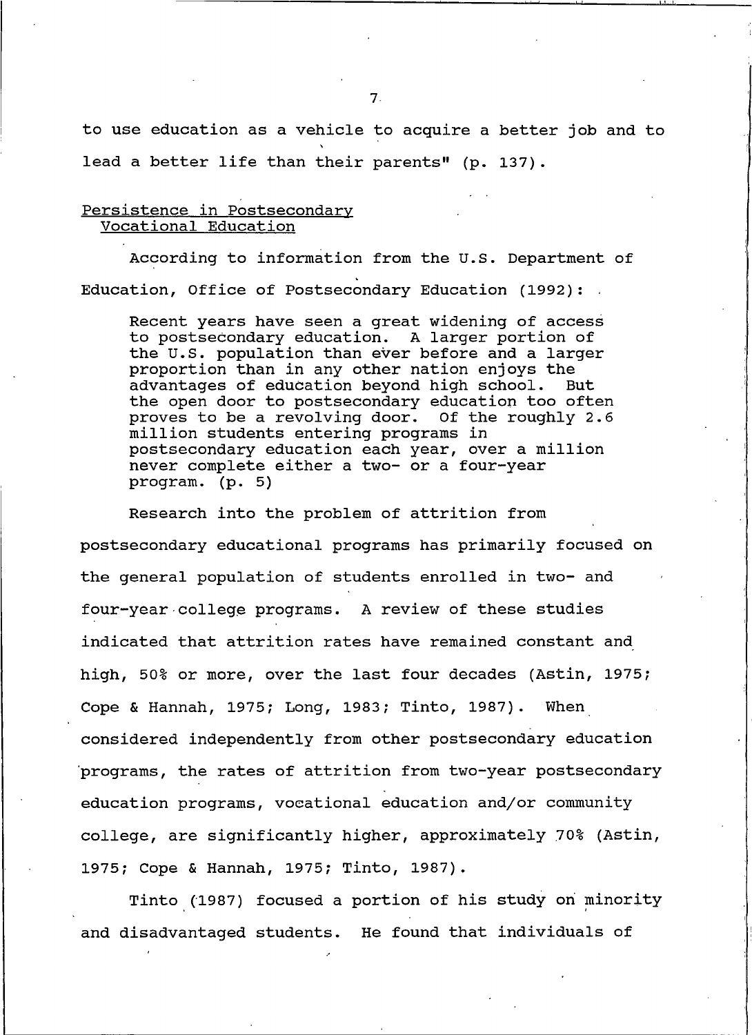to use education as a vehicle to acquire a better job and to lead a better life than their parents" (p. 137).

## Persistence in Postsecondary Vocational Education

According to information from the U.S. Department of Education, Office of Postsecondary Education (1992):

> Recent years have seen a great widening of access to postsecondary education. A larger portion of the U.S. population than ever before and a larger proportion than in any other nation enjoys the advantages of education beyond high school. But the open door to postsecondary education too often proves to be a revolving door. Of the roughly 2.6 million students entering programs in postsecondary education each year, over a million never complete either a two- or a four-year program. (p. 5)

Research into the problem of attrition from postsecondary educational programs has primarily focused on the general population of students enrolled in two- and four-year college programs. A review of these studies indicated that attrition rates have remained constant and high, 50% or more, over the last four decades (Astin, 1975; Cope & Hannah, 1975; Long, 1983; Tinto, 1987). When considered independently from other postsecondary education programs, the rates of attrition from two-year postsecondary education programs, vocational education and/or community college, are significantly higher, approximately 70% (Astin, 1975; Cope & Hannah, 1975; Tinto, 1987).

Tinto (1987) focused a portion of his study on minority and disadvantaged students. He found that individuals of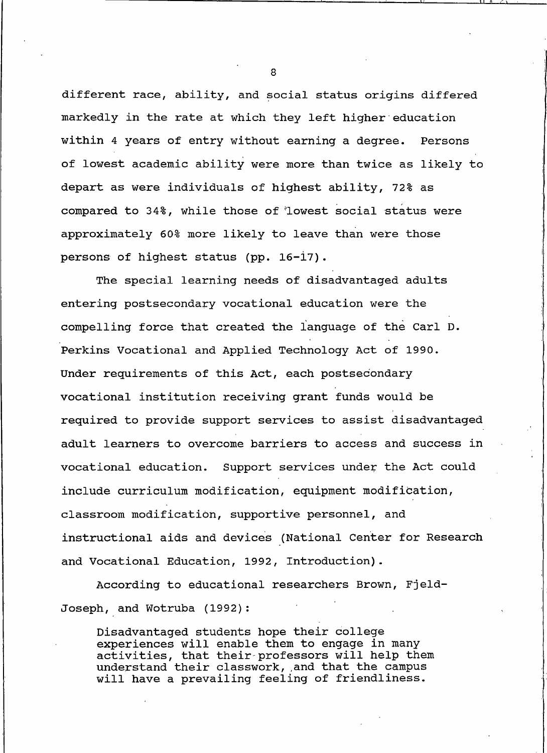different race, ability, and social status origins differed markedly in the rate at which they left higher education within 4 years of entry without earning a degree. Persons of lowest academic ability were more than twice as likely to depart as were individuals of highest ability, 72% as compared to 34%, while those of lowest social status were approximately 60% more likely to leave than were those persons of highest status (pp. 16-17).

The special learning needs of disadvantaged adults entering postsecondary vocational education were the compelling force that created the language of the Carl D. Perkins Vocational and Applied Technology Act of 1990. Under requirements of this Act, each postsecondary vocational institution receiving grant funds would be required to provide support services to assist disadvantaged adult learners to overcome barriers to access and success in vocational education. Support services under the Act could include curriculum modification, equipment modification, classroom modification, supportive personnel, and instructional aids and devices (National Center for Research and Vocational Education, 1992, Introduction).

According to educational researchers Brown, Fjeld-Joseph, and Wotruba (1992):

> Disadvantaged students hope their college experiences will enable them to engage in many activities, that their professors will help them understand their classwork, and that the campus will have a prevailing feeling of friendliness.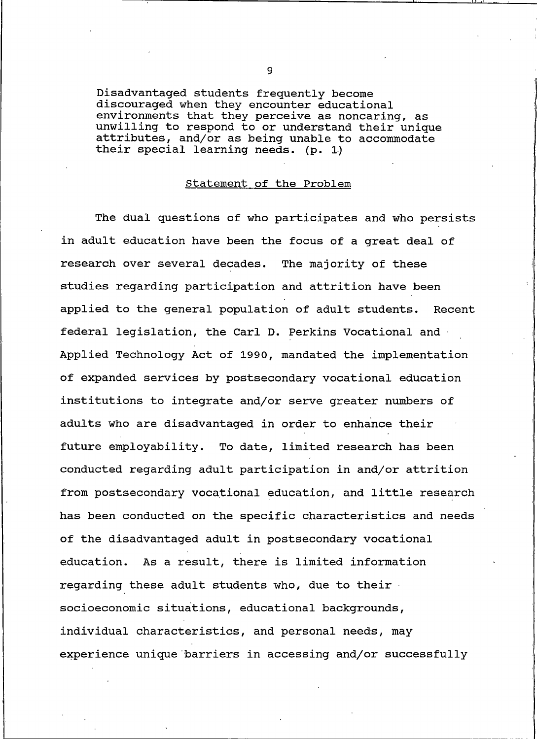> Disadvantaged students frequently become discouraged when they encounter educational environments that they perceive as noncaring, as unwilling to respond to or understand their unique attributes, and/or as being unable to accommodate their special learning needs. (p. 1)

## Statement of the Problem

The dual questions of who participates and who persists in adult education have been the focus of a great deal of research over several decades. The majority of these studies regarding participation and attrition have been applied to the general population of adult students. Recent federal legislation, the Carl D. Perkins Vocational and Applied Technology Act of 1990, mandated the implementation of expanded services by postsecondary vocational education institutions to integrate and/or serve greater numbers of adults who are disadvantaged in order to enhance their future employability. To date, limited research has been conducted regarding adult participation in and/or attrition from postsecondary vocational education, and little research has been conducted on the specific characteristics and needs of the disadvantaged adult in postsecondary vocational education. As a result, there is limited information regarding these adult students who, due to their socioeconomic situations, educational backgrounds, individual characteristics, and personal needs, may experience unique barriers in accessing and/or successfully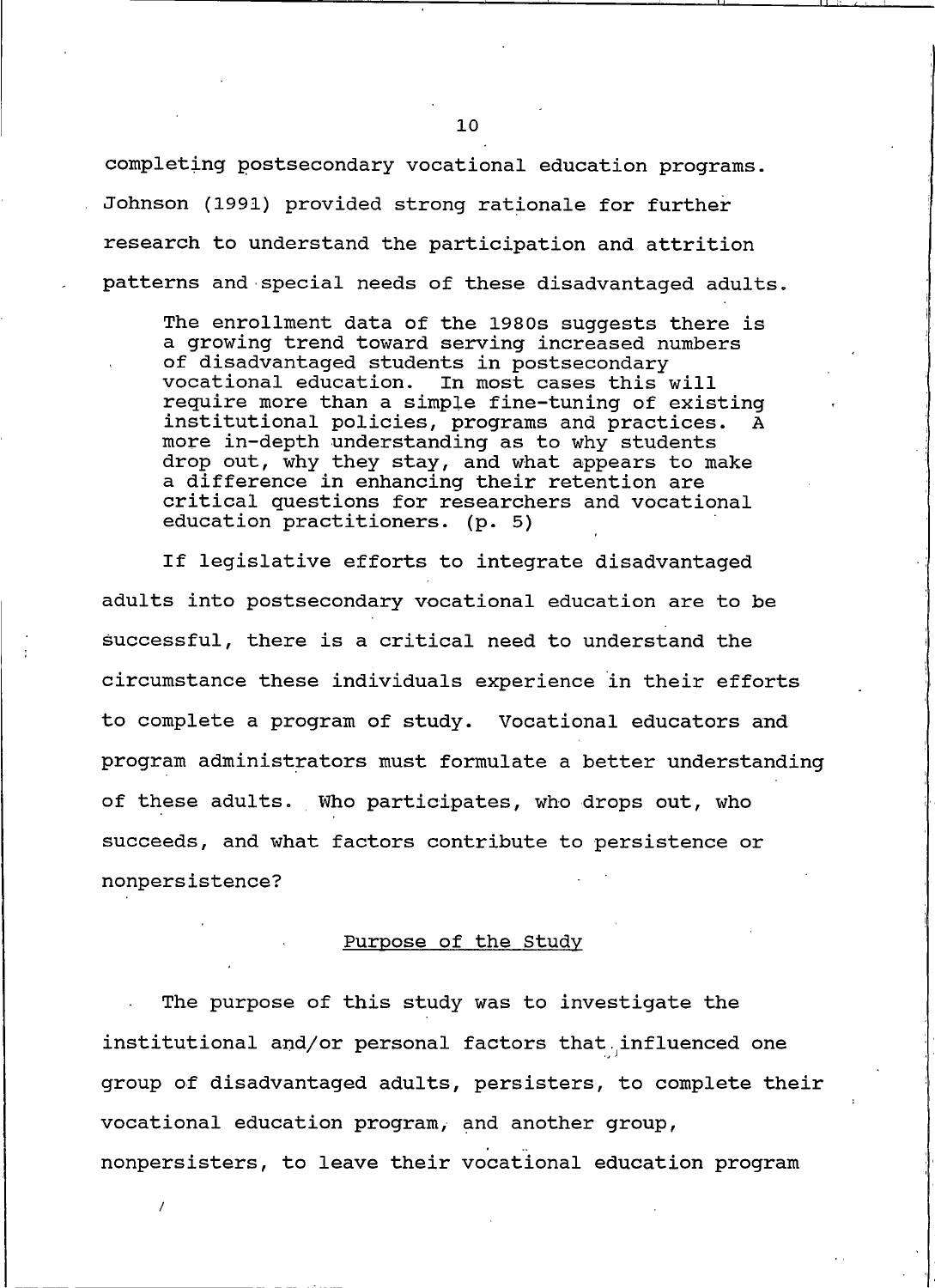completing postsecondary vocational education programs. Johnson (1991) provided strong rationale for further research to understand the participation and attrition patterns and special needs of these disadvantaged adults.

> The enrollment data of the 1980s suggests there is a growing trend toward serving increased numbers of disadvantaged students in postsecondary vocational education. In most cases this will require more than a simple fine-tuning of existing institutional policies, programs and practices. A more in-depth understanding as to why students drop out, why they stay, and what appears to make a difference in enhancing their retention are critical questions for researchers and vocational education practitioners. (p. 5)

If legislative efforts to integrate disadvantaged adults into postsecondary vocational education are to be successful, there is a critical need to understand the circumstance these individuals experience in their efforts to complete a program of study. Vocational educators and program administrators must formulate a better understanding of these adults. Who participates, who drops out, who succeeds, and what factors contribute to persistence or nonpersistence?

## Purpose of the Study

The purpose of this study was to investigate the institutional and/or personal factors that influenced one group of disadvantaged adults, persisters, to complete their vocational education program, and another group, nonpersisters, to leave their vocational education program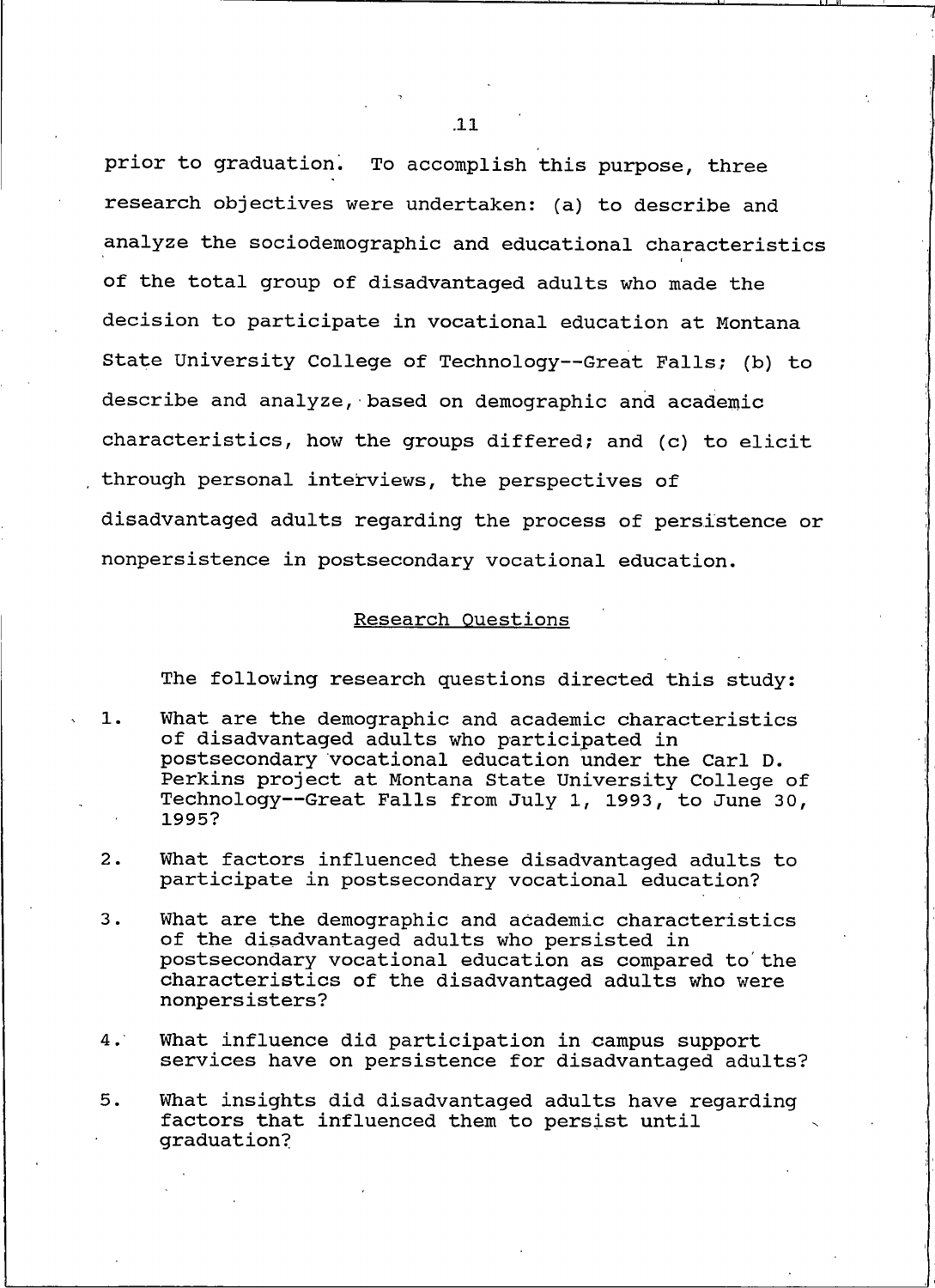prior to graduation. To accomplish this purpose, three research objectives were undertaken: (a) to describe and analyze the sociodemographic and educational characteristics of the total group of disadvantaged adults who made the decision to participate in vocational education at Montana State University College of Technology--Great Falls; (b) to describe and analyze, based on demographic and academic characteristics, how the groups differed; and (c) to elicit through personal interviews, the perspectives of disadvantaged adults regarding the process of persistence or nonpersistence in postsecondary vocational education.

## Research Questions

The following research questions directed this study:

1. What are the demographic and academic characteristics of disadvantaged adults who participated in postsecondary vocational education under the Carl D. Perkins project at Montana State University College of Technology--Great Falls from July 1, 1993, to June 30, 1995?

2. What factors influenced these disadvantaged adults to participate in postsecondary vocational education?

3. What are the demographic and academic characteristics of the disadvantaged adults who persisted in postsecondary vocational education as compared to the characteristics of the disadvantaged adults who were nonpersisters?

4. What influence did participation in campus support services have on persistence for disadvantaged adults?

5. What insights did disadvantaged adults have regarding factors that influenced them to persist until graduation?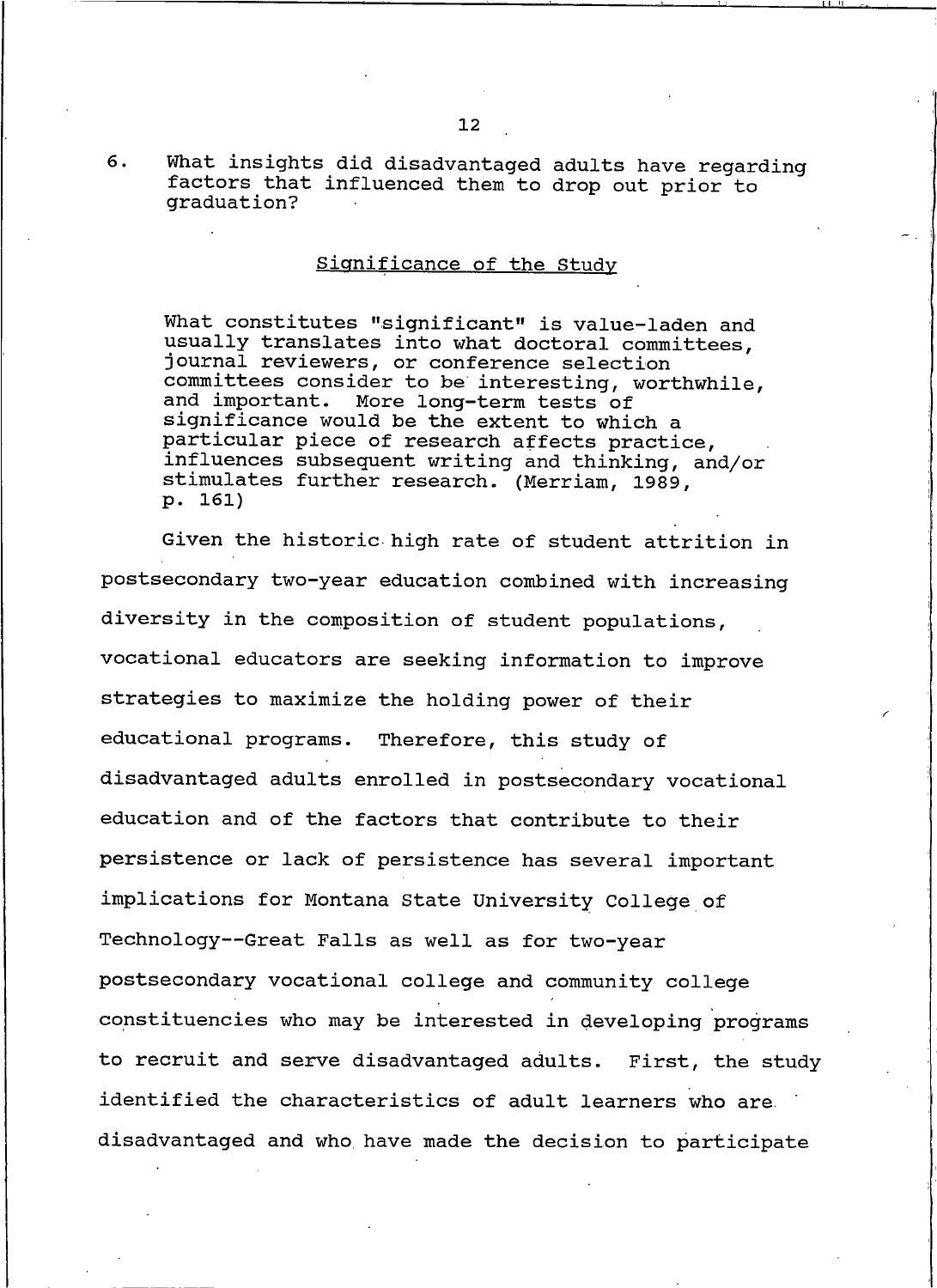6. What insights did disadvantaged adults have regarding factors that influenced them to drop out prior to graduation?

## Significance of the Study

> What constitutes "significant" is value-laden and usually translates into what doctoral committees, journal reviewers, or conference selection committees consider to be interesting, worthwhile, and important. More long-term tests of significance would be the extent to which a particular piece of research affects practice, influences subsequent writing and thinking, and/or stimulates further research. (Merriam, 1989, p. 161)

Given the historic high rate of student attrition in postsecondary two-year education combined with increasing diversity in the composition of student populations, vocational educators are seeking information to improve strategies to maximize the holding power of their educational programs. Therefore, this study of disadvantaged adults enrolled in postsecondary vocational education and of the factors that contribute to their persistence or lack of persistence has several important implications for Montana State University College of Technology--Great Falls as well as for two-year postsecondary vocational college and community college constituencies who may be interested in developing programs to recruit and serve disadvantaged adults. First, the study identified the characteristics of adult learners who are disadvantaged and who have made the decision to participate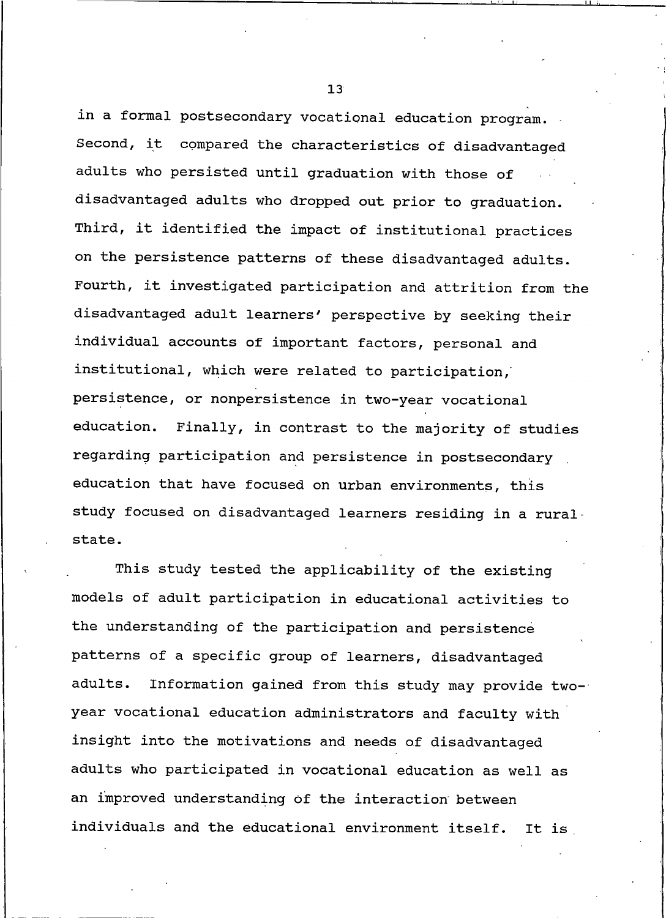in a formal postsecondary vocational education program. Second, it compared the characteristics of disadvantaged adults who persisted until graduation with those of disadvantaged adults who dropped out prior to graduation. Third, it identified the impact of institutional practices on the persistence patterns of these disadvantaged adults. Fourth, it investigated participation and attrition from the disadvantaged adult learners' perspective by seeking their individual accounts of important factors, personal and institutional, which were related to participation, persistence, or nonpersistence in two-year vocational education. Finally, in contrast to the majority of studies regarding participation and persistence in postsecondary education that have focused on urban environments, this study focused on disadvantaged learners residing in a rural state.

This study tested the applicability of the existing models of adult participation in educational activities to the understanding of the participation and persistence patterns of a specific group of learners, disadvantaged adults. Information gained from this study may provide two-year vocational education administrators and faculty with insight into the motivations and needs of disadvantaged adults who participated in vocational education as well as an improved understanding of the interaction between individuals and the educational environment itself. It is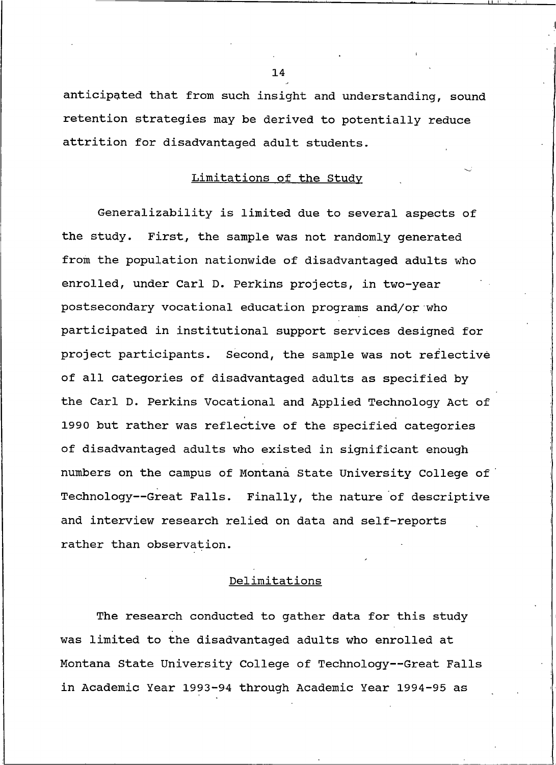anticipated that from such insight and understanding, sound retention strategies may be derived to potentially reduce attrition for disadvantaged adult students.

## Limitations of the Study

Generalizability is limited due to several aspects of the study. First, the sample was not randomly generated from the population nationwide of disadvantaged adults who enrolled, under Carl D. Perkins projects, in two-year postsecondary vocational education programs and/or who participated in institutional support services designed for project participants. Second, the sample was not reflective of all categories of disadvantaged adults as specified by the Carl D. Perkins Vocational and Applied Technology Act of 1990 but rather was reflective of the specified categories of disadvantaged adults who existed in significant enough numbers on the campus of Montana State University College of Technology--Great Falls. Finally, the nature of descriptive and interview research relied on data and self-reports rather than observation.

## Delimitations

The research conducted to gather data for this study was limited to the disadvantaged adults who enrolled at Montana State University College of Technology--Great Falls in Academic Year 1993-94 through Academic Year 1994-95 as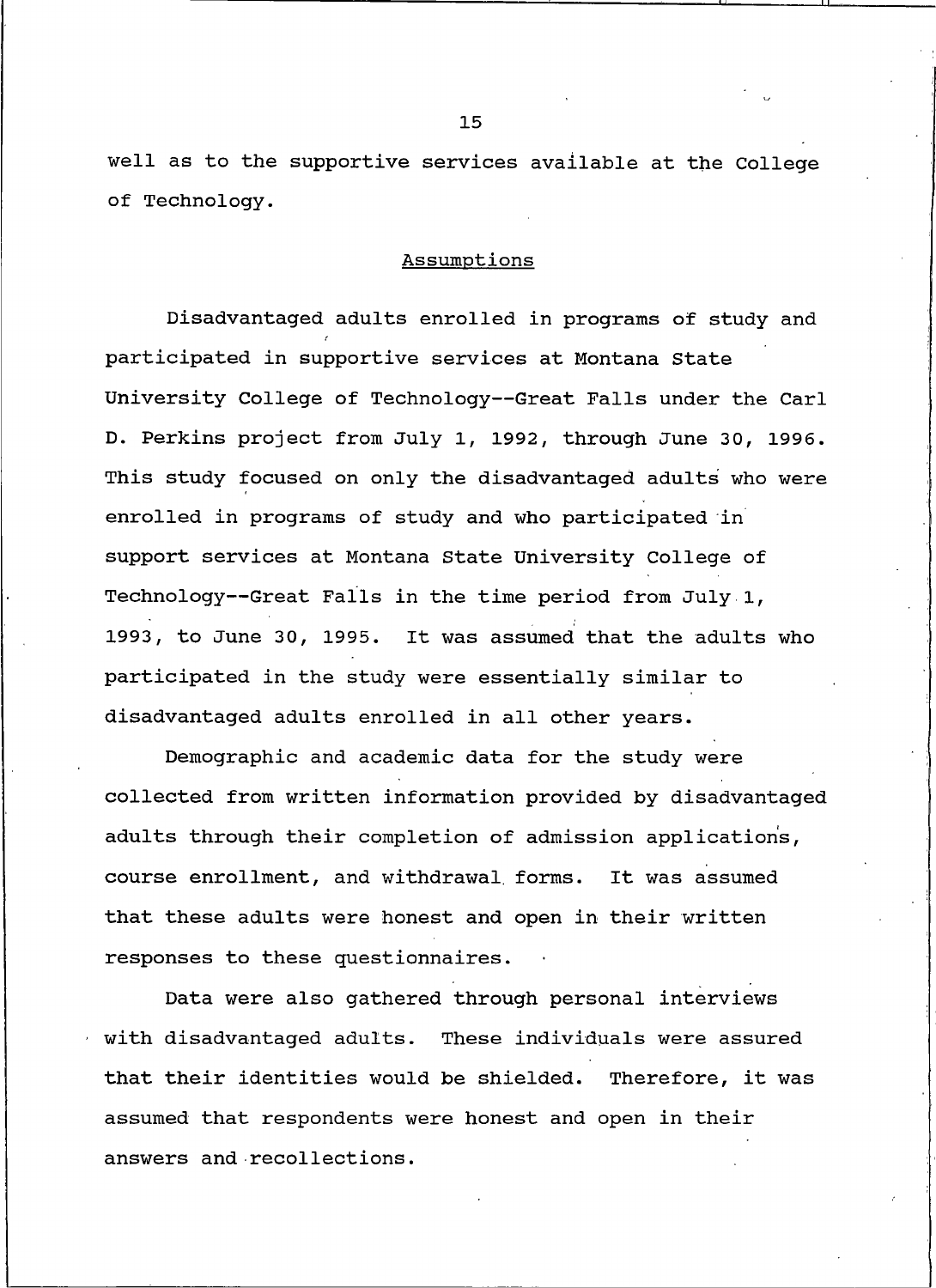well as to the supportive services available at the College of Technology.

## Assumptions

Disadvantaged adults enrolled in programs of study and participated in supportive services at Montana State University College of Technology--Great Falls under the Carl D. Perkins project from July 1, 1992, through June 30, 1996. This study focused on only the disadvantaged adults who were enrolled in programs of study and who participated in support services at Montana State University College of Technology--Great Falls in the time period from July 1, 1993, to June 30, 1995. It was assumed that the adults who participated in the study were essentially similar to disadvantaged adults enrolled in all other years.

Demographic and academic data for the study were collected from written information provided by disadvantaged adults through their completion of admission applications, course enrollment, and withdrawal forms. It was assumed that these adults were honest and open in their written responses to these questionnaires.

Data were also gathered through personal interviews with disadvantaged adults. These individuals were assured that their identities would be shielded. Therefore, it was assumed that respondents were honest and open in their answers and recollections.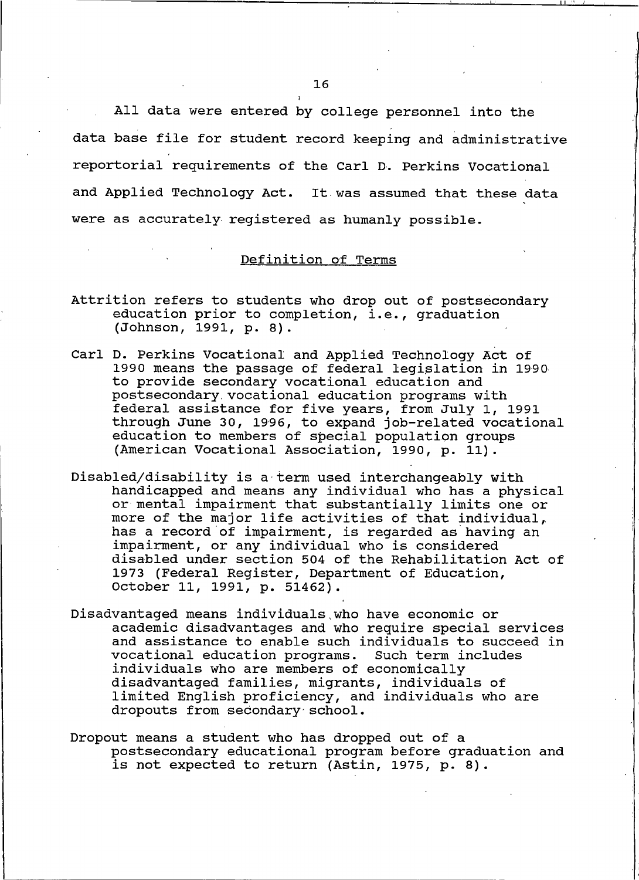All data were entered by college personnel into the data base file for student record keeping and administrative reportorial requirements of the Carl D. Perkins Vocational and Applied Technology Act. It was assumed that these data were as accurately registered as humanly possible.

## Definition of Terms

Attrition refers to students who drop out of postsecondary education prior to completion, i.e., graduation (Johnson, 1991, p. 8).

Carl D. Perkins Vocational and Applied Technology Act of 1990 means the passage of federal legislation in 1990 to provide secondary vocational education and postsecondary vocational education programs with federal assistance for five years, from July 1, 1991 through June 30, 1996, to expand job-related vocational education to members of special population groups (American Vocational Association, 1990, p. 11).

Disabled/disability is a term used interchangeably with handicapped and means any individual who has a physical or mental impairment that substantially limits one or more of the major life activities of that individual, has a record of impairment, is regarded as having an impairment, or any individual who is considered disabled under section 504 of the Rehabilitation Act of 1973 (Federal Register, Department of Education, October 11, 1991, p. 51462).

Disadvantaged means individuals who have economic or academic disadvantages and who require special services and assistance to enable such individuals to succeed in vocational education programs. Such term includes individuals who are members of economically disadvantaged families, migrants, individuals of limited English proficiency, and individuals who are dropouts from secondary school.

Dropout means a student who has dropped out of a postsecondary educational program before graduation and is not expected to return (Astin, 1975, p. 8).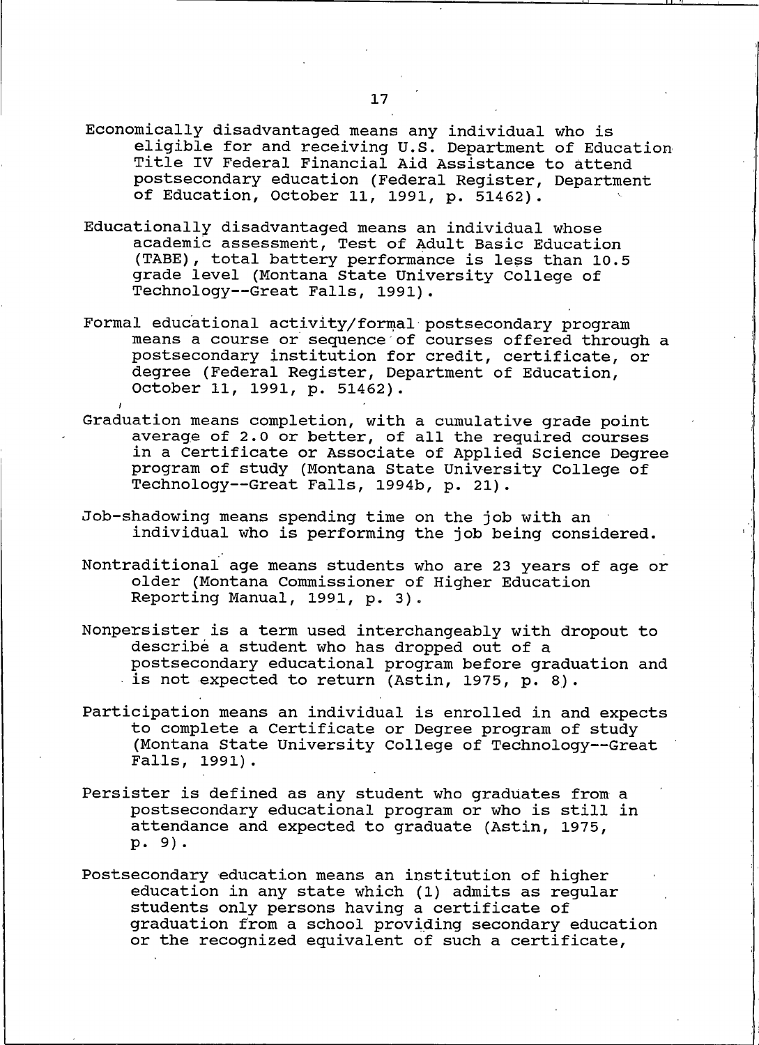Economically disadvantaged means any individual who is eligible for and receiving U.S. Department of Education Title IV Federal Financial Aid Assistance to attend postsecondary education (Federal Register, Department of Education, October 11, 1991, p. 51462).

Educationally disadvantaged means an individual whose academic assessment, Test of Adult Basic Education (TABE), total battery performance is less than 10.5 grade level (Montana State University College of Technology--Great Falls, 1991).

Formal educational activity/formal postsecondary program means a course or sequence of courses offered through a postsecondary institution for credit, certificate, or degree (Federal Register, Department of Education, October 11, 1991, p. 51462).

Graduation means completion, with a cumulative grade point average of 2.0 or better, of all the required courses in a Certificate or Associate of Applied Science Degree program of study (Montana State University College of Technology--Great Falls, 1994b, p. 21).

Job-shadowing means spending time on the job with an individual who is performing the job being considered.

Nontraditional age means students who are 23 years of age or older (Montana Commissioner of Higher Education Reporting Manual, 1991, p. 3).

Nonpersister is a term used interchangeably with dropout to describe a student who has dropped out of a postsecondary educational program before graduation and is not expected to return (Astin, 1975, p. 8).

Participation means an individual is enrolled in and expects to complete a Certificate or Degree program of study (Montana State University College of Technology--Great Falls, 1991).

Persister is defined as any student who graduates from a postsecondary educational program or who is still in attendance and expected to graduate (Astin, 1975, p. 9).

Postsecondary education means an institution of higher education in any state which (1) admits as regular students only persons having a certificate of graduation from a school providing secondary education or the recognized equivalent of such a certificate,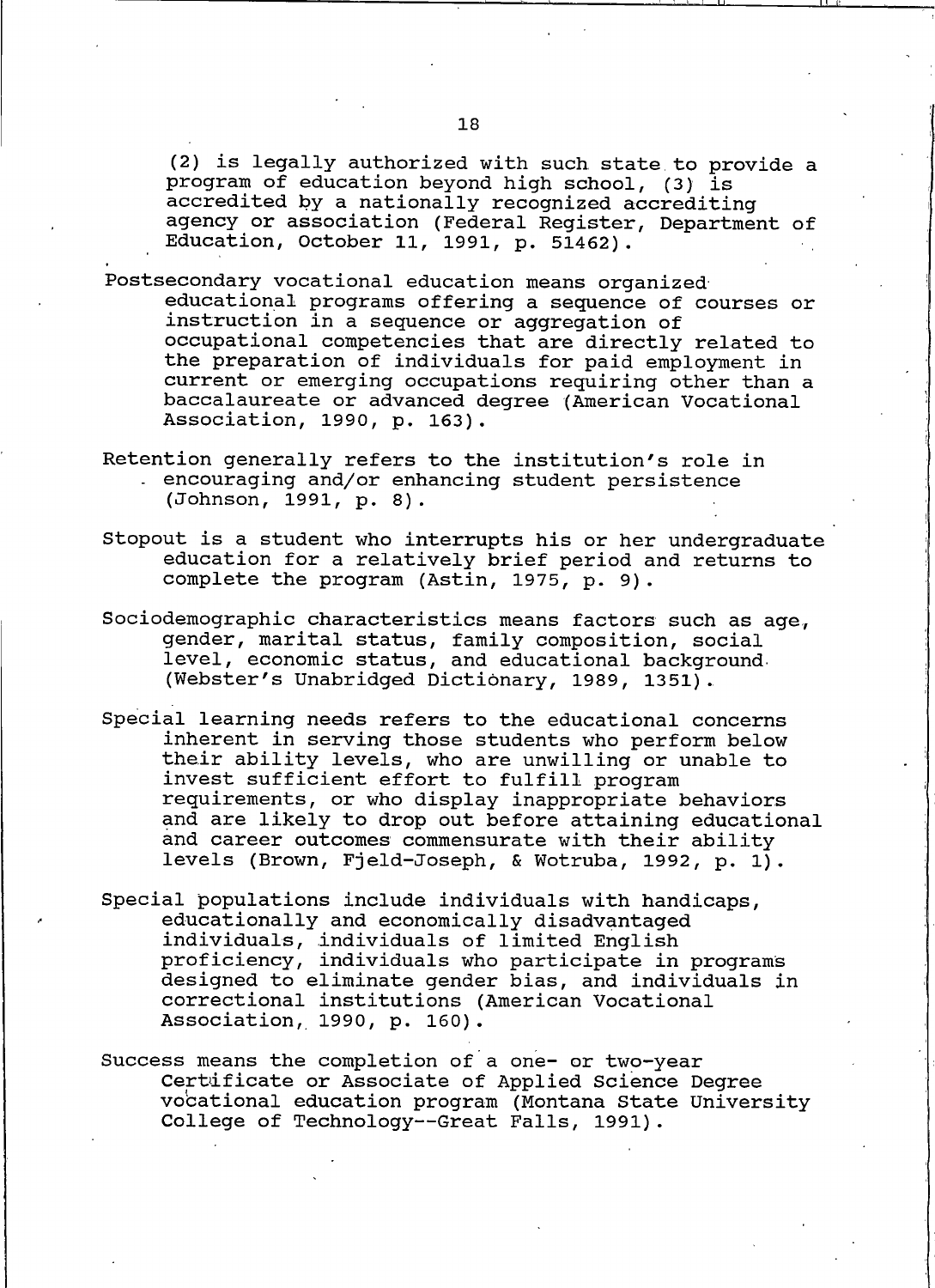(2) is legally authorized with such state to provide a program of education beyond high school, (3) is accredited by a nationally recognized accrediting agency or association (Federal Register, Department of Education, October 11, 1991, p. 51462).

Postsecondary vocational education means organized educational programs offering a sequence of courses or instruction in a sequence or aggregation of occupational competencies that are directly related to the preparation of individuals for paid employment in current or emerging occupations requiring other than a baccalaureate or advanced degree (American Vocational Association, 1990, p. 163).

Retention generally refers to the institution's role in encouraging and/or enhancing student persistence (Johnson, 1991, p. 8).

Stopout is a student who interrupts his or her undergraduate education for a relatively brief period and returns to complete the program (Astin, 1975, p. 9).

Sociodemographic characteristics means factors such as age, gender, marital status, family composition, social level, economic status, and educational background (Webster's Unabridged Dictionary, 1989, 1351).

Special learning needs refers to the educational concerns inherent in serving those students who perform below their ability levels, who are unwilling or unable to invest sufficient effort to fulfill program requirements, or who display inappropriate behaviors and are likely to drop out before attaining educational and career outcomes commensurate with their ability levels (Brown, Fjeld-Joseph, & Wotruba, 1992, p. 1).

Special populations include individuals with handicaps, educationally and economically disadvantaged individuals, individuals of limited English proficiency, individuals who participate in programs designed to eliminate gender bias, and individuals in correctional institutions (American Vocational Association, 1990, p. 160).

Success means the completion of a one- or two-year Certificate or Associate of Applied Science Degree vocational education program (Montana State University College of Technology--Great Falls, 1991).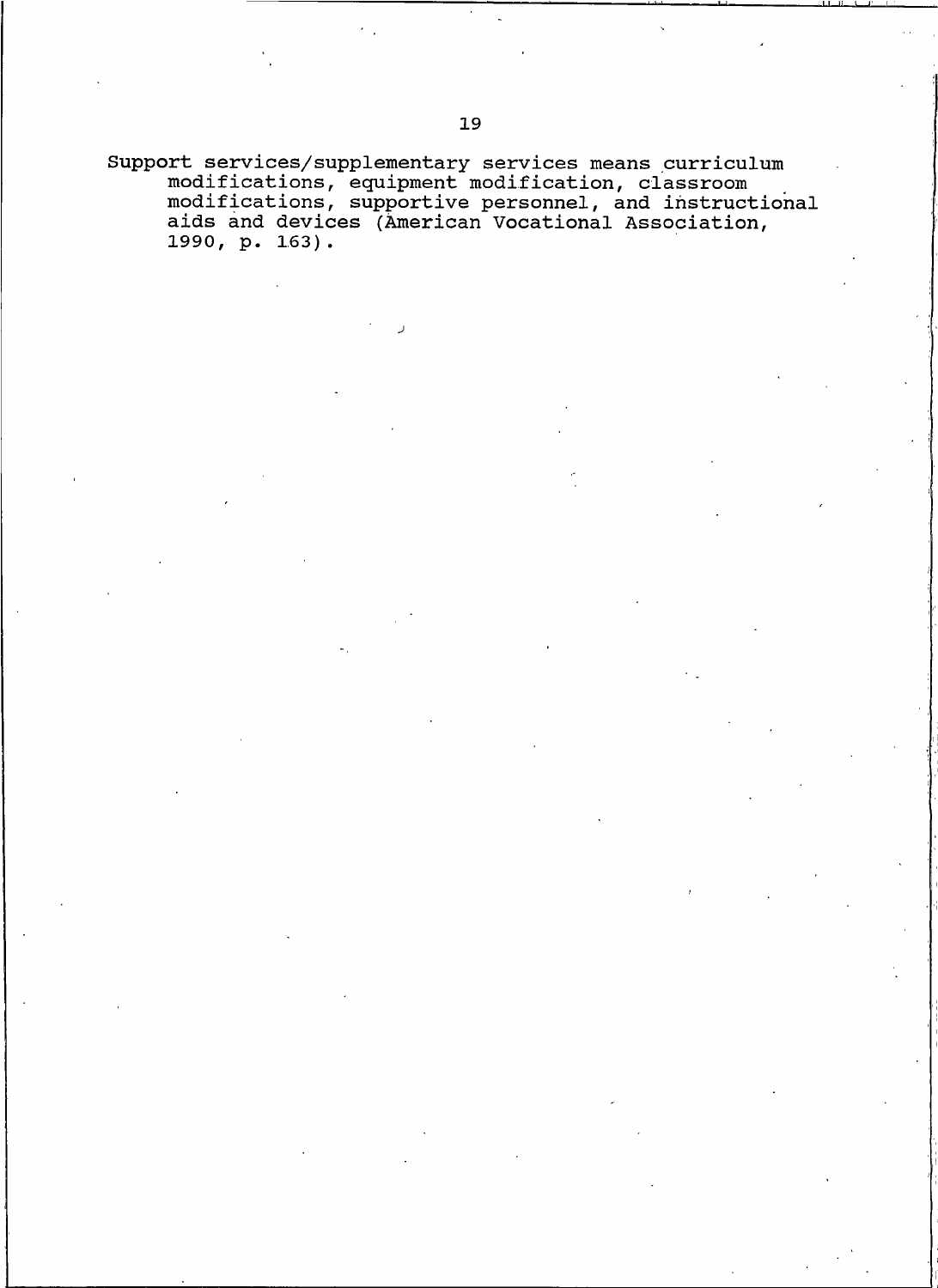Support services/supplementary services means curriculum modifications, equipment modification, classroom modifications, supportive personnel, and instructional aids and devices (American Vocational Association, 1990, p. 163).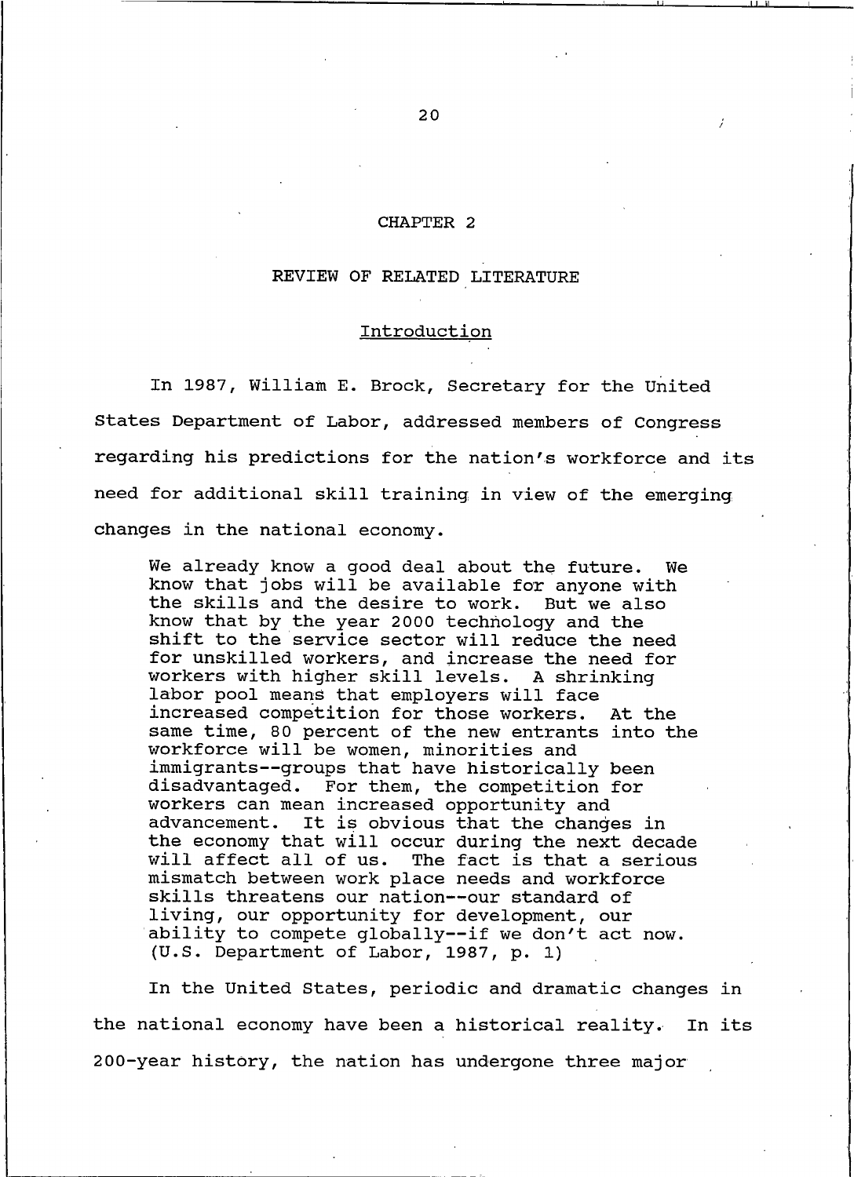# CHAPTER 2

## REVIEW OF RELATED LITERATURE

### Introduction

In 1987, William E. Brock, Secretary for the United States Department of Labor, addressed members of Congress regarding his predictions for the nation's workforce and its need for additional skill training in view of the emerging changes in the national economy.

> We already know a good deal about the future. We know that jobs will be available for anyone with the skills and the desire to work. But we also know that by the year 2000 technology and the shift to the service sector will reduce the need for unskilled workers, and increase the need for workers with higher skill levels. A shrinking labor pool means that employers will face increased competition for those workers. At the same time, 80 percent of the new entrants into the workforce will be women, minorities and immigrants--groups that have historically been disadvantaged. For them, the competition for workers can mean increased opportunity and advancement. It is obvious that the changes in the economy that will occur during the next decade will affect all of us. The fact is that a serious mismatch between work place needs and workforce skills threatens our nation--our standard of living, our opportunity for development, our ability to compete globally--if we don't act now. (U.S. Department of Labor, 1987, p. 1)

In the United States, periodic and dramatic changes in the national economy have been a historical reality. In its 200-year history, the nation has undergone three major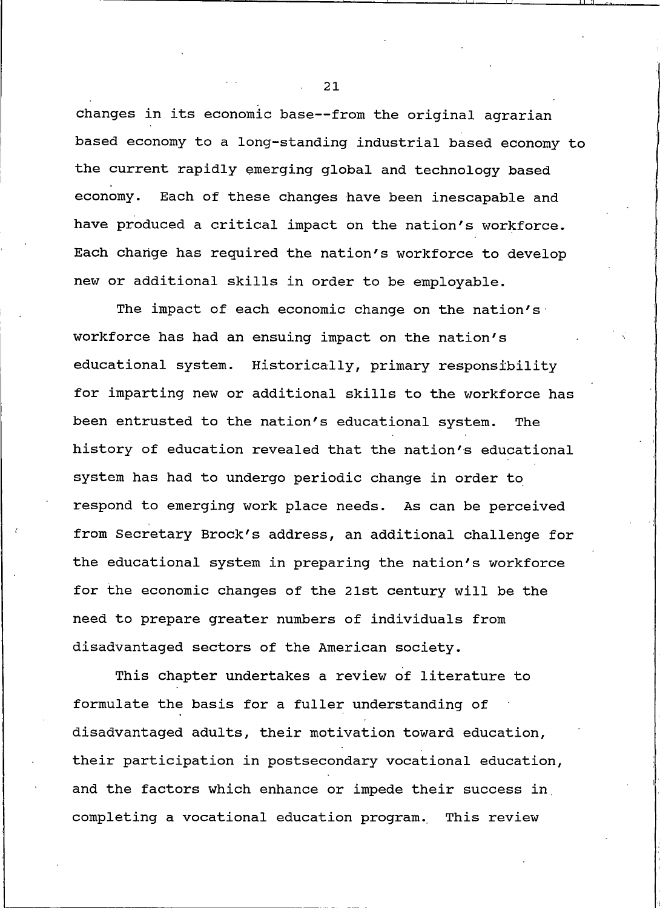changes in its economic base--from the original agrarian based economy to a long-standing industrial based economy to the current rapidly emerging global and technology based economy. Each of these changes have been inescapable and have produced a critical impact on the nation's workforce. Each change has required the nation's workforce to develop new or additional skills in order to be employable.

The impact of each economic change on the nation's workforce has had an ensuing impact on the nation's educational system. Historically, primary responsibility for imparting new or additional skills to the workforce has been entrusted to the nation's educational system. The history of education revealed that the nation's educational system has had to undergo periodic change in order to respond to emerging work place needs. As can be perceived from Secretary Brock's address, an additional challenge for the educational system in preparing the nation's workforce for the economic changes of the 21st century will be the need to prepare greater numbers of individuals from disadvantaged sectors of the American society.

This chapter undertakes a review of literature to formulate the basis for a fuller understanding of disadvantaged adults, their motivation toward education, their participation in postsecondary vocational education, and the factors which enhance or impede their success in completing a vocational education program. This review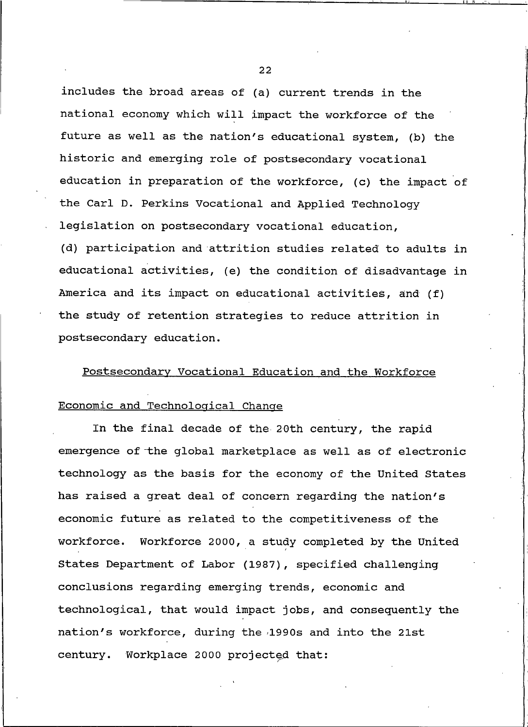includes the broad areas of (a) current trends in the national economy which will impact the workforce of the future as well as the nation's educational system, (b) the historic and emerging role of postsecondary vocational education in preparation of the workforce, (c) the impact of the Carl D. Perkins Vocational and Applied Technology legislation on postsecondary vocational education, (d) participation and attrition studies related to adults in educational activities, (e) the condition of disadvantage in America and its impact on educational activities, and (f) the study of retention strategies to reduce attrition in postsecondary education.

## Postsecondary Vocational Education and the Workforce

### Economic and Technological Change

In the final decade of the 20th century, the rapid emergence of the global marketplace as well as of electronic technology as the basis for the economy of the United States has raised a great deal of concern regarding the nation's economic future as related to the competitiveness of the workforce. Workforce 2000, a study completed by the United States Department of Labor (1987), specified challenging conclusions regarding emerging trends, economic and technological, that would impact jobs, and consequently the nation's workforce, during the 1990s and into the 21st century. Workplace 2000 projected that: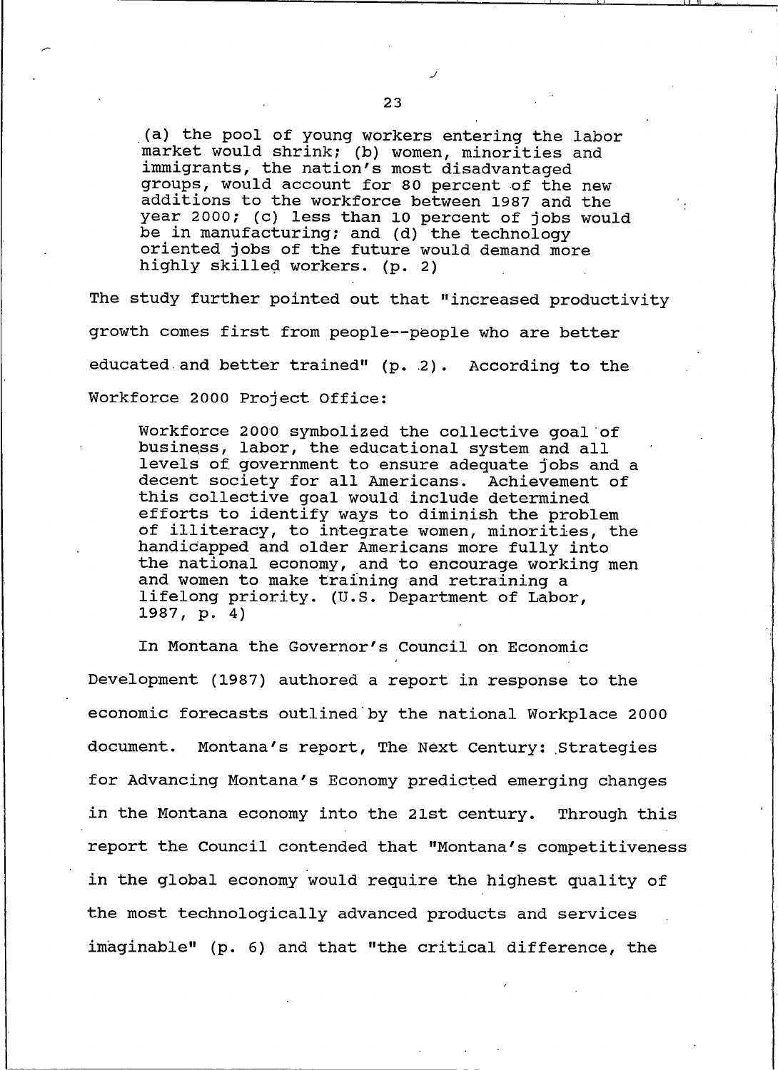> (a) the pool of young workers entering the labor market would shrink; (b) women, minorities and immigrants, the nation's most disadvantaged groups, would account for 80 percent of the new additions to the workforce between 1987 and the year 2000; (c) less than 10 percent of jobs would be in manufacturing; and (d) the technology oriented jobs of the future would demand more highly skilled workers. (p. 2)

The study further pointed out that "increased productivity growth comes first from people--people who are better educated and better trained" (p. 2). According to the Workforce 2000 Project Office:

> Workforce 2000 symbolized the collective goal of business, labor, the educational system and all levels of government to ensure adequate jobs and a decent society for all Americans. Achievement of this collective goal would include determined efforts to identify ways to diminish the problem of illiteracy, to integrate women, minorities, the handicapped and older Americans more fully into the national economy, and to encourage working men and women to make training and retraining a lifelong priority. (U.S. Department of Labor, 1987, p. 4)

In Montana the Governor's Council on Economic Development (1987) authored a report in response to the economic forecasts outlined by the national Workplace 2000 document. Montana's report, The Next Century: Strategies for Advancing Montana's Economy predicted emerging changes in the Montana economy into the 21st century. Through this report the Council contended that "Montana's competitiveness in the global economy would require the highest quality of the most technologically advanced products and services imaginable" (p. 6) and that "the critical difference, the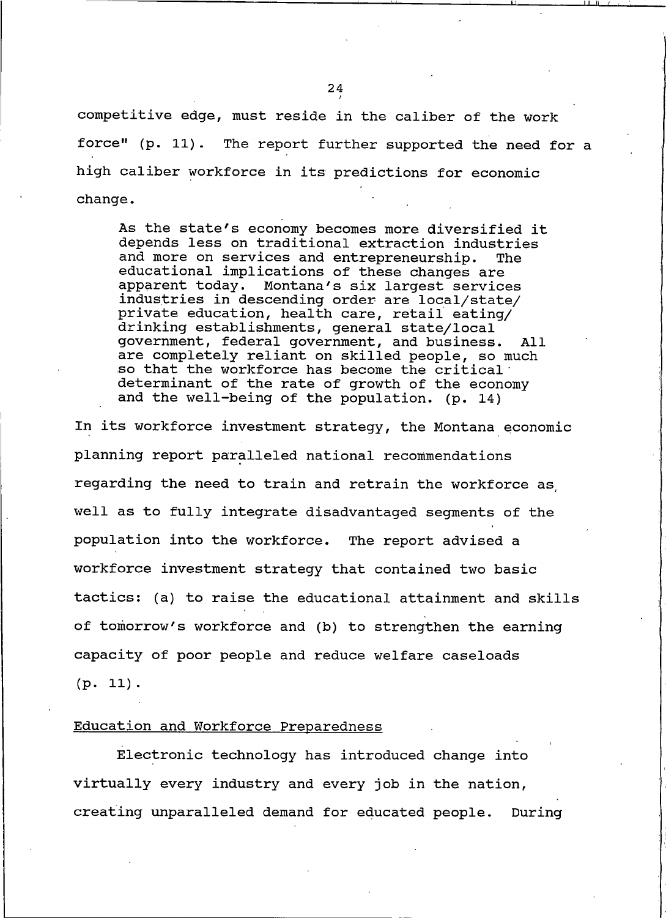competitive edge, must reside in the caliber of the work force" (p. 11). The report further supported the need for a high caliber workforce in its predictions for economic change.

> As the state's economy becomes more diversified it depends less on traditional extraction industries and more on services and entrepreneurship. The educational implications of these changes are apparent today. Montana's six largest services industries in descending order are local/state/ private education, health care, retail eating/ drinking establishments, general state/local government, federal government, and business. All are completely reliant on skilled people, so much so that the workforce has become the critical determinant of the rate of growth of the economy and the well-being of the population. (p. 14)

In its workforce investment strategy, the Montana economic planning report paralleled national recommendations regarding the need to train and retrain the workforce as well as to fully integrate disadvantaged segments of the population into the workforce. The report advised a workforce investment strategy that contained two basic tactics: (a) to raise the educational attainment and skills of tomorrow's workforce and (b) to strengthen the earning capacity of poor people and reduce welfare caseloads (p. 11).

## Education and Workforce Preparedness

Electronic technology has introduced change into virtually every industry and every job in the nation, creating unparalleled demand for educated people. During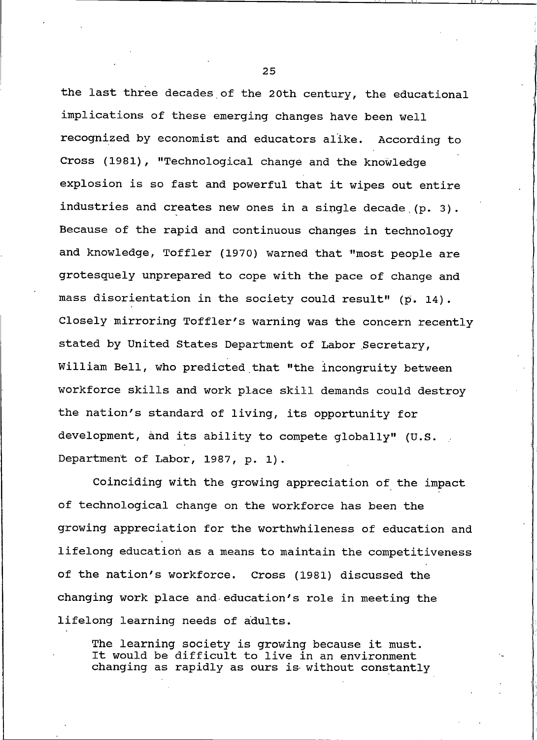the last three decades of the 20th century, the educational implications of these emerging changes have been well recognized by economist and educators alike. According to Cross (1981), "Technological change and the knowledge explosion is so fast and powerful that it wipes out entire industries and creates new ones in a single decade (p. 3). Because of the rapid and continuous changes in technology and knowledge, Toffler (1970) warned that "most people are grotesquely unprepared to cope with the pace of change and mass disorientation in the society could result" (p. 14). Closely mirroring Toffler's warning was the concern recently stated by United States Department of Labor Secretary, William Bell, who predicted that "the incongruity between workforce skills and work place skill demands could destroy the nation's standard of living, its opportunity for development, and its ability to compete globally" (U.S. Department of Labor, 1987, p. 1).

Coinciding with the growing appreciation of the impact of technological change on the workforce has been the growing appreciation for the worthwhileness of education and lifelong education as a means to maintain the competitiveness of the nation's workforce. Cross (1981) discussed the changing work place and education's role in meeting the lifelong learning needs of adults.

> The learning society is growing because it must. It would be difficult to live in an environment changing as rapidly as ours is without constantly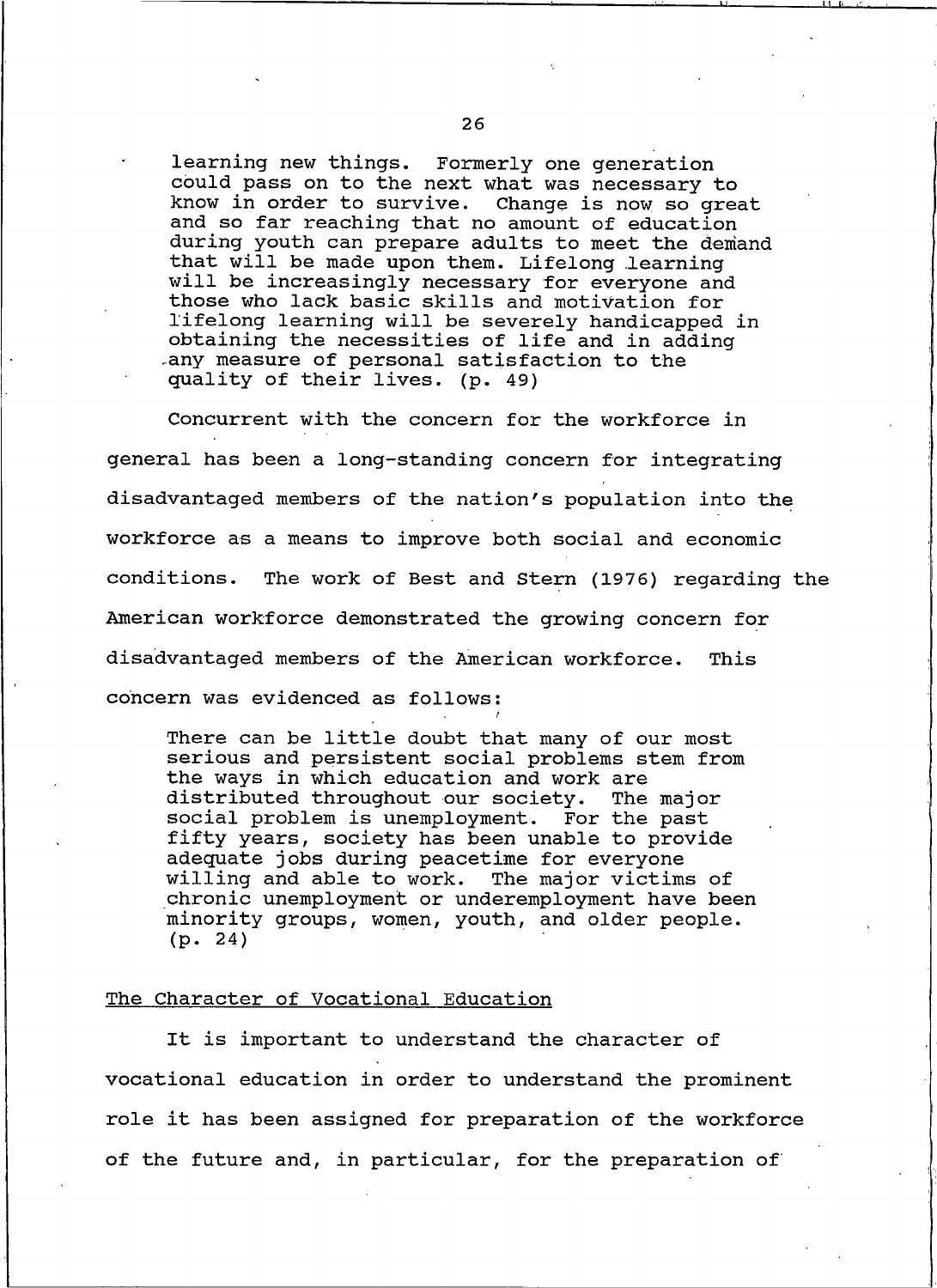> learning new things. Formerly one generation could pass on to the next what was necessary to know in order to survive. Change is now so great and so far reaching that no amount of education during youth can prepare adults to meet the demand that will be made upon them. Lifelong learning will be increasingly necessary for everyone and those who lack basic skills and motivation for lifelong learning will be severely handicapped in obtaining the necessities of life and in adding any measure of personal satisfaction to the quality of their lives. (p. 49)

Concurrent with the concern for the workforce in general has been a long-standing concern for integrating disadvantaged members of the nation's population into the workforce as a means to improve both social and economic conditions. The work of Best and Stern (1976) regarding the American workforce demonstrated the growing concern for disadvantaged members of the American workforce. This concern was evidenced as follows:

> There can be little doubt that many of our most serious and persistent social problems stem from the ways in which education and work are distributed throughout our society. The major social problem is unemployment. For the past fifty years, society has been unable to provide adequate jobs during peacetime for everyone willing and able to work. The major victims of chronic unemployment or underemployment have been minority groups, women, youth, and older people. (p. 24)

## The Character of Vocational Education

It is important to understand the character of vocational education in order to understand the prominent role it has been assigned for preparation of the workforce of the future and, in particular, for the preparation of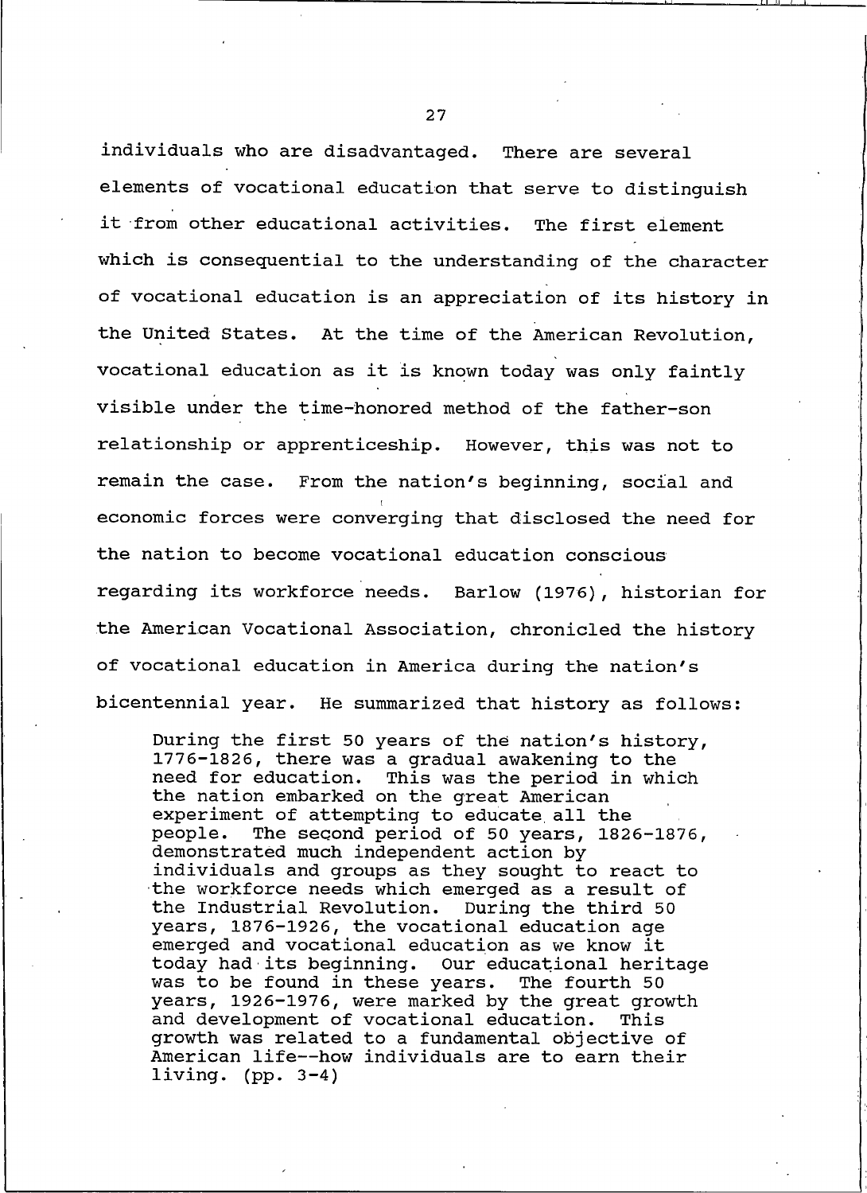individuals who are disadvantaged. There are several elements of vocational education that serve to distinguish it from other educational activities. The first element which is consequential to the understanding of the character of vocational education is an appreciation of its history in the United States. At the time of the American Revolution, vocational education as it is known today was only faintly visible under the time-honored method of the father-son relationship or apprenticeship. However, this was not to remain the case. From the nation's beginning, social and economic forces were converging that disclosed the need for the nation to become vocational education conscious regarding its workforce needs. Barlow (1976), historian for the American Vocational Association, chronicled the history of vocational education in America during the nation's bicentennial year. He summarized that history as follows:

> During the first 50 years of the nation's history, 1776-1826, there was a gradual awakening to the need for education. This was the period in which the nation embarked on the great American experiment of attempting to educate all the people. The second period of 50 years, 1826-1876, demonstrated much independent action by individuals and groups as they sought to react to the workforce needs which emerged as a result of the Industrial Revolution. During the third 50 years, 1876-1926, the vocational education age emerged and vocational education as we know it today had its beginning. Our educational heritage was to be found in these years. The fourth 50 years, 1926-1976, were marked by the great growth and development of vocational education. This growth was related to a fundamental objective of American life--how individuals are to earn their living. (pp. 3-4)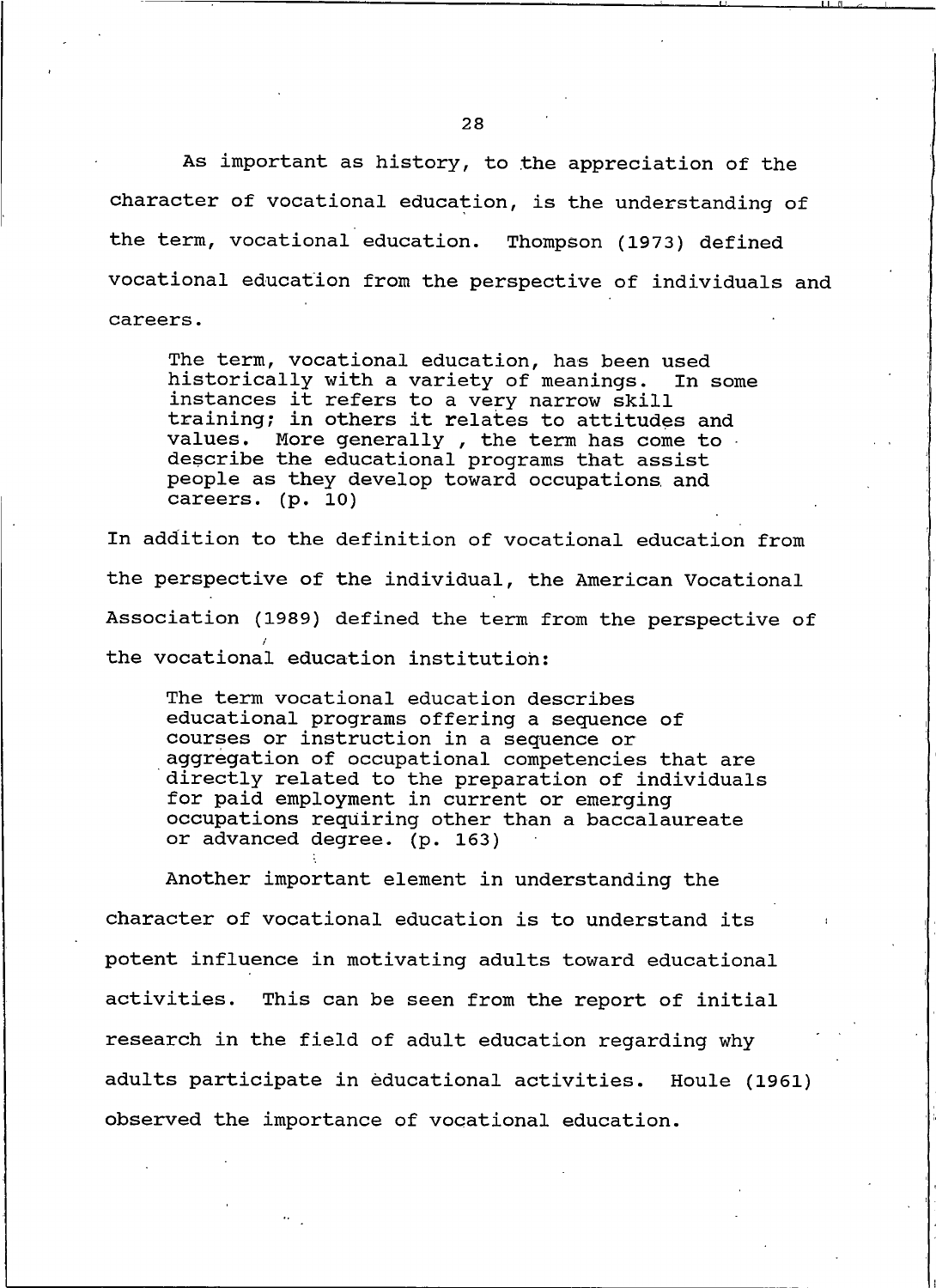As important as history, to the appreciation of the character of vocational education, is the understanding of the term, vocational education. Thompson (1973) defined vocational education from the perspective of individuals and careers.

> The term, vocational education, has been used historically with a variety of meanings. In some instances it refers to a very narrow skill training; in others it relates to attitudes and values. More generally , the term has come to describe the educational programs that assist people as they develop toward occupations and careers. (p. 10)

In addition to the definition of vocational education from the perspective of the individual, the American Vocational Association (1989) defined the term from the perspective of the vocational education institution:

> The term vocational education describes educational programs offering a sequence of courses or instruction in a sequence or aggregation of occupational competencies that are directly related to the preparation of individuals for paid employment in current or emerging occupations requiring other than a baccalaureate or advanced degree. (p. 163)

Another important element in understanding the character of vocational education is to understand its potent influence in motivating adults toward educational activities. This can be seen from the report of initial research in the field of adult education regarding why adults participate in educational activities. Houle (1961) observed the importance of vocational education.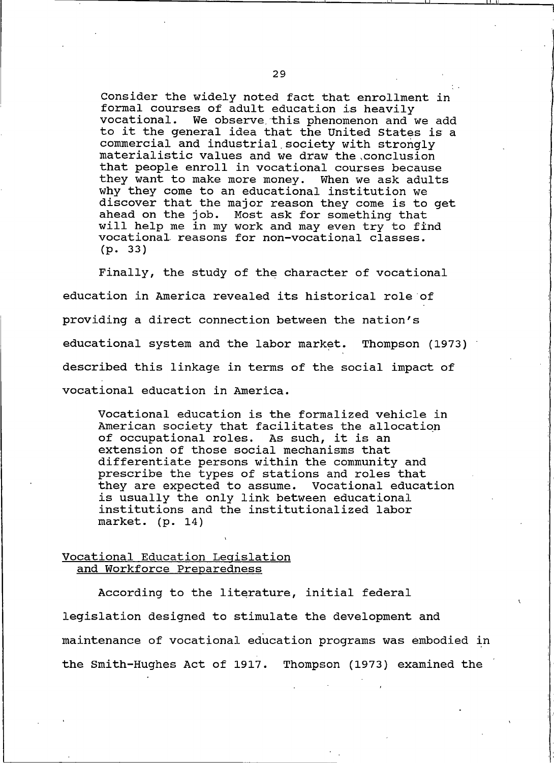> Consider the widely noted fact that enrollment in formal courses of adult education is heavily vocational. We observe this phenomenon and we add to it the general idea that the United States is a commercial and industrial society with strongly materialistic values and we draw the conclusion that people enroll in vocational courses because they want to make more money. When we ask adults why they come to an educational institution we discover that the major reason they come is to get ahead on the job. Most ask for something that will help me in my work and may even try to find vocational reasons for non-vocational classes. (p. 33)

Finally, the study of the character of vocational education in America revealed its historical role of providing a direct connection between the nation's educational system and the labor market. Thompson (1973) described this linkage in terms of the social impact of vocational education in America.

> Vocational education is the formalized vehicle in American society that facilitates the allocation of occupational roles. As such, it is an extension of those social mechanisms that differentiate persons within the community and prescribe the types of stations and roles that they are expected to assume. Vocational education is usually the only link between educational institutions and the institutionalized labor market. (p. 14)

### Vocational Education Legislation and Workforce Preparedness

According to the literature, initial federal legislation designed to stimulate the development and maintenance of vocational education programs was embodied in the Smith-Hughes Act of 1917. Thompson (1973) examined the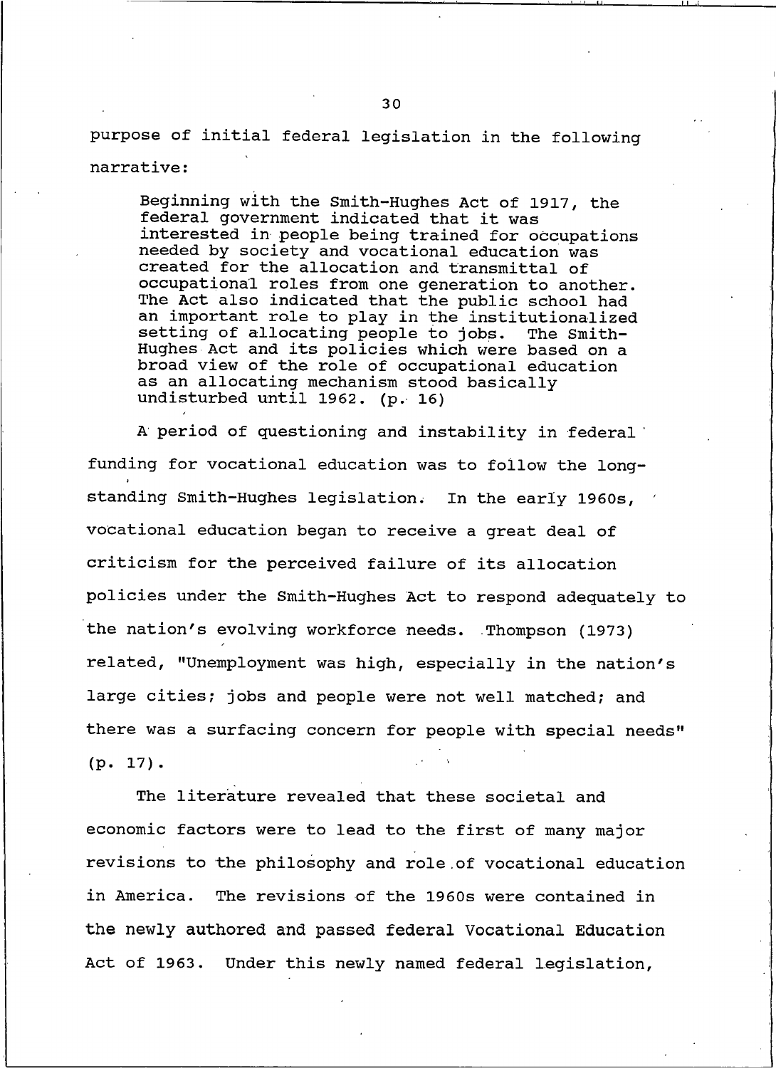purpose of initial federal legislation in the following narrative:

> Beginning with the Smith-Hughes Act of 1917, the federal government indicated that it was interested in people being trained for occupations needed by society and vocational education was created for the allocation and transmittal of occupational roles from one generation to another. The Act also indicated that the public school had an important role to play in the institutionalized setting of allocating people to jobs. The Smith-Hughes Act and its policies which were based on a broad view of the role of occupational education as an allocating mechanism stood basically undisturbed until 1962. (p. 16)

A period of questioning and instability in federal funding for vocational education was to follow the long-standing Smith-Hughes legislation. In the early 1960s, vocational education began to receive a great deal of criticism for the perceived failure of its allocation policies under the Smith-Hughes Act to respond adequately to the nation's evolving workforce needs. Thompson (1973) related, "Unemployment was high, especially in the nation's large cities; jobs and people were not well matched; and there was a surfacing concern for people with special needs" (p. 17).

The literature revealed that these societal and economic factors were to lead to the first of many major revisions to the philosophy and role of vocational education in America. The revisions of the 1960s were contained in the newly authored and passed federal Vocational Education Act of 1963. Under this newly named federal legislation,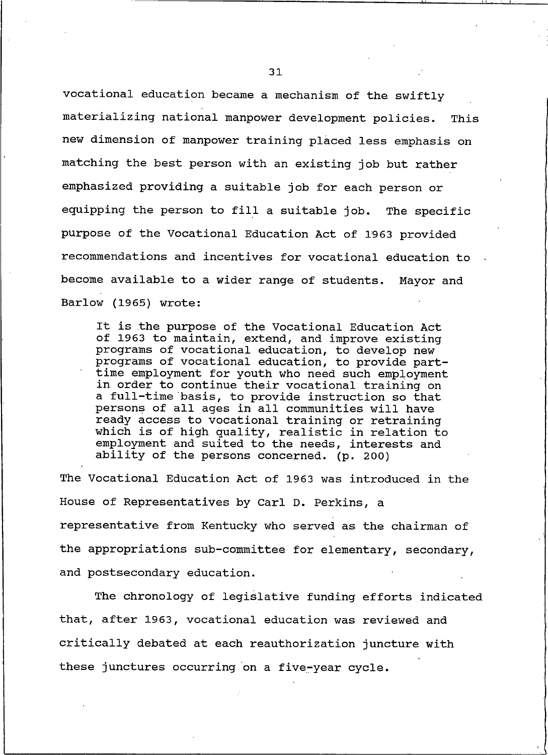vocational education became a mechanism of the swiftly materializing national manpower development policies. This new dimension of manpower training placed less emphasis on matching the best person with an existing job but rather emphasized providing a suitable job for each person or equipping the person to fill a suitable job. The specific purpose of the Vocational Education Act of 1963 provided recommendations and incentives for vocational education to become available to a wider range of students. Mayor and Barlow (1965) wrote:

> It is the purpose of the Vocational Education Act of 1963 to maintain, extend, and improve existing programs of vocational education, to develop new programs of vocational education, to provide part-time employment for youth who need such employment in order to continue their vocational training on a full-time basis, to provide instruction so that persons of all ages in all communities will have ready access to vocational training or retraining which is of high quality, realistic in relation to employment and suited to the needs, interests and ability of the persons concerned. (p. 200)

The Vocational Education Act of 1963 was introduced in the House of Representatives by Carl D. Perkins, a representative from Kentucky who served as the chairman of the appropriations sub-committee for elementary, secondary, and postsecondary education.

The chronology of legislative funding efforts indicated that, after 1963, vocational education was reviewed and critically debated at each reauthorization juncture with these junctures occurring on a five-year cycle.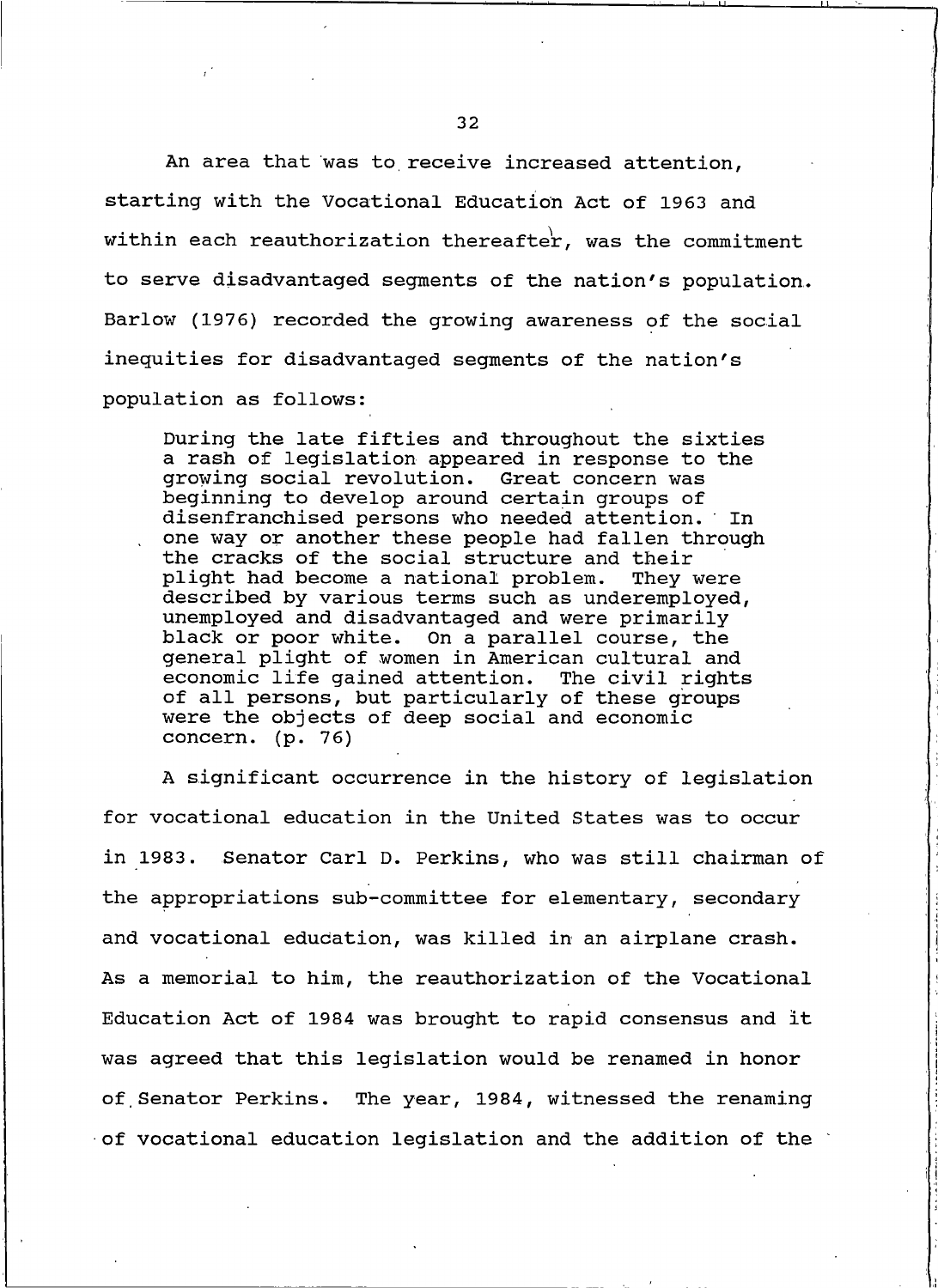An area that was to receive increased attention, starting with the Vocational Education Act of 1963 and within each reauthorization thereafter, was the commitment to serve disadvantaged segments of the nation's population. Barlow (1976) recorded the growing awareness of the social inequities for disadvantaged segments of the nation's population as follows:

> During the late fifties and throughout the sixties a rash of legislation appeared in response to the growing social revolution. Great concern was beginning to develop around certain groups of disenfranchised persons who needed attention. In one way or another these people had fallen through the cracks of the social structure and their plight had become a national problem. They were described by various terms such as underemployed, unemployed and disadvantaged and were primarily black or poor white. On a parallel course, the general plight of women in American cultural and economic life gained attention. The civil rights of all persons, but particularly of these groups were the objects of deep social and economic concern. (p. 76)

A significant occurrence in the history of legislation for vocational education in the United States was to occur in 1983. Senator Carl D. Perkins, who was still chairman of the appropriations sub-committee for elementary, secondary and vocational education, was killed in an airplane crash. As a memorial to him, the reauthorization of the Vocational Education Act of 1984 was brought to rapid consensus and it was agreed that this legislation would be renamed in honor of Senator Perkins. The year, 1984, witnessed the renaming of vocational education legislation and the addition of the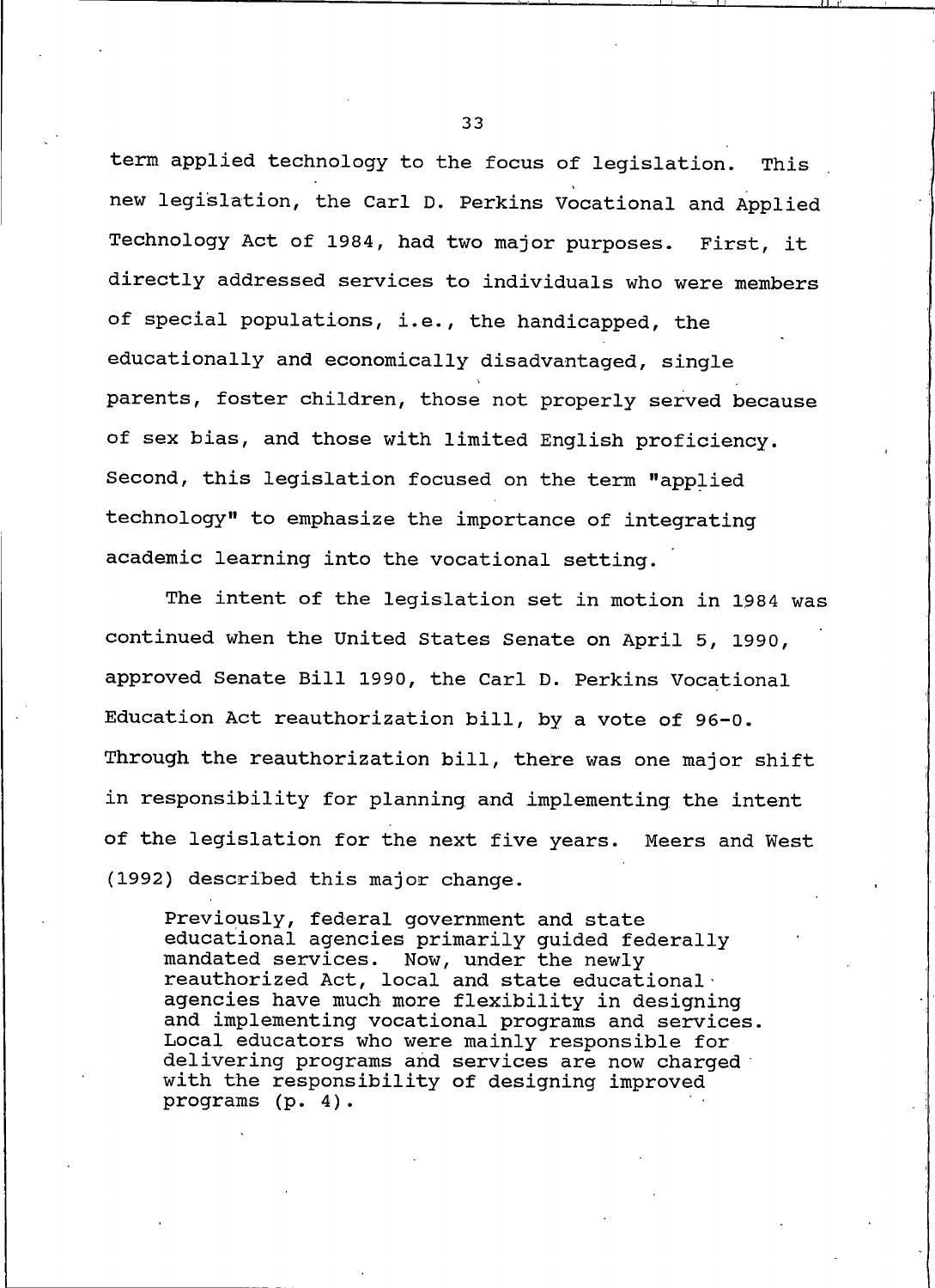term applied technology to the focus of legislation. This new legislation, the Carl D. Perkins Vocational and Applied Technology Act of 1984, had two major purposes. First, it directly addressed services to individuals who were members of special populations, i.e., the handicapped, the educationally and economically disadvantaged, single parents, foster children, those not properly served because of sex bias, and those with limited English proficiency. Second, this legislation focused on the term "applied technology" to emphasize the importance of integrating academic learning into the vocational setting.

The intent of the legislation set in motion in 1984 was continued when the United States Senate on April 5, 1990, approved Senate Bill 1990, the Carl D. Perkins Vocational Education Act reauthorization bill, by a vote of 96-0. Through the reauthorization bill, there was one major shift in responsibility for planning and implementing the intent of the legislation for the next five years. Meers and West (1992) described this major change.

> Previously, federal government and state educational agencies primarily guided federally mandated services. Now, under the newly reauthorized Act, local and state educational agencies have much more flexibility in designing and implementing vocational programs and services. Local educators who were mainly responsible for delivering programs and services are now charged with the responsibility of designing improved programs (p. 4).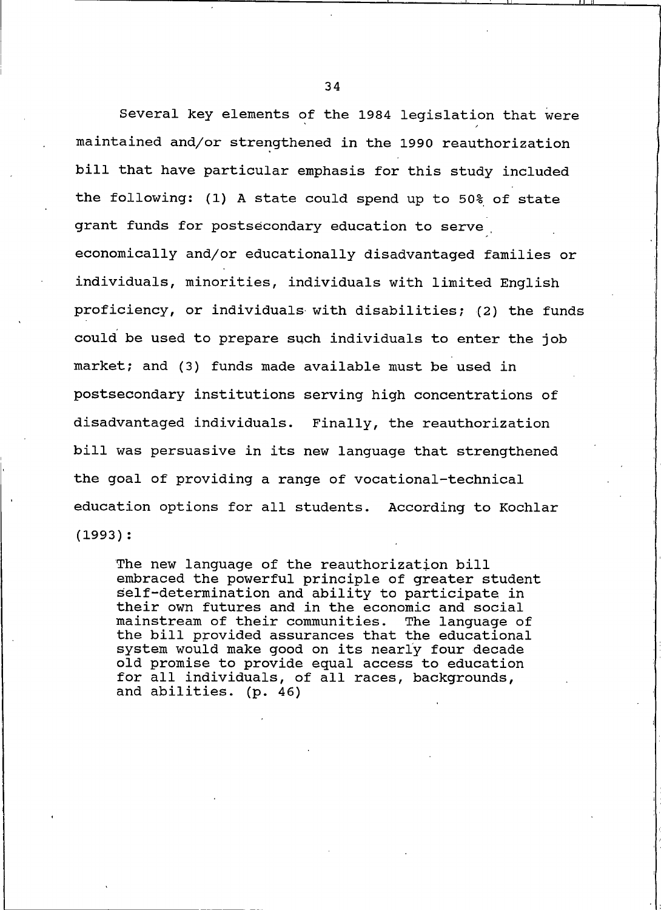Several key elements of the 1984 legislation that were maintained and/or strengthened in the 1990 reauthorization bill that have particular emphasis for this study included the following: (1) A state could spend up to 50% of state grant funds for postsecondary education to serve economically and/or educationally disadvantaged families or individuals, minorities, individuals with limited English proficiency, or individuals with disabilities; (2) the funds could be used to prepare such individuals to enter the job market; and (3) funds made available must be used in postsecondary institutions serving high concentrations of disadvantaged individuals. Finally, the reauthorization bill was persuasive in its new language that strengthened the goal of providing a range of vocational-technical education options for all students. According to Kochlar (1993):

> The new language of the reauthorization bill embraced the powerful principle of greater student self-determination and ability to participate in their own futures and in the economic and social mainstream of their communities. The language of the bill provided assurances that the educational system would make good on its nearly four decade old promise to provide equal access to education for all individuals, of all races, backgrounds, and abilities. (p. 46)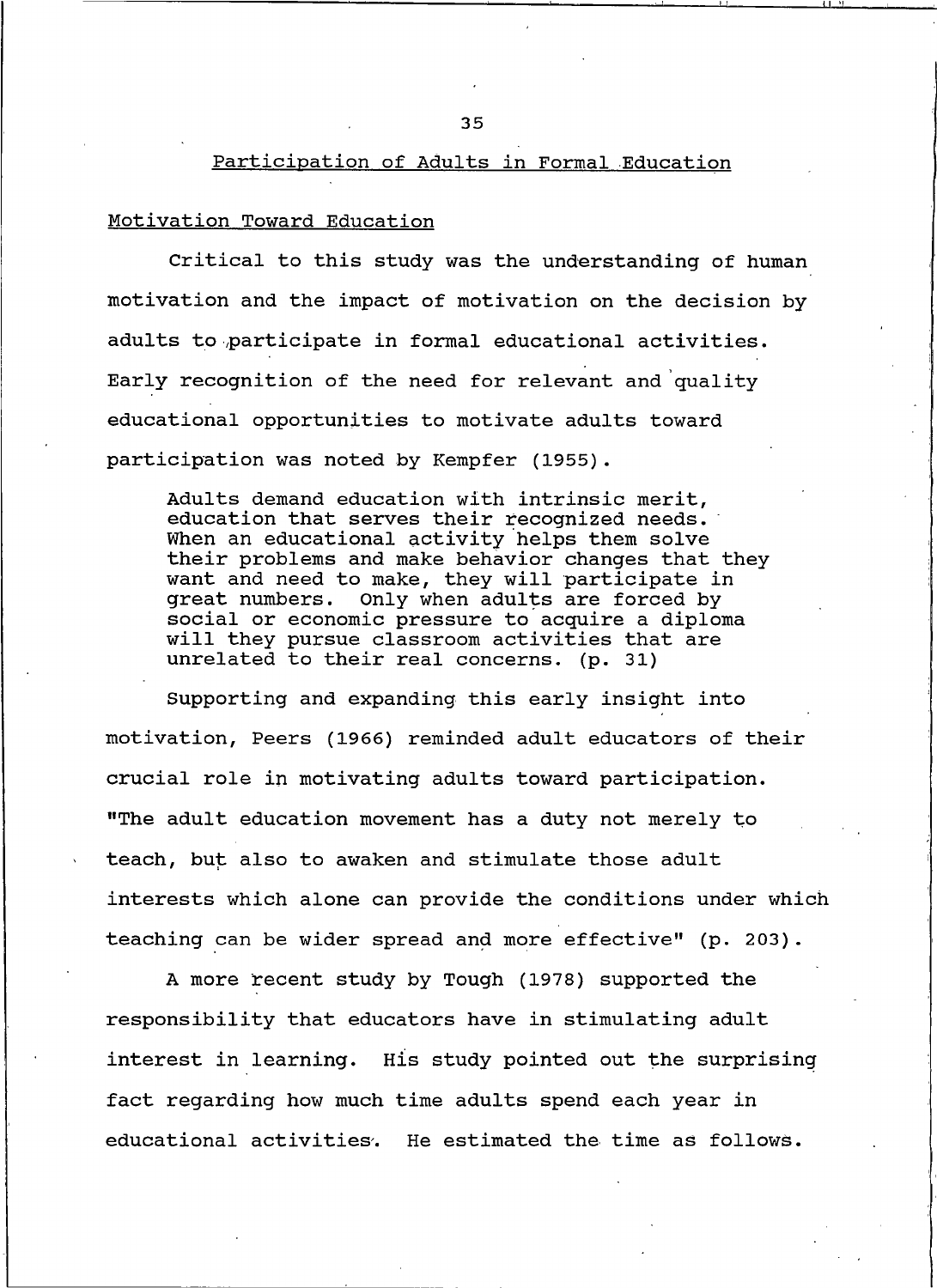## Participation of Adults in Formal Education

### Motivation Toward Education

Critical to this study was the understanding of human motivation and the impact of motivation on the decision by adults to participate in formal educational activities. Early recognition of the need for relevant and quality educational opportunities to motivate adults toward participation was noted by Kempfer (1955).

> Adults demand education with intrinsic merit, education that serves their recognized needs. When an educational activity helps them solve their problems and make behavior changes that they want and need to make, they will participate in great numbers. Only when adults are forced by social or economic pressure to acquire a diploma will they pursue classroom activities that are unrelated to their real concerns. (p. 31)

Supporting and expanding this early insight into motivation, Peers (1966) reminded adult educators of their crucial role in motivating adults toward participation. "The adult education movement has a duty not merely to teach, but also to awaken and stimulate those adult interests which alone can provide the conditions under which teaching can be wider spread and more effective" (p. 203).

A more recent study by Tough (1978) supported the responsibility that educators have in stimulating adult interest in learning. His study pointed out the surprising fact regarding how much time adults spend each year in educational activities. He estimated the time as follows.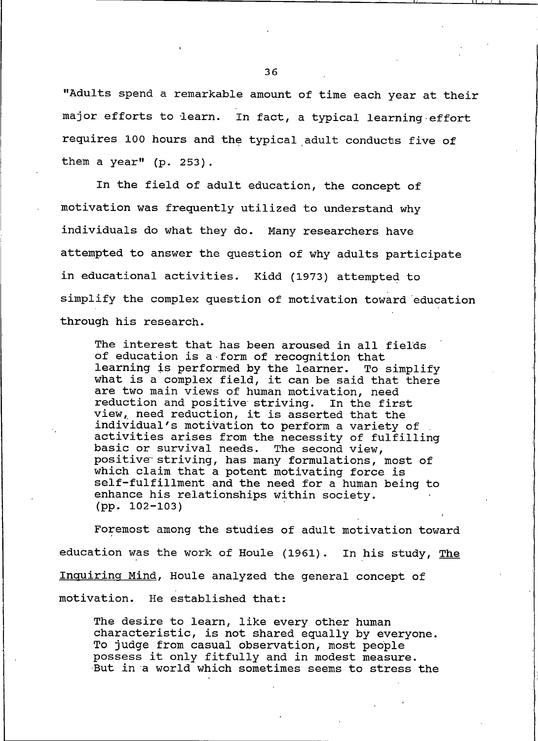"Adults spend a remarkable amount of time each year at their major efforts to learn. In fact, a typical learning effort requires 100 hours and the typical adult conducts five of them a year" (p. 253).

In the field of adult education, the concept of motivation was frequently utilized to understand why individuals do what they do. Many researchers have attempted to answer the question of why adults participate in educational activities. Kidd (1973) attempted to simplify the complex question of motivation toward education through his research.

> The interest that has been aroused in all fields of education is a form of recognition that learning is performed by the learner. To simplify what is a complex field, it can be said that there are two main views of human motivation, need reduction and positive striving. In the first view, need reduction, it is asserted that the individual's motivation to perform a variety of activities arises from the necessity of fulfilling basic or survival needs. The second view, positive striving, has many formulations, most of which claim that a potent motivating force is self-fulfillment and the need for a human being to enhance his relationships within society. (pp. 102-103)

Foremost among the studies of adult motivation toward education was the work of Houle (1961). In his study, The Inquiring Mind, Houle analyzed the general concept of motivation. He established that:

> The desire to learn, like every other human characteristic, is not shared equally by everyone. To judge from casual observation, most people possess it only fitfully and in modest measure. But in a world which sometimes seems to stress the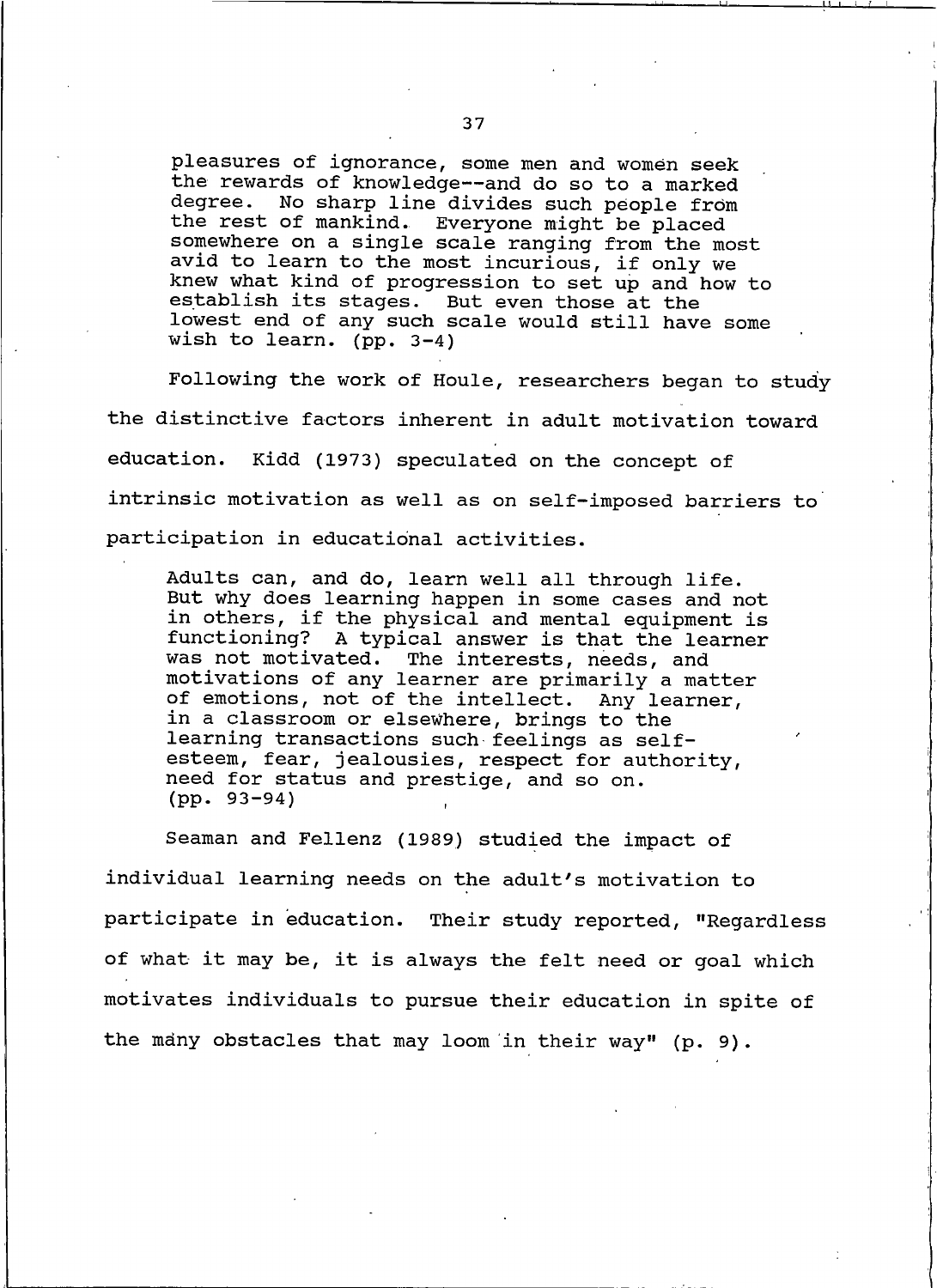> pleasures of ignorance, some men and women seek the rewards of knowledge--and do so to a marked degree. No sharp line divides such people from the rest of mankind. Everyone might be placed somewhere on a single scale ranging from the most avid to learn to the most incurious, if only we knew what kind of progression to set up and how to establish its stages. But even those at the lowest end of any such scale would still have some wish to learn. (pp. 3-4)

Following the work of Houle, researchers began to study the distinctive factors inherent in adult motivation toward education. Kidd (1973) speculated on the concept of intrinsic motivation as well as on self-imposed barriers to participation in educational activities.

> Adults can, and do, learn well all through life. But why does learning happen in some cases and not in others, if the physical and mental equipment is functioning? A typical answer is that the learner was not motivated. The interests, needs, and motivations of any learner are primarily a matter of emotions, not of the intellect. Any learner, in a classroom or elsewhere, brings to the learning transactions such feelings as self-esteem, fear, jealousies, respect for authority, need for status and prestige, and so on. (pp. 93-94)

Seaman and Fellenz (1989) studied the impact of individual learning needs on the adult's motivation to participate in education. Their study reported, "Regardless of what it may be, it is always the felt need or goal which motivates individuals to pursue their education in spite of the many obstacles that may loom in their way" (p. 9).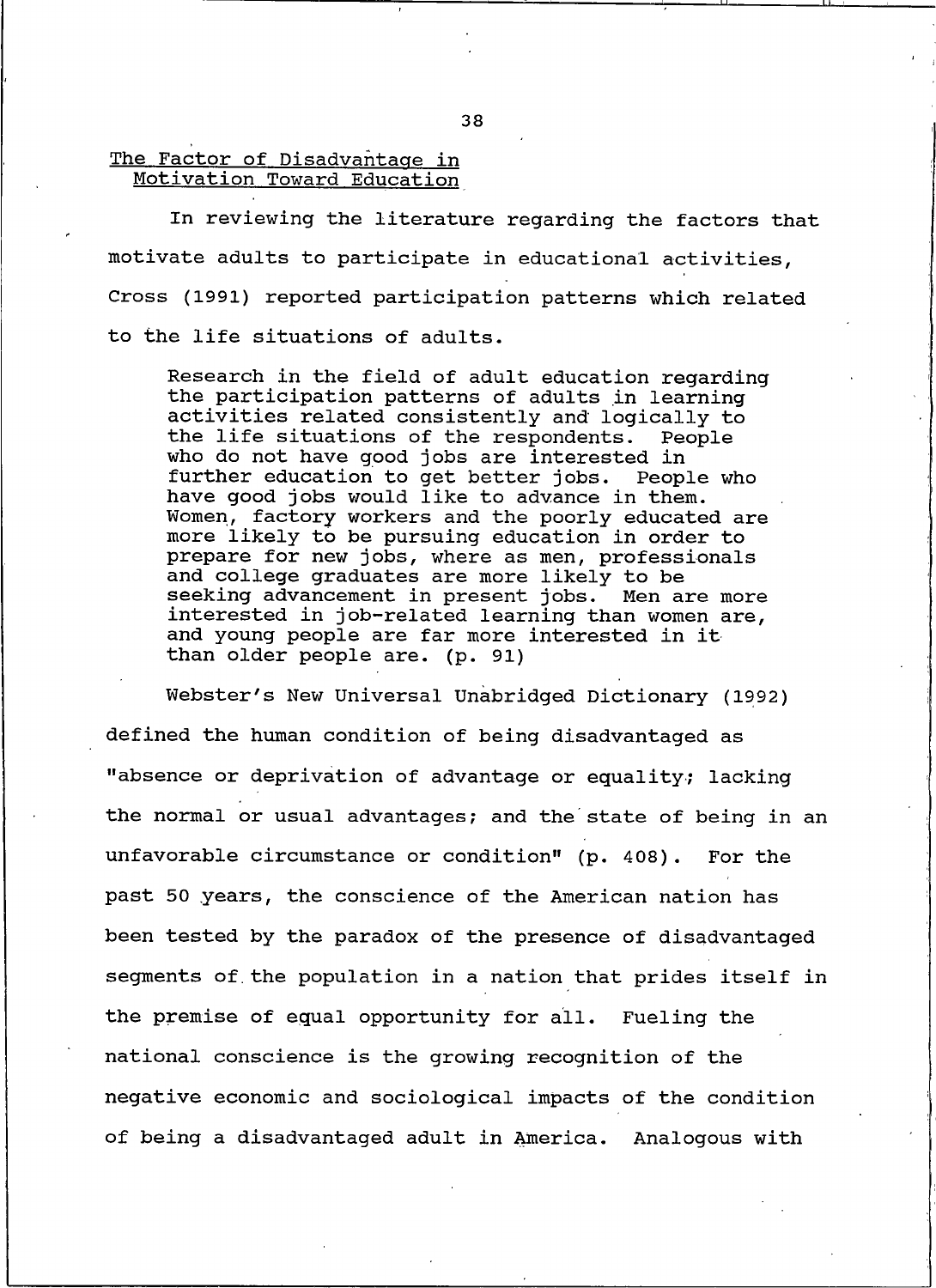## The Factor of Disadvantage in Motivation Toward Education

In reviewing the literature regarding the factors that motivate adults to participate in educational activities, Cross (1991) reported participation patterns which related to the life situations of adults.

> Research in the field of adult education regarding the participation patterns of adults in learning activities related consistently and logically to the life situations of the respondents. People who do not have good jobs are interested in further education to get better jobs. People who have good jobs would like to advance in them. Women, factory workers and the poorly educated are more likely to be pursuing education in order to prepare for new jobs, where as men, professionals and college graduates are more likely to be seeking advancement in present jobs. Men are more interested in job-related learning than women are, and young people are far more interested in it than older people are. (p. 91)

Webster's New Universal Unabridged Dictionary (1992) defined the human condition of being disadvantaged as "absence or deprivation of advantage or equality; lacking the normal or usual advantages; and the state of being in an unfavorable circumstance or condition" (p. 408). For the past 50 years, the conscience of the American nation has been tested by the paradox of the presence of disadvantaged segments of the population in a nation that prides itself in the premise of equal opportunity for all. Fueling the national conscience is the growing recognition of the negative economic and sociological impacts of the condition of being a disadvantaged adult in America. Analogous with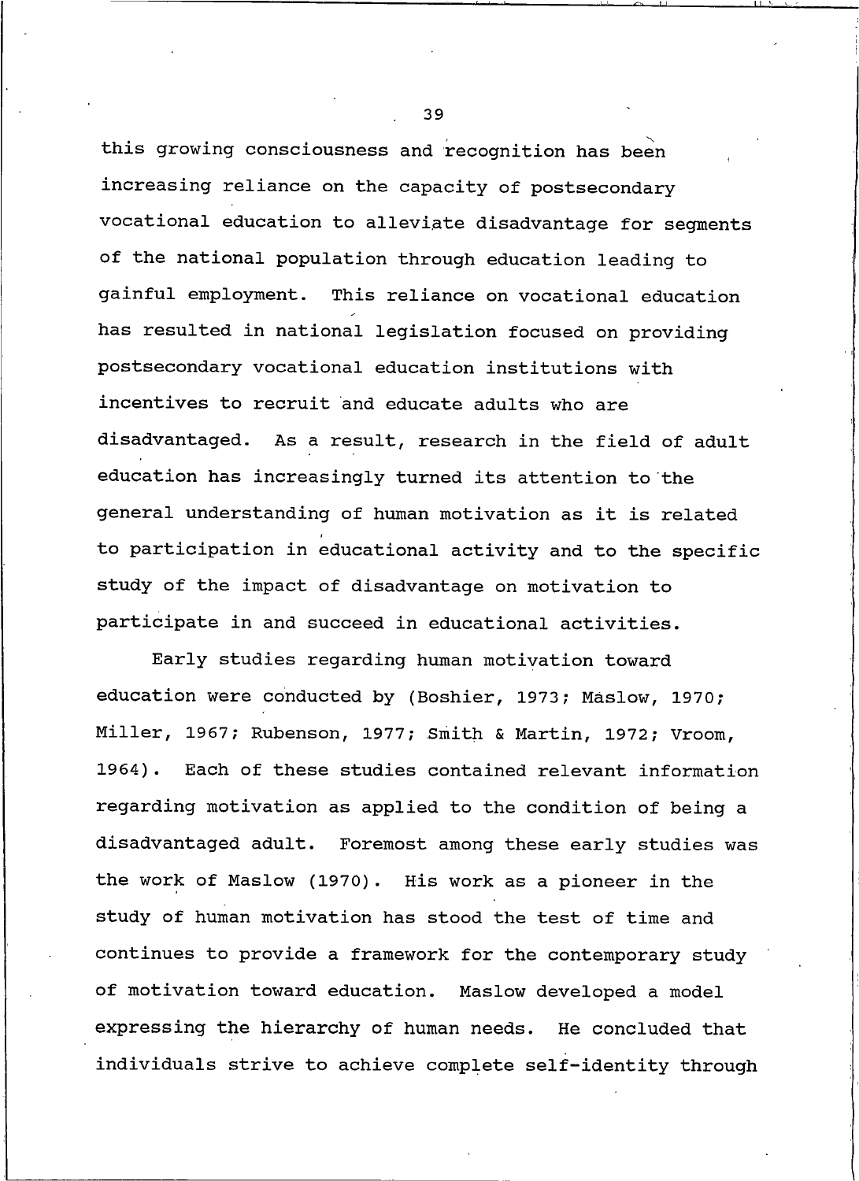this growing consciousness and recognition has been increasing reliance on the capacity of postsecondary vocational education to alleviate disadvantage for segments of the national population through education leading to gainful employment. This reliance on vocational education has resulted in national legislation focused on providing postsecondary vocational education institutions with incentives to recruit and educate adults who are disadvantaged. As a result, research in the field of adult education has increasingly turned its attention to the general understanding of human motivation as it is related to participation in educational activity and to the specific study of the impact of disadvantage on motivation to participate in and succeed in educational activities.

Early studies regarding human motivation toward education were conducted by (Boshier, 1973; Maslow, 1970; Miller, 1967; Rubenson, 1977; Smith & Martin, 1972; Vroom, 1964). Each of these studies contained relevant information regarding motivation as applied to the condition of being a disadvantaged adult. Foremost among these early studies was the work of Maslow (1970). His work as a pioneer in the study of human motivation has stood the test of time and continues to provide a framework for the contemporary study of motivation toward education. Maslow developed a model expressing the hierarchy of human needs. He concluded that individuals strive to achieve complete self-identity through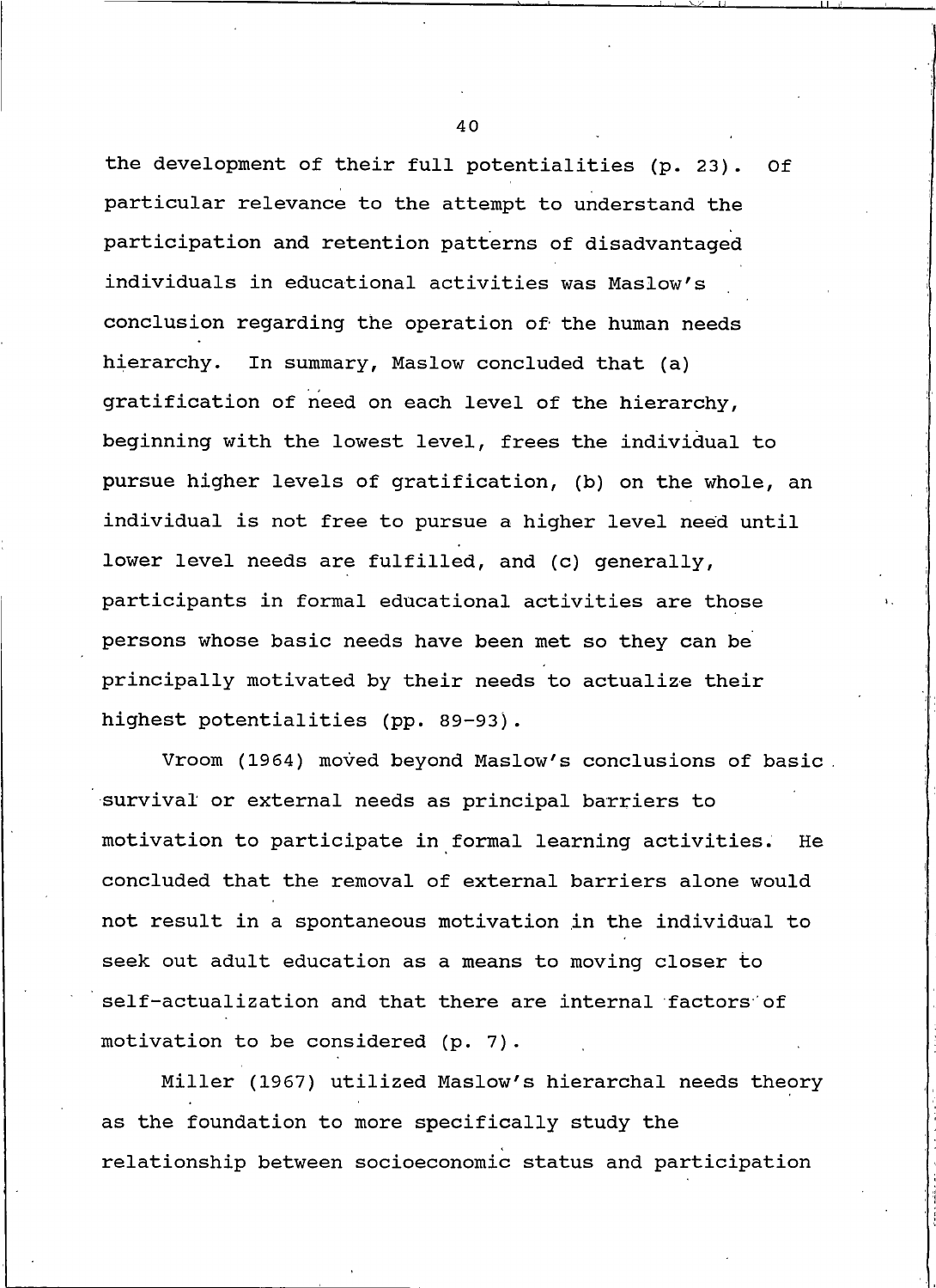the development of their full potentialities (p. 23). Of particular relevance to the attempt to understand the participation and retention patterns of disadvantaged individuals in educational activities was Maslow's conclusion regarding the operation of the human needs hierarchy. In summary, Maslow concluded that (a) gratification of need on each level of the hierarchy, beginning with the lowest level, frees the individual to pursue higher levels of gratification, (b) on the whole, an individual is not free to pursue a higher level need until lower level needs are fulfilled, and (c) generally, participants in formal educational activities are those persons whose basic needs have been met so they can be principally motivated by their needs to actualize their highest potentialities (pp. 89-93).

Vroom (1964) moved beyond Maslow's conclusions of basic survival or external needs as principal barriers to motivation to participate in formal learning activities. He concluded that the removal of external barriers alone would not result in a spontaneous motivation in the individual to seek out adult education as a means to moving closer to self-actualization and that there are internal factors of motivation to be considered (p. 7).

Miller (1967) utilized Maslow's hierarchal needs theory as the foundation to more specifically study the relationship between socioeconomic status and participation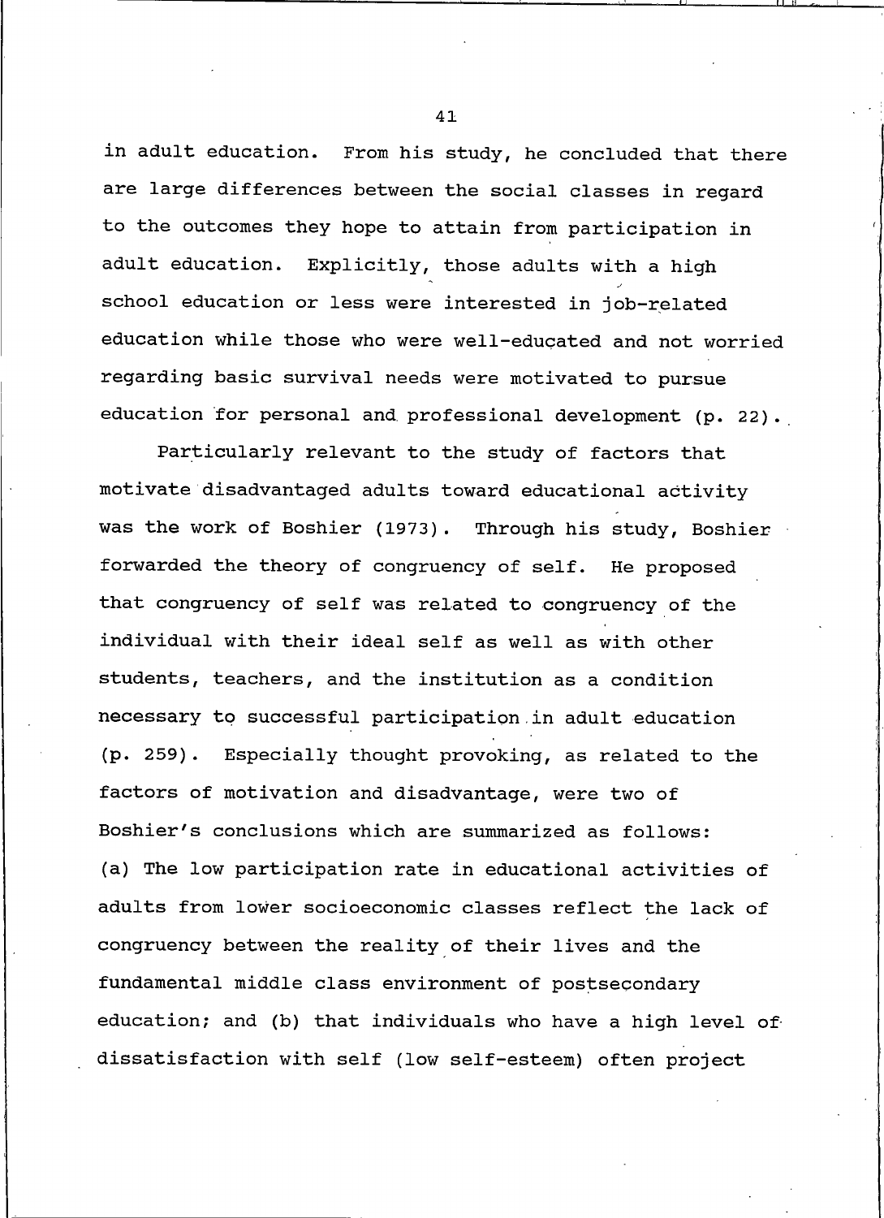in adult education. From his study, he concluded that there are large differences between the social classes in regard to the outcomes they hope to attain from participation in adult education. Explicitly, those adults with a high school education or less were interested in job-related education while those who were well-educated and not worried regarding basic survival needs were motivated to pursue education for personal and professional development (p. 22).

Particularly relevant to the study of factors that motivate disadvantaged adults toward educational activity was the work of Boshier (1973). Through his study, Boshier forwarded the theory of congruency of self. He proposed that congruency of self was related to congruency of the individual with their ideal self as well as with other students, teachers, and the institution as a condition necessary to successful participation in adult education (p. 259). Especially thought provoking, as related to the factors of motivation and disadvantage, were two of Boshier's conclusions which are summarized as follows: (a) The low participation rate in educational activities of adults from lower socioeconomic classes reflect the lack of congruency between the reality of their lives and the fundamental middle class environment of postsecondary education; and (b) that individuals who have a high level of dissatisfaction with self (low self-esteem) often project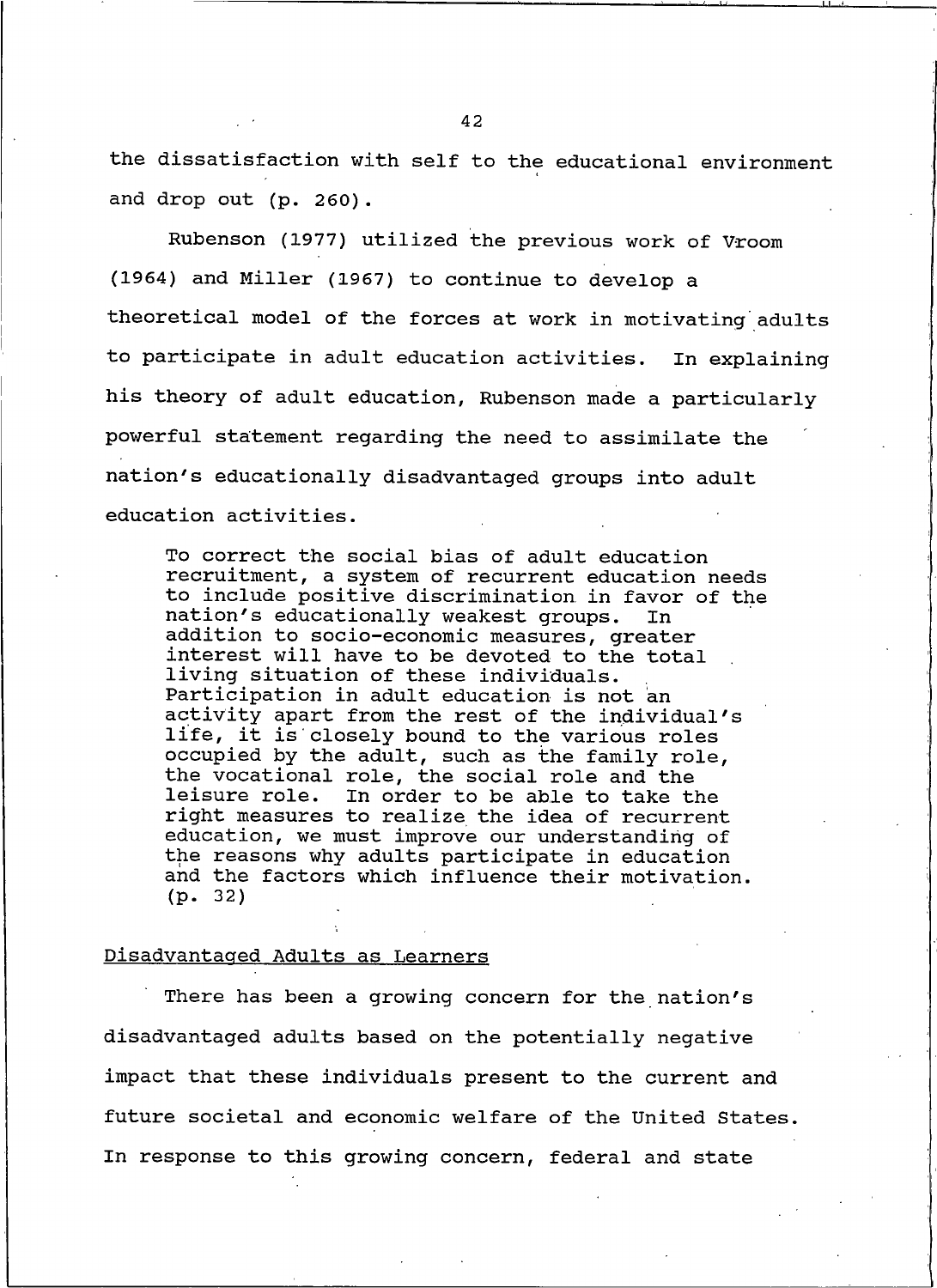the dissatisfaction with self to the educational environment and drop out (p. 260).

Rubenson (1977) utilized the previous work of Vroom (1964) and Miller (1967) to continue to develop a theoretical model of the forces at work in motivating adults to participate in adult education activities. In explaining his theory of adult education, Rubenson made a particularly powerful statement regarding the need to assimilate the nation's educationally disadvantaged groups into adult education activities.

> To correct the social bias of adult education recruitment, a system of recurrent education needs to include positive discrimination in favor of the nation's educationally weakest groups. In addition to socio-economic measures, greater interest will have to be devoted to the total living situation of these individuals. Participation in adult education is not an activity apart from the rest of the individual's life, it is closely bound to the various roles occupied by the adult, such as the family role, the vocational role, the social role and the leisure role. In order to be able to take the right measures to realize the idea of recurrent education, we must improve our understanding of the reasons why adults participate in education and the factors which influence their motivation. (p. 32)

## Disadvantaged Adults as Learners

There has been a growing concern for the nation's disadvantaged adults based on the potentially negative impact that these individuals present to the current and future societal and economic welfare of the United States. In response to this growing concern, federal and state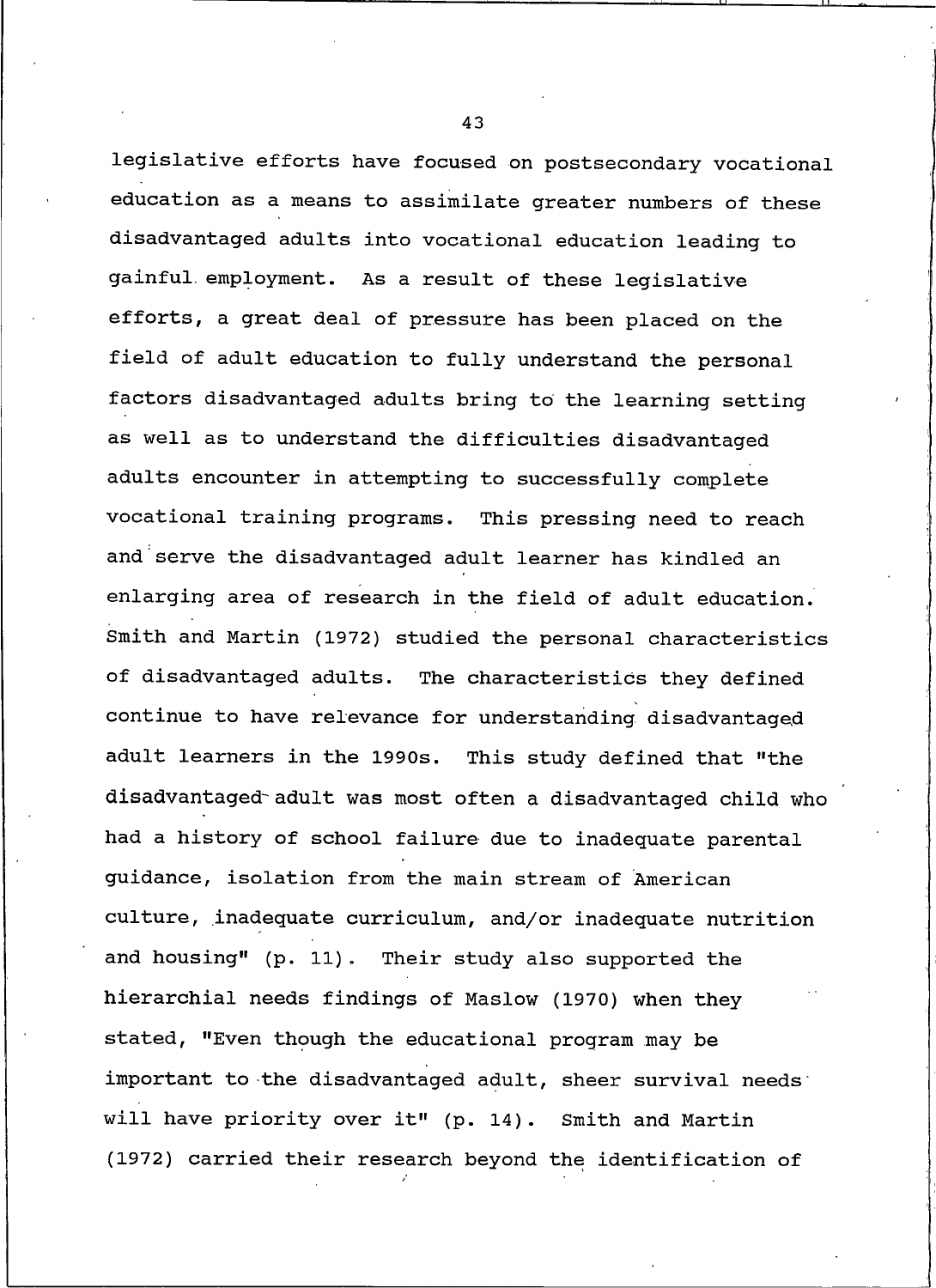legislative efforts have focused on postsecondary vocational education as a means to assimilate greater numbers of these disadvantaged adults into vocational education leading to gainful employment. As a result of these legislative efforts, a great deal of pressure has been placed on the field of adult education to fully understand the personal factors disadvantaged adults bring to the learning setting as well as to understand the difficulties disadvantaged adults encounter in attempting to successfully complete vocational training programs. This pressing need to reach and serve the disadvantaged adult learner has kindled an enlarging area of research in the field of adult education. Smith and Martin (1972) studied the personal characteristics of disadvantaged adults. The characteristics they defined continue to have relevance for understanding disadvantaged adult learners in the 1990s. This study defined that "the disadvantaged adult was most often a disadvantaged child who had a history of school failure due to inadequate parental guidance, isolation from the main stream of American culture, inadequate curriculum, and/or inadequate nutrition and housing" (p. 11). Their study also supported the hierarchial needs findings of Maslow (1970) when they stated, "Even though the educational program may be important to the disadvantaged adult, sheer survival needs will have priority over it" (p. 14). Smith and Martin (1972) carried their research beyond the identification of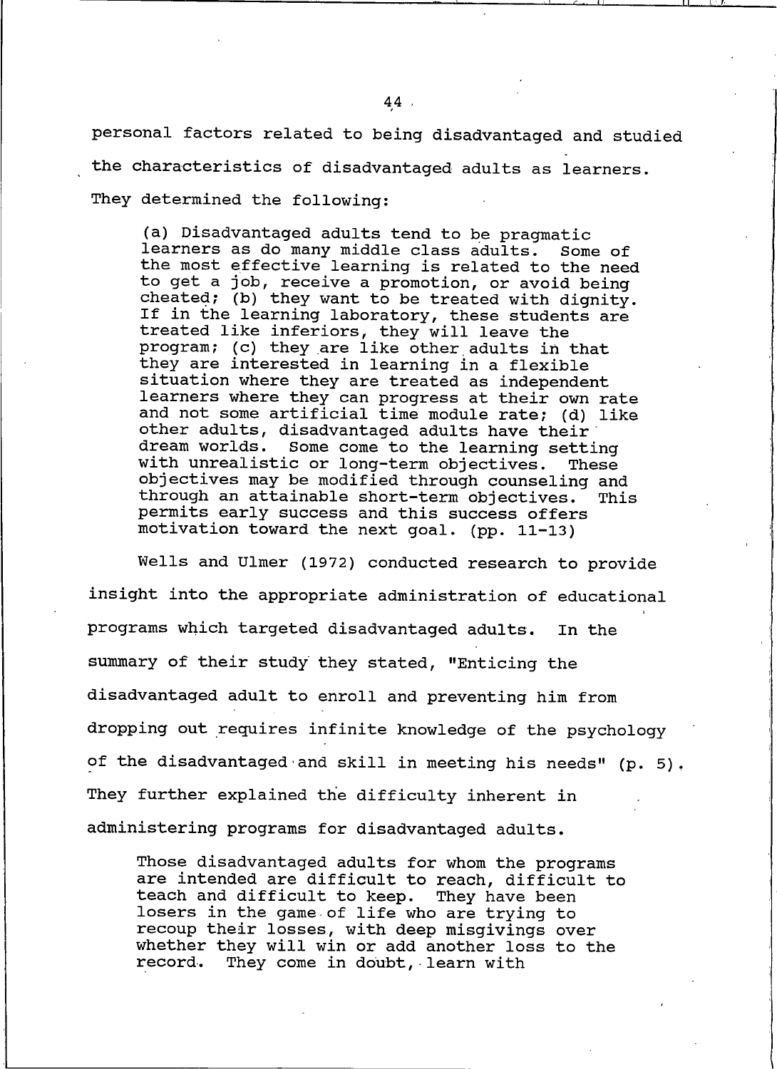personal factors related to being disadvantaged and studied the characteristics of disadvantaged adults as learners. They determined the following:

> (a) Disadvantaged adults tend to be pragmatic learners as do many middle class adults. Some of the most effective learning is related to the need to get a job, receive a promotion, or avoid being cheated; (b) they want to be treated with dignity. If in the learning laboratory, these students are treated like inferiors, they will leave the program; (c) they are like other adults in that they are interested in learning in a flexible situation where they are treated as independent learners where they can progress at their own rate and not some artificial time module rate; (d) like other adults, disadvantaged adults have their dream worlds. Some come to the learning setting with unrealistic or long-term objectives. These objectives may be modified through counseling and through an attainable short-term objectives. This permits early success and this success offers motivation toward the next goal. (pp. 11-13)

Wells and Ulmer (1972) conducted research to provide insight into the appropriate administration of educational programs which targeted disadvantaged adults. In the summary of their study they stated, "Enticing the disadvantaged adult to enroll and preventing him from dropping out requires infinite knowledge of the psychology of the disadvantaged and skill in meeting his needs" (p. 5). They further explained the difficulty inherent in administering programs for disadvantaged adults.

> Those disadvantaged adults for whom the programs are intended are difficult to reach, difficult to teach and difficult to keep. They have been losers in the game of life who are trying to recoup their losses, with deep misgivings over whether they will win or add another loss to the record. They come in doubt, learn with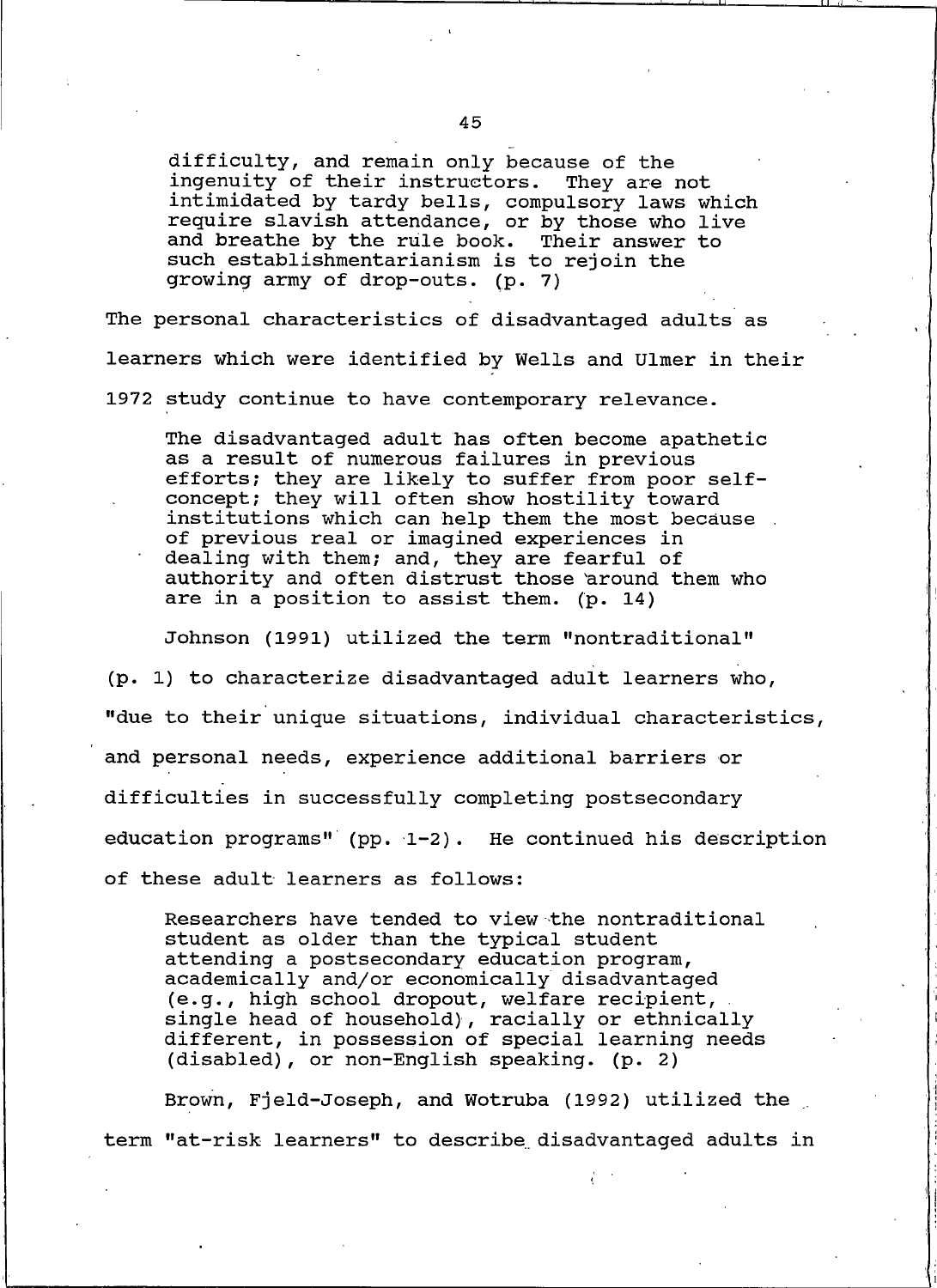> difficulty, and remain only because of the ingenuity of their instructors. They are not intimidated by tardy bells, compulsory laws which require slavish attendance, or by those who live and breathe by the rule book. Their answer to such establishmentarianism is to rejoin the growing army of drop-outs. (p. 7)

The personal characteristics of disadvantaged adults as learners which were identified by Wells and Ulmer in their 1972 study continue to have contemporary relevance.

> The disadvantaged adult has often become apathetic as a result of numerous failures in previous efforts; they are likely to suffer from poor self-concept; they will often show hostility toward institutions which can help them the most because of previous real or imagined experiences in dealing with them; and, they are fearful of authority and often distrust those around them who are in a position to assist them. (p. 14)

Johnson (1991) utilized the term "nontraditional" (p. 1) to characterize disadvantaged adult learners who, "due to their unique situations, individual characteristics, and personal needs, experience additional barriers or difficulties in successfully completing postsecondary education programs" (pp. 1-2). He continued his description of these adult learners as follows:

> Researchers have tended to view the nontraditional student as older than the typical student attending a postsecondary education program, academically and/or economically disadvantaged (e.g., high school dropout, welfare recipient, single head of household), racially or ethnically different, in possession of special learning needs (disabled), or non-English speaking. (p. 2)

Brown, Fjeld-Joseph, and Wotruba (1992) utilized the term "at-risk learners" to describe disadvantaged adults in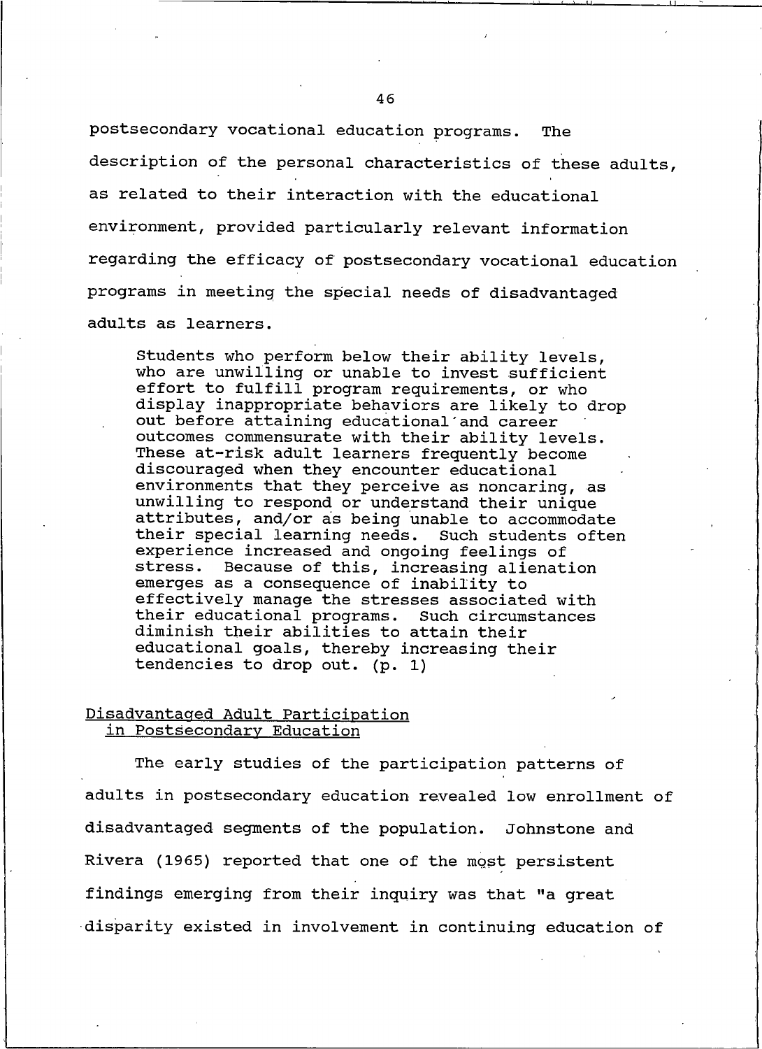postsecondary vocational education programs. The description of the personal characteristics of these adults, as related to their interaction with the educational environment, provided particularly relevant information regarding the efficacy of postsecondary vocational education programs in meeting the special needs of disadvantaged adults as learners.

> Students who perform below their ability levels, who are unwilling or unable to invest sufficient effort to fulfill program requirements, or who display inappropriate behaviors are likely to drop out before attaining educational and career outcomes commensurate with their ability levels. These at-risk adult learners frequently become discouraged when they encounter educational environments that they perceive as noncaring, as unwilling to respond or understand their unique attributes, and/or as being unable to accommodate their special learning needs. Such students often experience increased and ongoing feelings of stress. Because of this, increasing alienation emerges as a consequence of inability to effectively manage the stresses associated with their educational programs. Such circumstances diminish their abilities to attain their educational goals, thereby increasing their tendencies to drop out. (p. 1)

## Disadvantaged Adult Participation in Postsecondary Education

The early studies of the participation patterns of adults in postsecondary education revealed low enrollment of disadvantaged segments of the population. Johnstone and Rivera (1965) reported that one of the most persistent findings emerging from their inquiry was that "a great disparity existed in involvement in continuing education of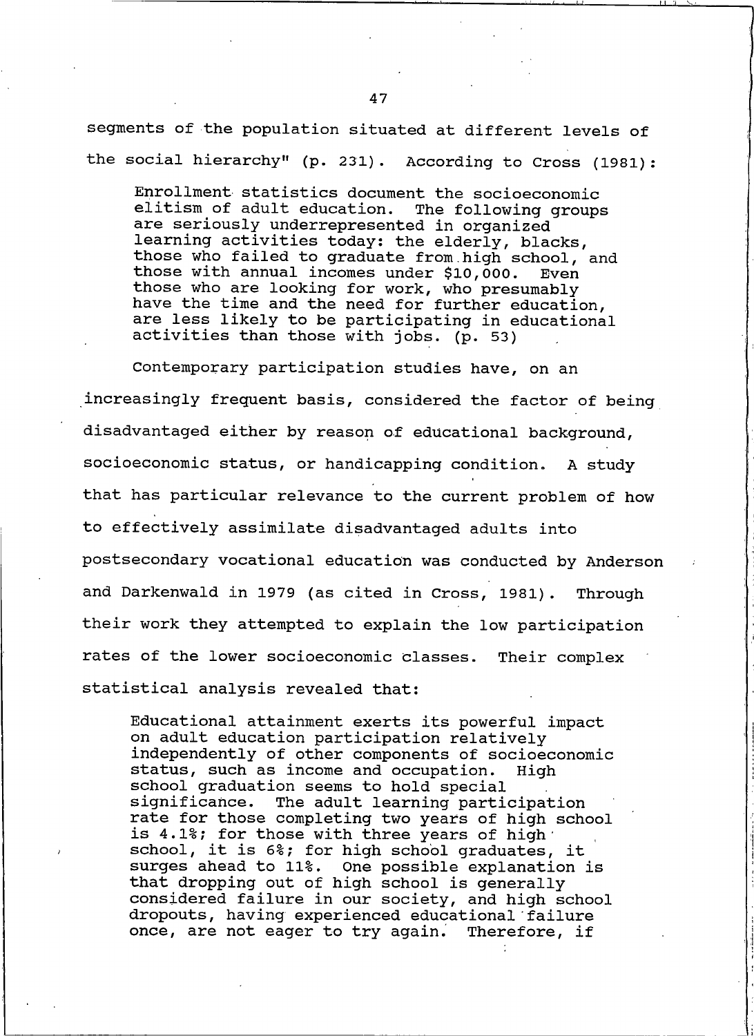segments of the population situated at different levels of the social hierarchy" (p. 231). According to Cross (1981):

> Enrollment statistics document the socioeconomic elitism of adult education. The following groups are seriously underrepresented in organized learning activities today: the elderly, blacks, those who failed to graduate from high school, and those with annual incomes under $10,000. Even those who are looking for work, who presumably have the time and the need for further education, are less likely to be participating in educational activities than those with jobs. (p. 53)

Contemporary participation studies have, on an increasingly frequent basis, considered the factor of being disadvantaged either by reason of educational background, socioeconomic status, or handicapping condition. A study that has particular relevance to the current problem of how to effectively assimilate disadvantaged adults into postsecondary vocational education was conducted by Anderson and Darkenwald in 1979 (as cited in Cross, 1981). Through their work they attempted to explain the low participation rates of the lower socioeconomic classes. Their complex statistical analysis revealed that:

> Educational attainment exerts its powerful impact on adult education participation relatively independently of other components of socioeconomic status, such as income and occupation. High school graduation seems to hold special significance. The adult learning participation rate for those completing two years of high school is 4.1%; for those with three years of high school, it is 6%; for high school graduates, it surges ahead to 11%. One possible explanation is that dropping out of high school is generally considered failure in our society, and high school dropouts, having experienced educational failure once, are not eager to try again. Therefore, if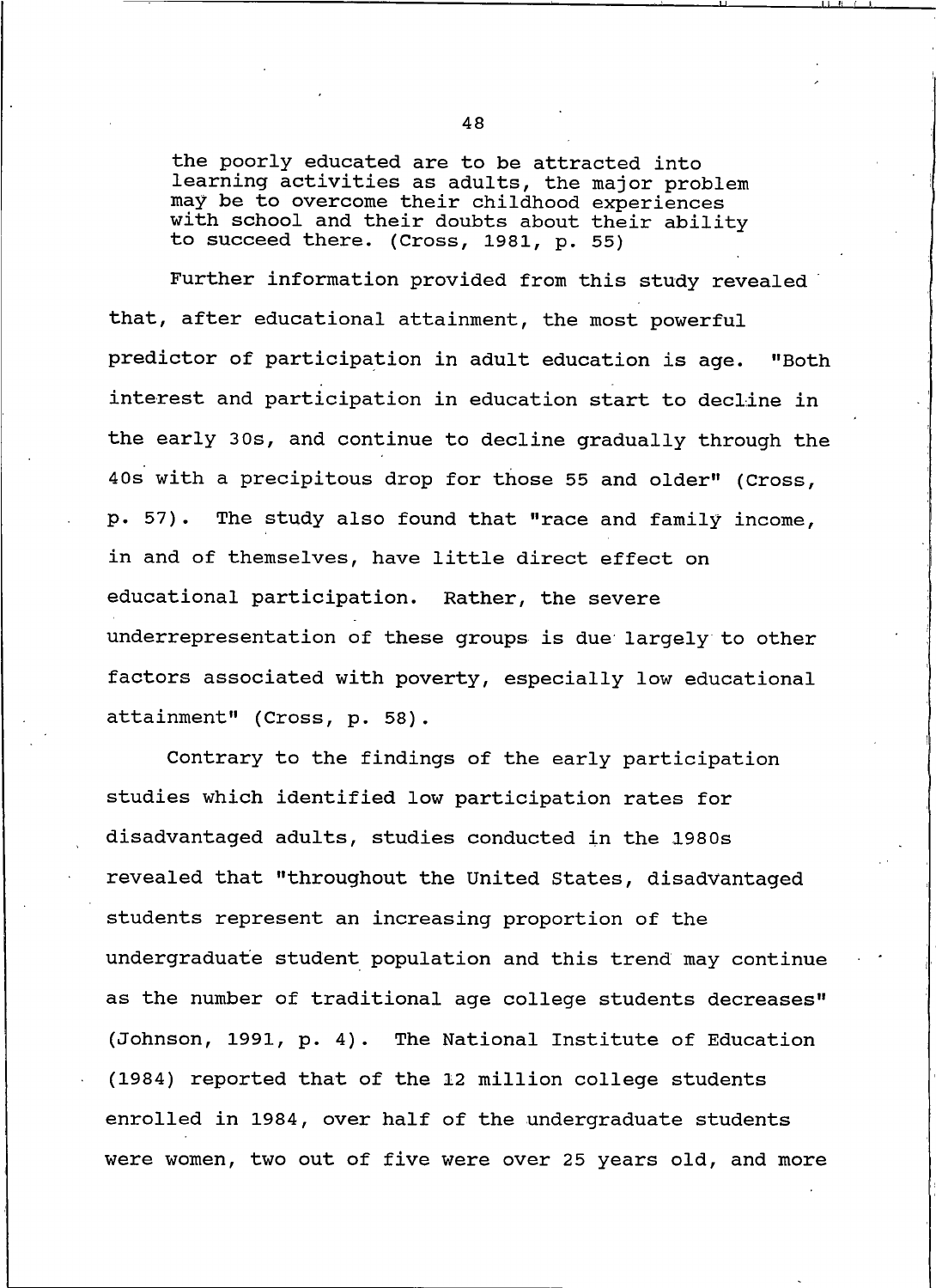> the poorly educated are to be attracted into learning activities as adults, the major problem may be to overcome their childhood experiences with school and their doubts about their ability to succeed there. (Cross, 1981, p. 55)

Further information provided from this study revealed that, after educational attainment, the most powerful predictor of participation in adult education is age. "Both interest and participation in education start to decline in the early 30s, and continue to decline gradually through the 40s with a precipitous drop for those 55 and older" (Cross, p. 57). The study also found that "race and family income, in and of themselves, have little direct effect on educational participation. Rather, the severe underrepresentation of these groups is due largely to other factors associated with poverty, especially low educational attainment" (Cross, p. 58).

Contrary to the findings of the early participation studies which identified low participation rates for disadvantaged adults, studies conducted in the 1980s revealed that "throughout the United States, disadvantaged students represent an increasing proportion of the undergraduate student population and this trend may continue as the number of traditional age college students decreases" (Johnson, 1991, p. 4). The National Institute of Education (1984) reported that of the 12 million college students enrolled in 1984, over half of the undergraduate students were women, two out of five were over 25 years old, and more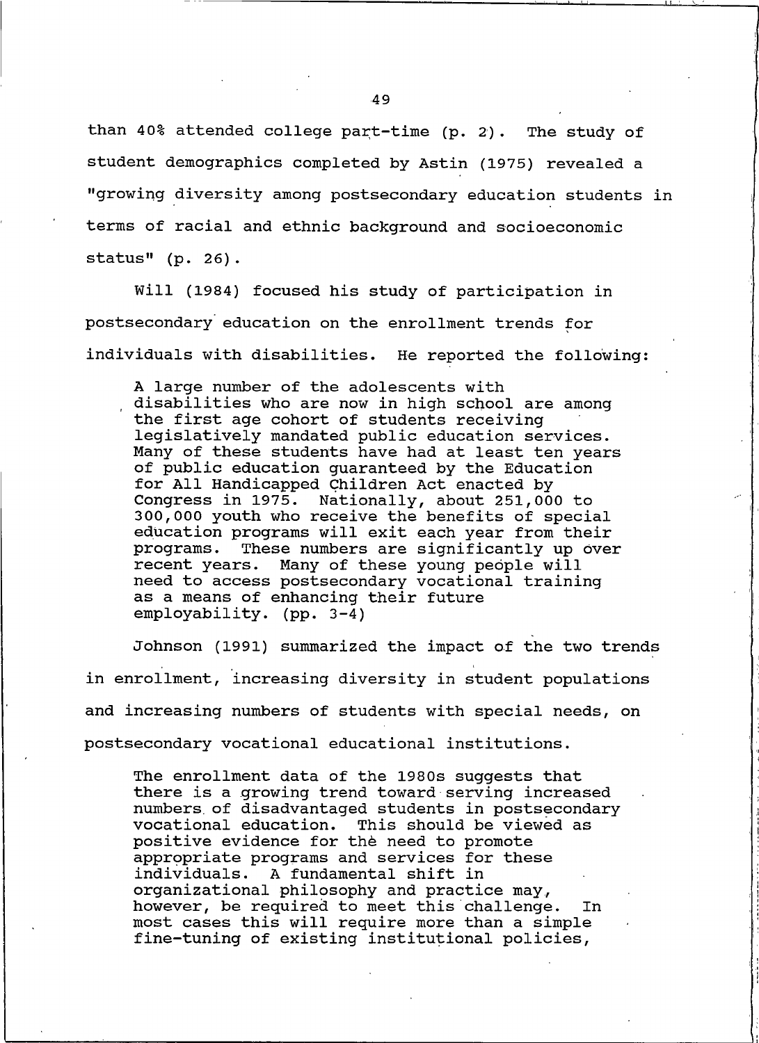than 40% attended college part-time (p. 2). The study of student demographics completed by Astin (1975) revealed a "growing diversity among postsecondary education students in terms of racial and ethnic background and socioeconomic status" (p. 26).

Will (1984) focused his study of participation in postsecondary education on the enrollment trends for individuals with disabilities. He reported the following:

> A large number of the adolescents with disabilities who are now in high school are among the first age cohort of students receiving legislatively mandated public education services. Many of these students have had at least ten years of public education guaranteed by the Education for All Handicapped Children Act enacted by Congress in 1975. Nationally, about 251,000 to 300,000 youth who receive the benefits of special education programs will exit each year from their programs. These numbers are significantly up over recent years. Many of these young people will need to access postsecondary vocational training as a means of enhancing their future employability. (pp. 3-4)

Johnson (1991) summarized the impact of the two trends in enrollment, increasing diversity in student populations and increasing numbers of students with special needs, on postsecondary vocational educational institutions.

> The enrollment data of the 1980s suggests that there is a growing trend toward serving increased numbers of disadvantaged students in postsecondary vocational education. This should be viewed as positive evidence for the need to promote appropriate programs and services for these individuals. A fundamental shift in organizational philosophy and practice may, however, be required to meet this challenge. In most cases this will require more than a simple fine-tuning of existing institutional policies,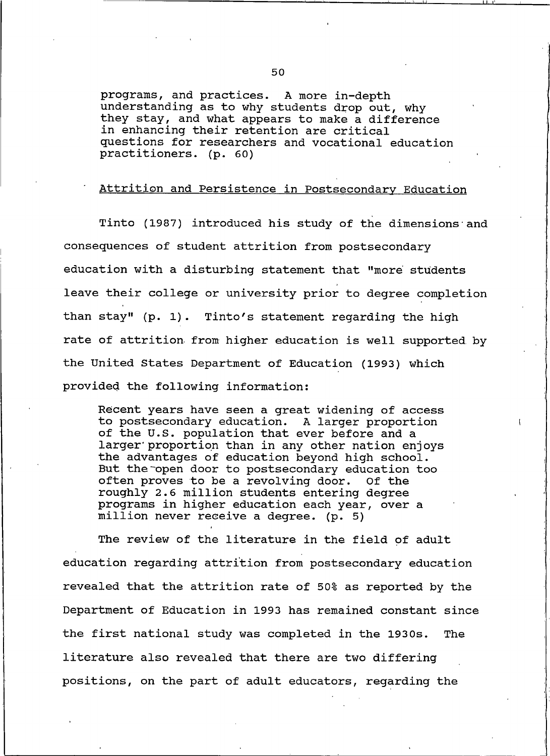> programs, and practices. A more in-depth understanding as to why students drop out, why they stay, and what appears to make a difference in enhancing their retention are critical questions for researchers and vocational education practitioners. (p. 60)

## Attrition and Persistence in Postsecondary Education

Tinto (1987) introduced his study of the dimensions and consequences of student attrition from postsecondary education with a disturbing statement that "more students leave their college or university prior to degree completion than stay" (p. 1). Tinto's statement regarding the high rate of attrition from higher education is well supported by the United States Department of Education (1993) which provided the following information:

> Recent years have seen a great widening of access to postsecondary education. A larger proportion of the U.S. population that ever before and a larger proportion than in any other nation enjoys the advantages of education beyond high school. But the open door to postsecondary education too often proves to be a revolving door. Of the roughly 2.6 million students entering degree programs in higher education each year, over a million never receive a degree. (p. 5)

The review of the literature in the field of adult education regarding attrition from postsecondary education revealed that the attrition rate of 50% as reported by the Department of Education in 1993 has remained constant since the first national study was completed in the 1930s. The literature also revealed that there are two differing positions, on the part of adult educators, regarding the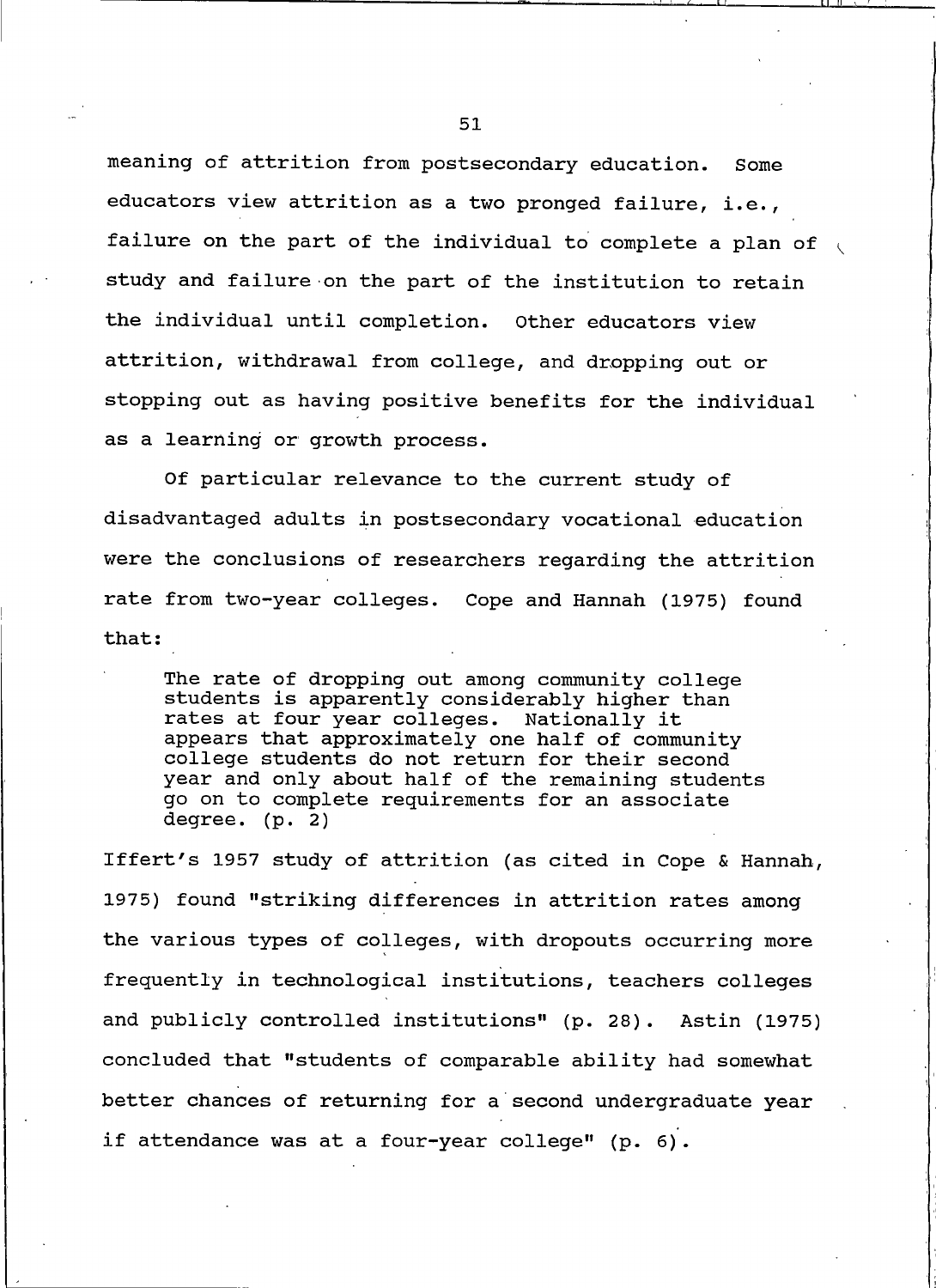meaning of attrition from postsecondary education. Some educators view attrition as a two pronged failure, i.e., failure on the part of the individual to complete a plan of study and failure on the part of the institution to retain the individual until completion. Other educators view attrition, withdrawal from college, and dropping out or stopping out as having positive benefits for the individual as a learning or growth process.

Of particular relevance to the current study of disadvantaged adults in postsecondary vocational education were the conclusions of researchers regarding the attrition rate from two-year colleges. Cope and Hannah (1975) found that:

> The rate of dropping out among community college students is apparently considerably higher than rates at four year colleges. Nationally it appears that approximately one half of community college students do not return for their second year and only about half of the remaining students go on to complete requirements for an associate degree. (p. 2)

Iffert's 1957 study of attrition (as cited in Cope & Hannah, 1975) found "striking differences in attrition rates among the various types of colleges, with dropouts occurring more frequently in technological institutions, teachers colleges and publicly controlled institutions" (p. 28). Astin (1975) concluded that "students of comparable ability had somewhat better chances of returning for a second undergraduate year if attendance was at a four-year college" (p. 6).